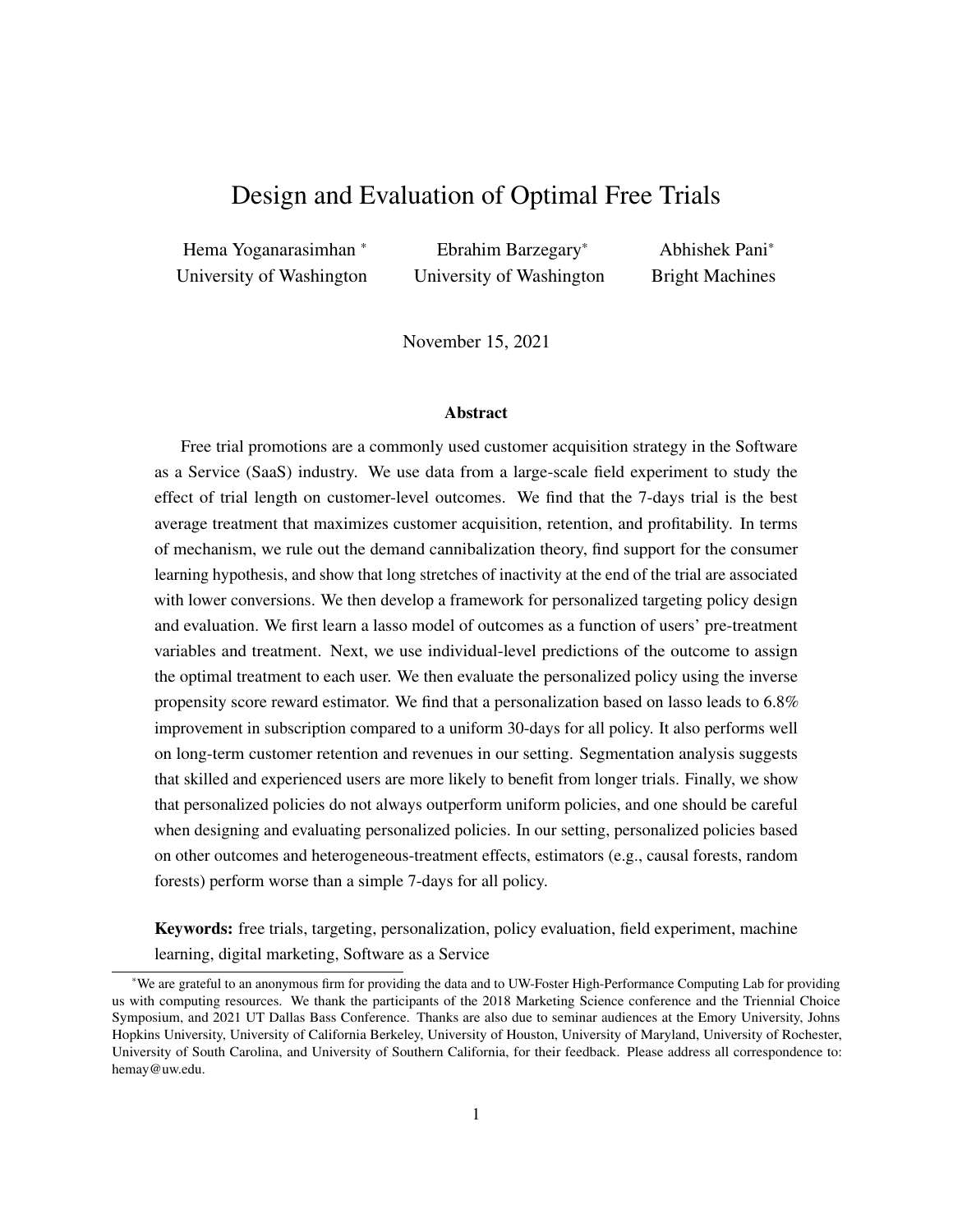# Design and Evaluation of Optimal Free Trials

Hema Yoganarasimhan [*]
University of Washington

Ebrahim Barzegary[*]
University of Washington

Abhishek Pani[*]
Bright Machines

November 15, 2021

## Abstract

Free trial promotions are a commonly used customer acquisition strategy in the Software as a Service (SaaS) industry. We use data from a large-scale field experiment to study the effect of trial length on customer-level outcomes. We find that the 7-days trial is the best average treatment that maximizes customer acquisition, retention, and profitability. In terms of mechanism, we rule out the demand cannibalization theory, find support for the consumer learning hypothesis, and show that long stretches of inactivity at the end of the trial are associated with lower conversions. We then develop a framework for personalized targeting policy design and evaluation. We first learn a lasso model of outcomes as a function of users' pre-treatment variables and treatment. Next, we use individual-level predictions of the outcome to assign the optimal treatment to each user. We then evaluate the personalized policy using the inverse propensity score reward estimator. We find that a personalization based on lasso leads to 6.8% improvement in subscription compared to a uniform 30-days for all policy. It also performs well on long-term customer retention and revenues in our setting. Segmentation analysis suggests that skilled and experienced users are more likely to benefit from longer trials. Finally, we show that personalized policies do not always outperform uniform policies, and one should be careful when designing and evaluating personalized policies. In our setting, personalized policies based on other outcomes and heterogeneous-treatment effects, estimators (e.g., causal forests, random forests) perform worse than a simple 7-days for all policy.

**Keywords:** free trials, targeting, personalization, policy evaluation, field experiment, machine learning, digital marketing, Software as a Service

---

[*]We are grateful to an anonymous firm for providing the data and to UW-Foster High-Performance Computing Lab for providing us with computing resources. We thank the participants of the 2018 Marketing Science conference and the Triennial Choice Symposium, and 2021 UT Dallas Bass Conference. Thanks are also due to seminar audiences at the Emory University, Johns Hopkins University, University of California Berkeley, University of Houston, University of Maryland, University of Rochester, University of South Carolina, and University of Southern California, for their feedback. Please address all correspondence to: hemay@uw.edu.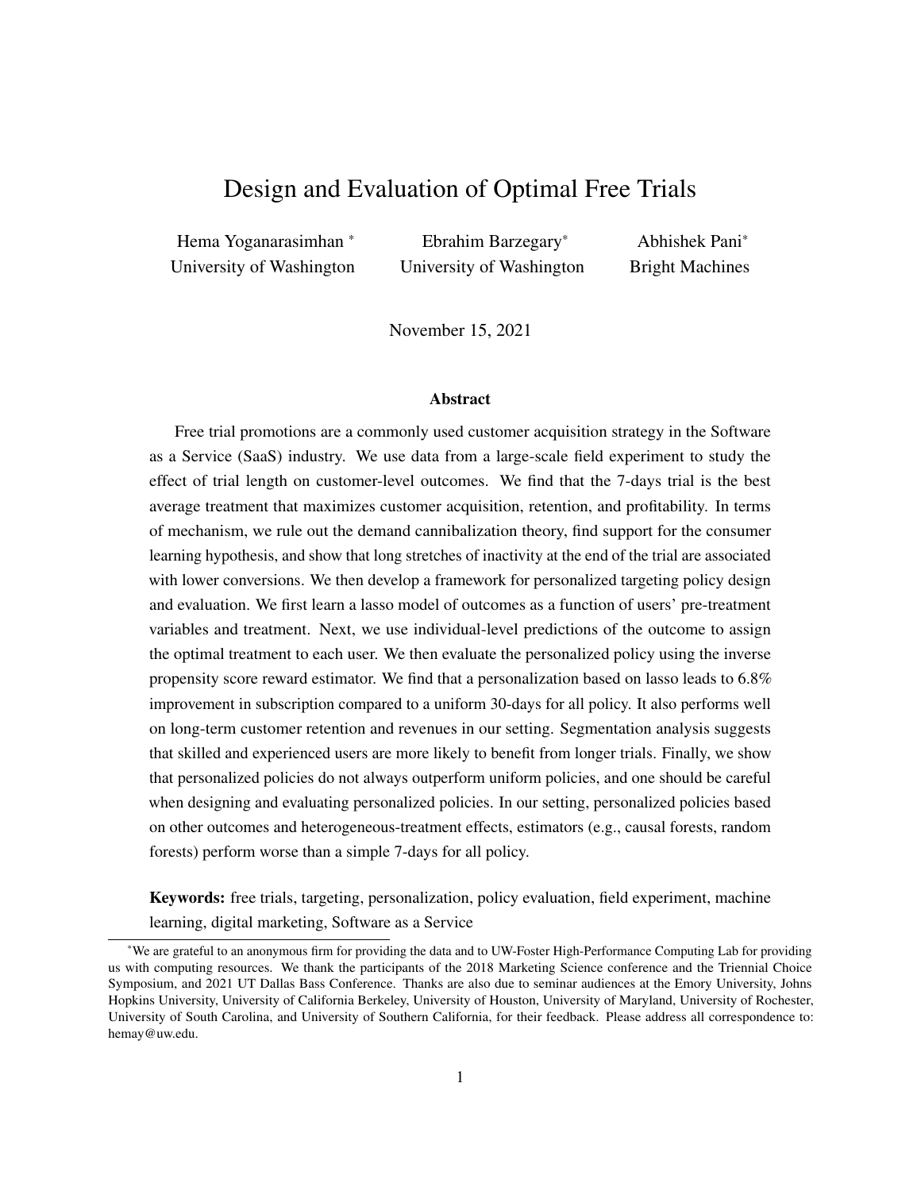# Design and Evaluation of Optimal Free Trials

Hema Yoganarasimhan [*]
University of Washington

Ebrahim Barzegary[*]
University of Washington

Abhishek Pani[*]
Bright Machines

November 15, 2021

### Abstract

Free trial promotions are a commonly used customer acquisition strategy in the Software as a Service (SaaS) industry. We use data from a large-scale field experiment to study the effect of trial length on customer-level outcomes. We find that the 7-days trial is the best average treatment that maximizes customer acquisition, retention, and profitability. In terms of mechanism, we rule out the demand cannibalization theory, find support for the consumer learning hypothesis, and show that long stretches of inactivity at the end of the trial are associated with lower conversions. We then develop a framework for personalized targeting policy design and evaluation. We first learn a lasso model of outcomes as a function of users' pre-treatment variables and treatment. Next, we use individual-level predictions of the outcome to assign the optimal treatment to each user. We then evaluate the personalized policy using the inverse propensity score reward estimator. We find that a personalization based on lasso leads to 6.8% improvement in subscription compared to a uniform 30-days for all policy. It also performs well on long-term customer retention and revenues in our setting. Segmentation analysis suggests that skilled and experienced users are more likely to benefit from longer trials. Finally, we show that personalized policies do not always outperform uniform policies, and one should be careful when designing and evaluating personalized policies. In our setting, personalized policies based on other outcomes and heterogeneous-treatment effects, estimators (e.g., causal forests, random forests) perform worse than a simple 7-days for all policy.

**Keywords:** free trials, targeting, personalization, policy evaluation, field experiment, machine learning, digital marketing, Software as a Service

---

[*]We are grateful to an anonymous firm for providing the data and to UW-Foster High-Performance Computing Lab for providing us with computing resources. We thank the participants of the 2018 Marketing Science conference and the Triennial Choice Symposium, and 2021 UT Dallas Bass Conference. Thanks are also due to seminar audiences at the Emory University, Johns Hopkins University, University of California Berkeley, University of Houston, University of Maryland, University of Rochester, University of South Carolina, and University of Southern California, for their feedback. Please address all correspondence to: hemay@uw.edu.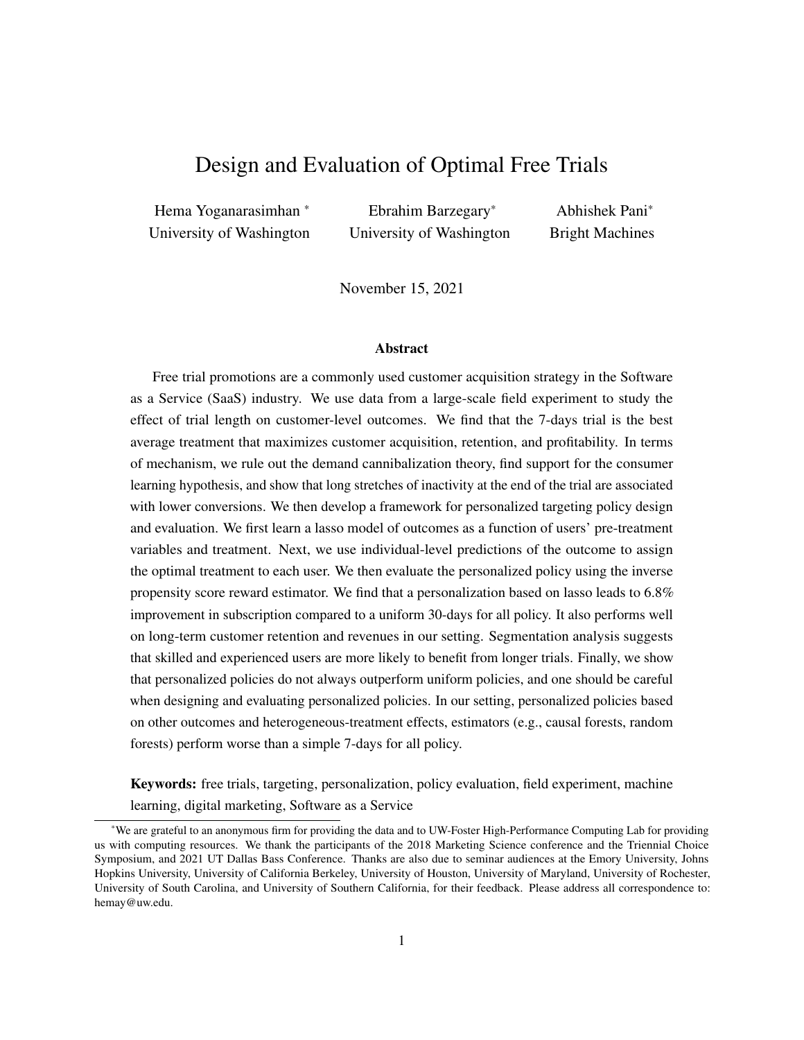# Design and Evaluation of Optimal Free Trials

Hema Yoganarasimhan [*]
University of Washington

Ebrahim Barzegary[*]
University of Washington

Abhishek Pani[*]
Bright Machines

November 15, 2021

### Abstract

Free trial promotions are a commonly used customer acquisition strategy in the Software as a Service (SaaS) industry. We use data from a large-scale field experiment to study the effect of trial length on customer-level outcomes. We find that the 7-days trial is the best average treatment that maximizes customer acquisition, retention, and profitability. In terms of mechanism, we rule out the demand cannibalization theory, find support for the consumer learning hypothesis, and show that long stretches of inactivity at the end of the trial are associated with lower conversions. We then develop a framework for personalized targeting policy design and evaluation. We first learn a lasso model of outcomes as a function of users' pre-treatment variables and treatment. Next, we use individual-level predictions of the outcome to assign the optimal treatment to each user. We then evaluate the personalized policy using the inverse propensity score reward estimator. We find that a personalization based on lasso leads to 6.8% improvement in subscription compared to a uniform 30-days for all policy. It also performs well on long-term customer retention and revenues in our setting. Segmentation analysis suggests that skilled and experienced users are more likely to benefit from longer trials. Finally, we show that personalized policies do not always outperform uniform policies, and one should be careful when designing and evaluating personalized policies. In our setting, personalized policies based on other outcomes and heterogeneous-treatment effects, estimators (e.g., causal forests, random forests) perform worse than a simple 7-days for all policy.

**Keywords:** free trials, targeting, personalization, policy evaluation, field experiment, machine learning, digital marketing, Software as a Service

[*]We are grateful to an anonymous firm for providing the data and to UW-Foster High-Performance Computing Lab for providing us with computing resources. We thank the participants of the 2018 Marketing Science conference and the Triennial Choice Symposium, and 2021 UT Dallas Bass Conference. Thanks are also due to seminar audiences at the Emory University, Johns Hopkins University, University of California Berkeley, University of Houston, University of Maryland, University of Rochester, University of South Carolina, and University of Southern California, for their feedback. Please address all correspondence to: hemay@uw.edu.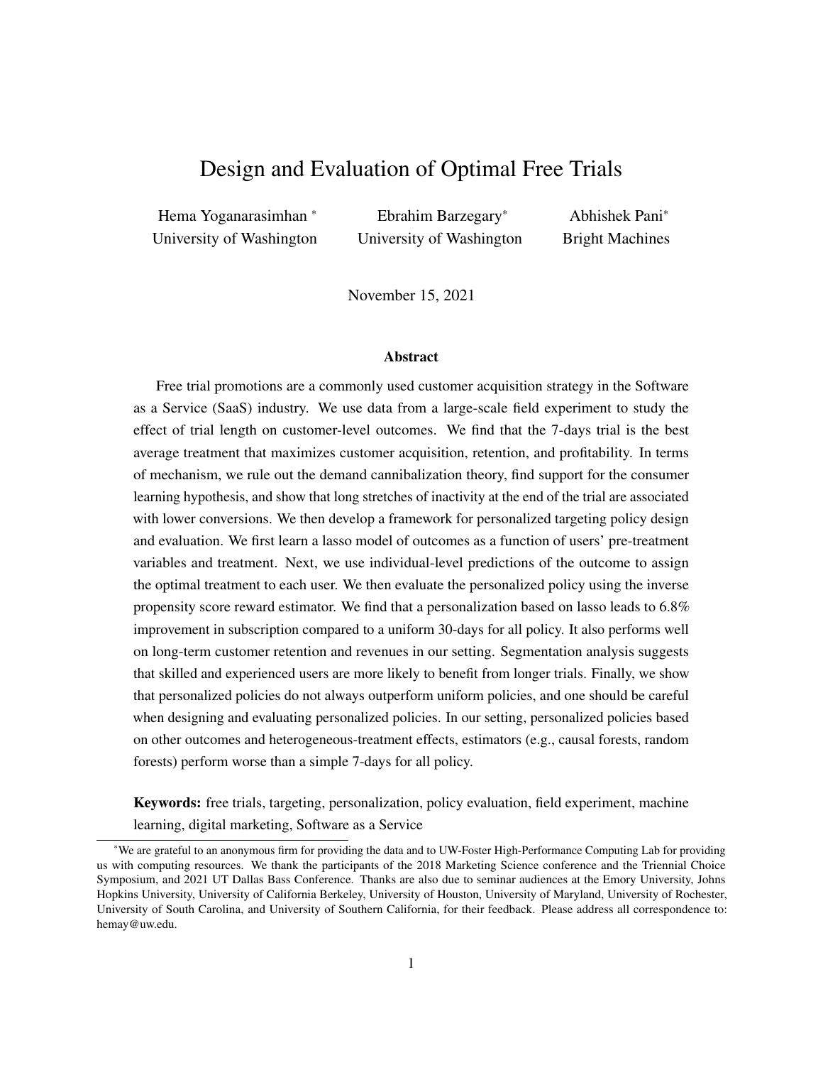# Design and Evaluation of Optimal Free Trials

Hema Yoganarasimhan [*]
University of Washington

Ebrahim Barzegary[*]
University of Washington

Abhishek Pani[*]
Bright Machines

November 15, 2021

## Abstract

Free trial promotions are a commonly used customer acquisition strategy in the Software as a Service (SaaS) industry. We use data from a large-scale field experiment to study the effect of trial length on customer-level outcomes. We find that the 7-days trial is the best average treatment that maximizes customer acquisition, retention, and profitability. In terms of mechanism, we rule out the demand cannibalization theory, find support for the consumer learning hypothesis, and show that long stretches of inactivity at the end of the trial are associated with lower conversions. We then develop a framework for personalized targeting policy design and evaluation. We first learn a lasso model of outcomes as a function of users' pre-treatment variables and treatment. Next, we use individual-level predictions of the outcome to assign the optimal treatment to each user. We then evaluate the personalized policy using the inverse propensity score reward estimator. We find that a personalization based on lasso leads to 6.8% improvement in subscription compared to a uniform 30-days for all policy. It also performs well on long-term customer retention and revenues in our setting. Segmentation analysis suggests that skilled and experienced users are more likely to benefit from longer trials. Finally, we show that personalized policies do not always outperform uniform policies, and one should be careful when designing and evaluating personalized policies. In our setting, personalized policies based on other outcomes and heterogeneous-treatment effects, estimators (e.g., causal forests, random forests) perform worse than a simple 7-days for all policy.

**Keywords:** free trials, targeting, personalization, policy evaluation, field experiment, machine learning, digital marketing, Software as a Service

[*]We are grateful to an anonymous firm for providing the data and to UW-Foster High-Performance Computing Lab for providing us with computing resources. We thank the participants of the 2018 Marketing Science conference and the Triennial Choice Symposium, and 2021 UT Dallas Bass Conference. Thanks are also due to seminar audiences at the Emory University, Johns Hopkins University, University of California Berkeley, University of Houston, University of Maryland, University of Rochester, University of South Carolina, and University of Southern California, for their feedback. Please address all correspondence to: hemay@uw.edu.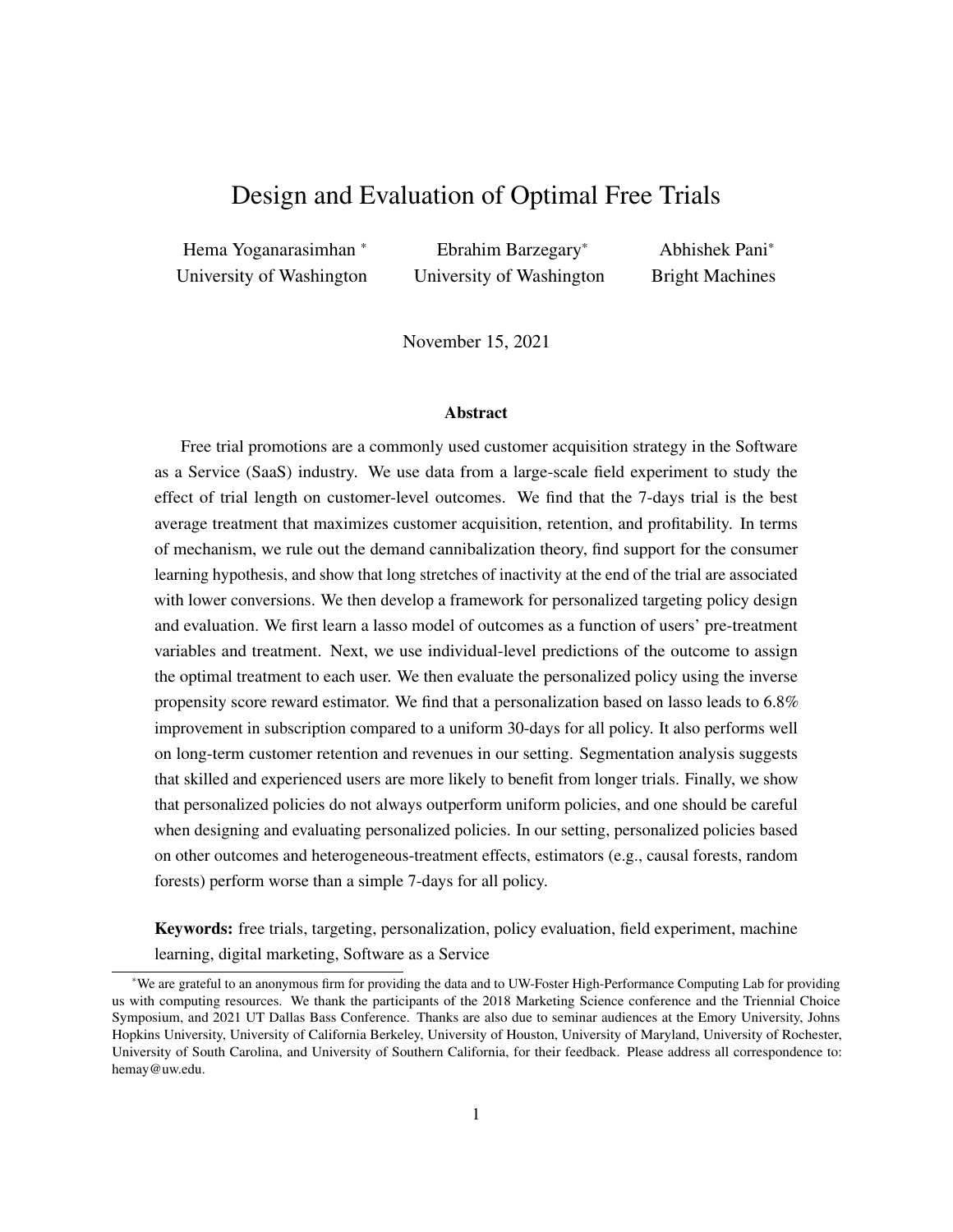# Design and Evaluation of Optimal Free Trials

Hema Yoganarasimhan [*]  
University of Washington

Ebrahim Barzegary[*]  
University of Washington

Abhishek Pani[*]  
Bright Machines

November 15, 2021

### Abstract

Free trial promotions are a commonly used customer acquisition strategy in the Software as a Service (SaaS) industry. We use data from a large-scale field experiment to study the effect of trial length on customer-level outcomes. We find that the 7-days trial is the best average treatment that maximizes customer acquisition, retention, and profitability. In terms of mechanism, we rule out the demand cannibalization theory, find support for the consumer learning hypothesis, and show that long stretches of inactivity at the end of the trial are associated with lower conversions. We then develop a framework for personalized targeting policy design and evaluation. We first learn a lasso model of outcomes as a function of users' pre-treatment variables and treatment. Next, we use individual-level predictions of the outcome to assign the optimal treatment to each user. We then evaluate the personalized policy using the inverse propensity score reward estimator. We find that a personalization based on lasso leads to 6.8% improvement in subscription compared to a uniform 30-days for all policy. It also performs well on long-term customer retention and revenues in our setting. Segmentation analysis suggests that skilled and experienced users are more likely to benefit from longer trials. Finally, we show that personalized policies do not always outperform uniform policies, and one should be careful when designing and evaluating personalized policies. In our setting, personalized policies based on other outcomes and heterogeneous-treatment effects, estimators (e.g., causal forests, random forests) perform worse than a simple 7-days for all policy.

**Keywords:** free trials, targeting, personalization, policy evaluation, field experiment, machine learning, digital marketing, Software as a Service

[*] We are grateful to an anonymous firm for providing the data and to UW-Foster High-Performance Computing Lab for providing us with computing resources. We thank the participants of the 2018 Marketing Science conference and the Triennial Choice Symposium, and 2021 UT Dallas Bass Conference. Thanks are also due to seminar audiences at the Emory University, Johns Hopkins University, University of California Berkeley, University of Houston, University of Maryland, University of Rochester, University of South Carolina, and University of Southern California, for their feedback. Please address all correspondence to: hemay@uw.edu.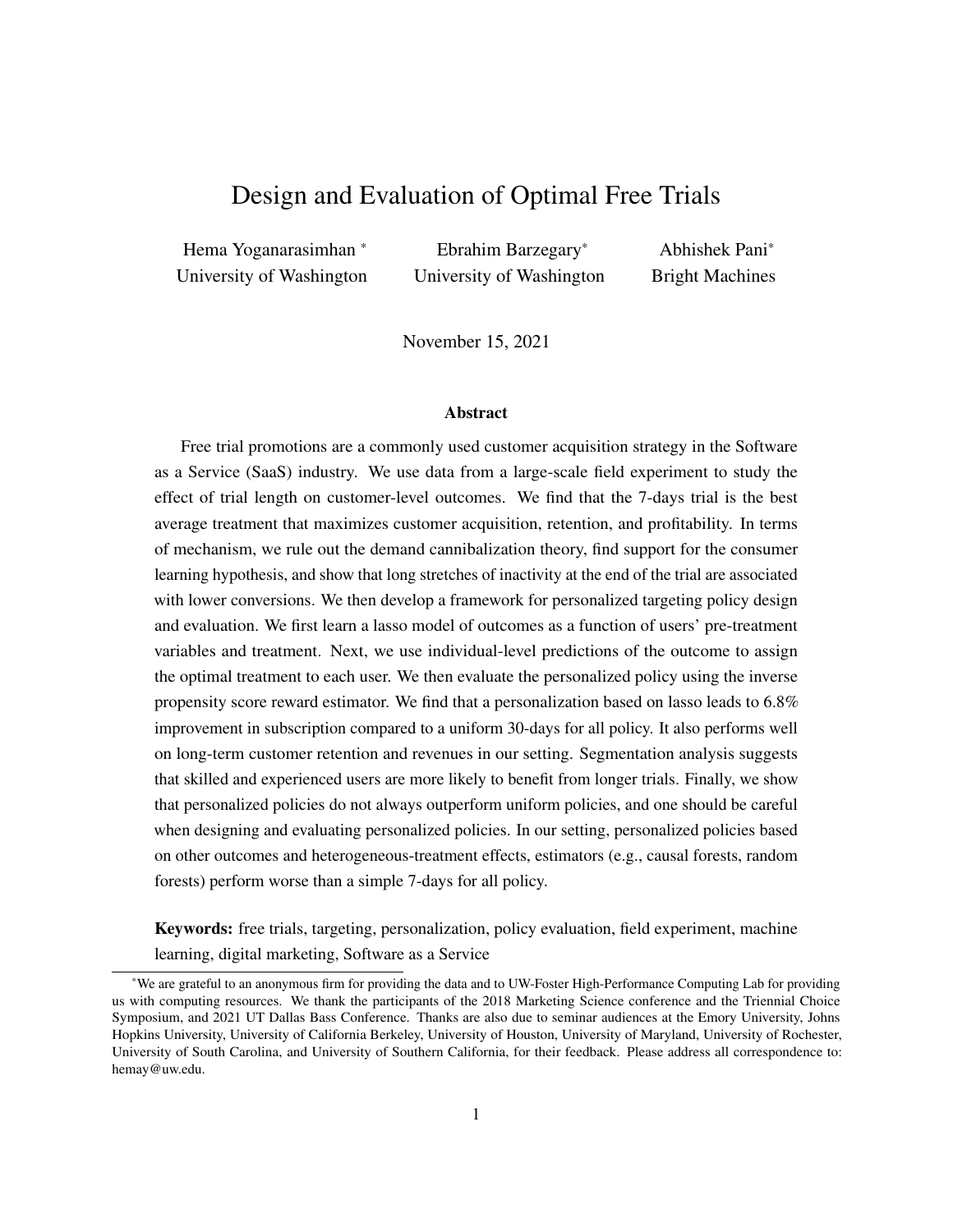# Design and Evaluation of Optimal Free Trials

Hema Yoganarasimhan [*]
University of Washington

Ebrahim Barzegary[*]
University of Washington

Abhishek Pani[*]
Bright Machines

November 15, 2021

### Abstract

Free trial promotions are a commonly used customer acquisition strategy in the Software as a Service (SaaS) industry. We use data from a large-scale field experiment to study the effect of trial length on customer-level outcomes. We find that the 7-days trial is the best average treatment that maximizes customer acquisition, retention, and profitability. In terms of mechanism, we rule out the demand cannibalization theory, find support for the consumer learning hypothesis, and show that long stretches of inactivity at the end of the trial are associated with lower conversions. We then develop a framework for personalized targeting policy design and evaluation. We first learn a lasso model of outcomes as a function of users' pre-treatment variables and treatment. Next, we use individual-level predictions of the outcome to assign the optimal treatment to each user. We then evaluate the personalized policy using the inverse propensity score reward estimator. We find that a personalization based on lasso leads to 6.8% improvement in subscription compared to a uniform 30-days for all policy. It also performs well on long-term customer retention and revenues in our setting. Segmentation analysis suggests that skilled and experienced users are more likely to benefit from longer trials. Finally, we show that personalized policies do not always outperform uniform policies, and one should be careful when designing and evaluating personalized policies. In our setting, personalized policies based on other outcomes and heterogeneous-treatment effects, estimators (e.g., causal forests, random forests) perform worse than a simple 7-days for all policy.

**Keywords:** free trials, targeting, personalization, policy evaluation, field experiment, machine learning, digital marketing, Software as a Service

[*]We are grateful to an anonymous firm for providing the data and to UW-Foster High-Performance Computing Lab for providing us with computing resources. We thank the participants of the 2018 Marketing Science conference and the Triennial Choice Symposium, and 2021 UT Dallas Bass Conference. Thanks are also due to seminar audiences at the Emory University, Johns Hopkins University, University of California Berkeley, University of Houston, University of Maryland, University of Rochester, University of South Carolina, and University of Southern California, for their feedback. Please address all correspondence to: hemay@uw.edu.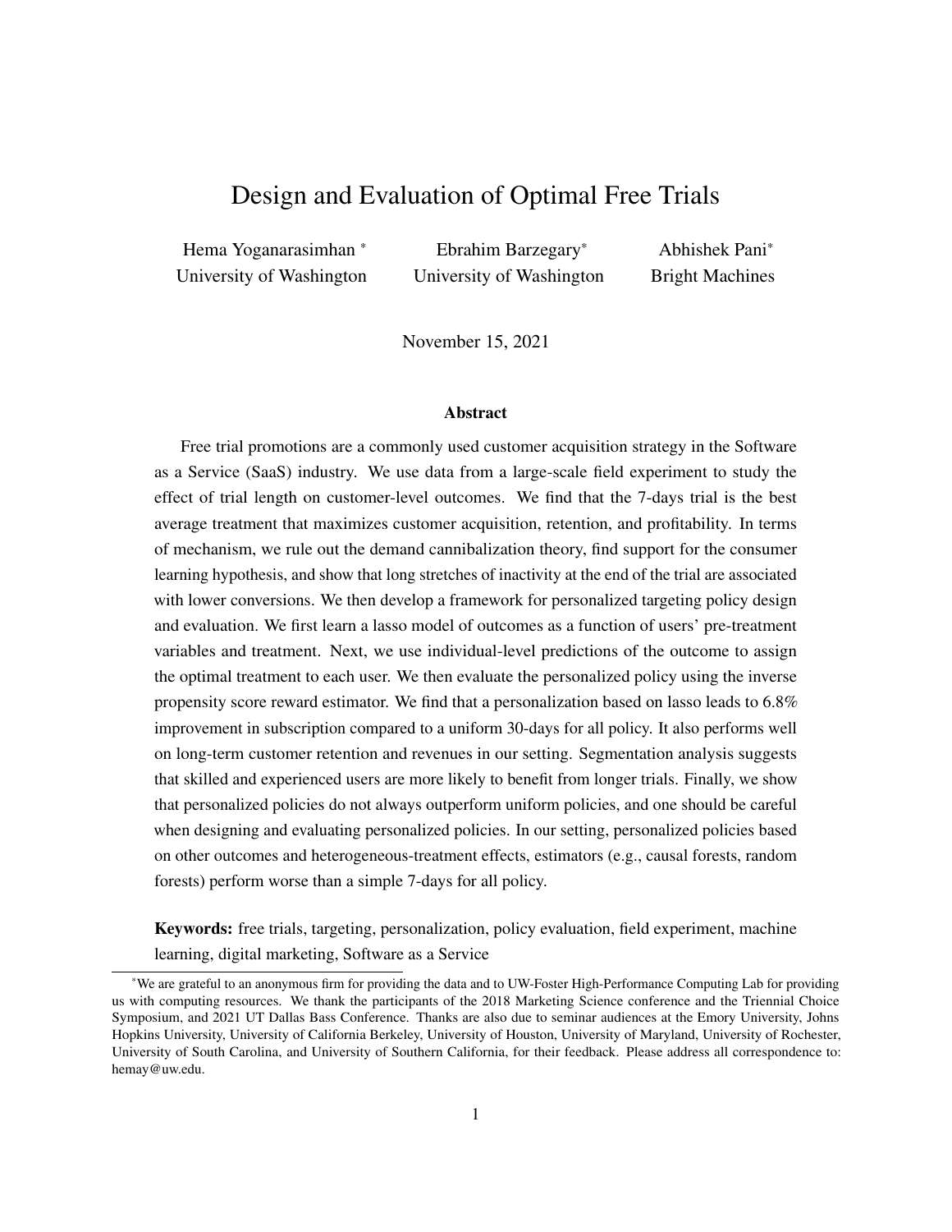# Design and Evaluation of Optimal Free Trials

Hema Yoganarasimhan [*]
University of Washington

Ebrahim Barzegary[*]
University of Washington

Abhishek Pani[*]
Bright Machines

November 15, 2021

### Abstract

Free trial promotions are a commonly used customer acquisition strategy in the Software as a Service (SaaS) industry. We use data from a large-scale field experiment to study the effect of trial length on customer-level outcomes. We find that the 7-days trial is the best average treatment that maximizes customer acquisition, retention, and profitability. In terms of mechanism, we rule out the demand cannibalization theory, find support for the consumer learning hypothesis, and show that long stretches of inactivity at the end of the trial are associated with lower conversions. We then develop a framework for personalized targeting policy design and evaluation. We first learn a lasso model of outcomes as a function of users' pre-treatment variables and treatment. Next, we use individual-level predictions of the outcome to assign the optimal treatment to each user. We then evaluate the personalized policy using the inverse propensity score reward estimator. We find that a personalization based on lasso leads to 6.8% improvement in subscription compared to a uniform 30-days for all policy. It also performs well on long-term customer retention and revenues in our setting. Segmentation analysis suggests that skilled and experienced users are more likely to benefit from longer trials. Finally, we show that personalized policies do not always outperform uniform policies, and one should be careful when designing and evaluating personalized policies. In our setting, personalized policies based on other outcomes and heterogeneous-treatment effects, estimators (e.g., causal forests, random forests) perform worse than a simple 7-days for all policy.

**Keywords:** free trials, targeting, personalization, policy evaluation, field experiment, machine learning, digital marketing, Software as a Service

---

[*] We are grateful to an anonymous firm for providing the data and to UW-Foster High-Performance Computing Lab for providing us with computing resources. We thank the participants of the 2018 Marketing Science conference and the Triennial Choice Symposium, and 2021 UT Dallas Bass Conference. Thanks are also due to seminar audiences at the Emory University, Johns Hopkins University, University of California Berkeley, University of Houston, University of Maryland, University of Rochester, University of South Carolina, and University of Southern California, for their feedback. Please address all correspondence to: hemay@uw.edu.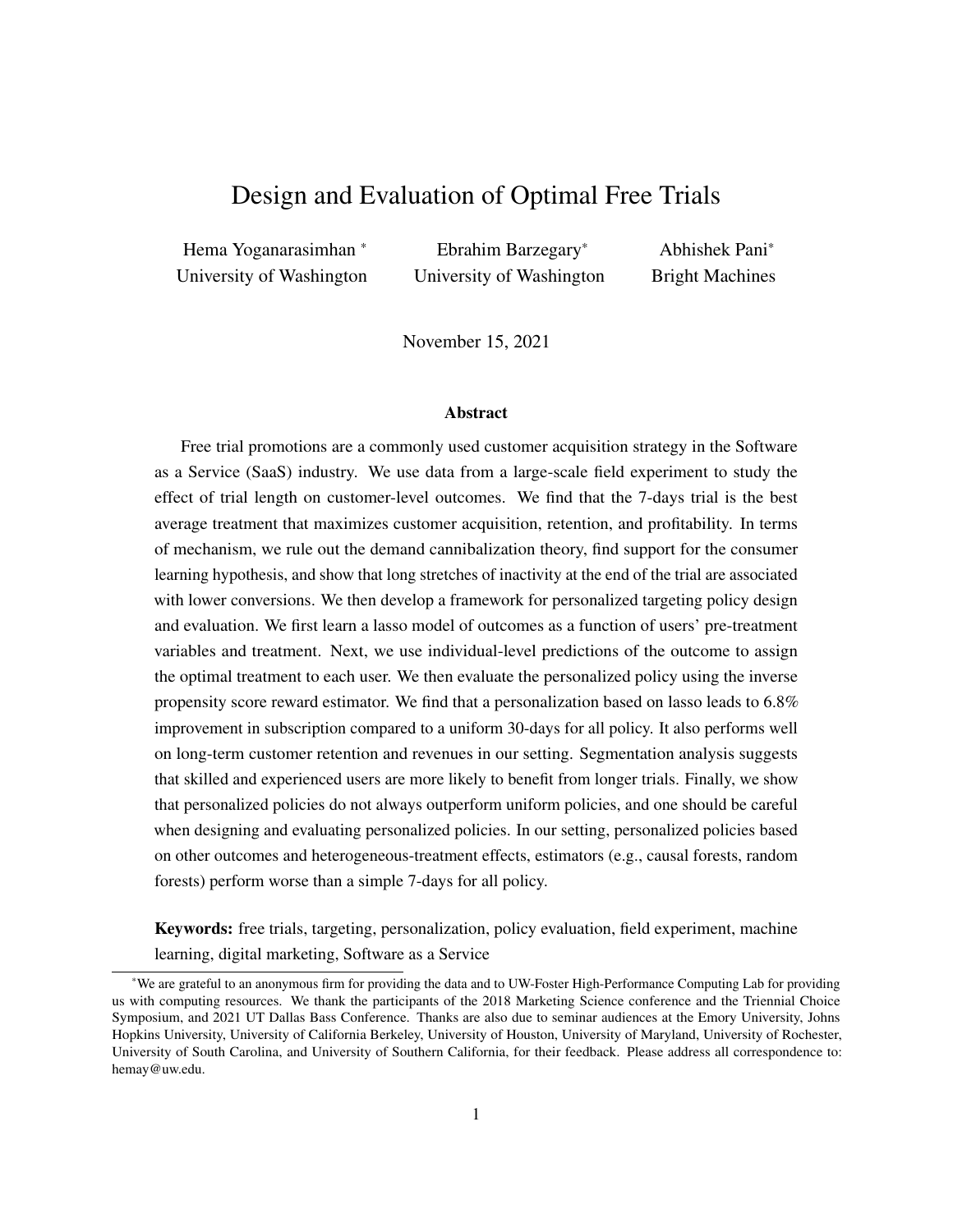# Design and Evaluation of Optimal Free Trials

Hema Yoganarasimhan [*] University of Washington

Ebrahim Barzegary[*] University of Washington

Abhishek Pani[*] Bright Machines

November 15, 2021

### Abstract

Free trial promotions are a commonly used customer acquisition strategy in the Software as a Service (SaaS) industry. We use data from a large-scale field experiment to study the effect of trial length on customer-level outcomes. We find that the 7-days trial is the best average treatment that maximizes customer acquisition, retention, and profitability. In terms of mechanism, we rule out the demand cannibalization theory, find support for the consumer learning hypothesis, and show that long stretches of inactivity at the end of the trial are associated with lower conversions. We then develop a framework for personalized targeting policy design and evaluation. We first learn a lasso model of outcomes as a function of users' pre-treatment variables and treatment. Next, we use individual-level predictions of the outcome to assign the optimal treatment to each user. We then evaluate the personalized policy using the inverse propensity score reward estimator. We find that a personalization based on lasso leads to 6.8% improvement in subscription compared to a uniform 30-days for all policy. It also performs well on long-term customer retention and revenues in our setting. Segmentation analysis suggests that skilled and experienced users are more likely to benefit from longer trials. Finally, we show that personalized policies do not always outperform uniform policies, and one should be careful when designing and evaluating personalized policies. In our setting, personalized policies based on other outcomes and heterogeneous-treatment effects, estimators (e.g., causal forests, random forests) perform worse than a simple 7-days for all policy.

**Keywords:** free trials, targeting, personalization, policy evaluation, field experiment, machine learning, digital marketing, Software as a Service

[*] We are grateful to an anonymous firm for providing the data and to UW-Foster High-Performance Computing Lab for providing us with computing resources. We thank the participants of the 2018 Marketing Science conference and the Triennial Choice Symposium, and 2021 UT Dallas Bass Conference. Thanks are also due to seminar audiences at the Emory University, Johns Hopkins University, University of California Berkeley, University of Houston, University of Maryland, University of Rochester, University of South Carolina, and University of Southern California, for their feedback. Please address all correspondence to: hemay@uw.edu.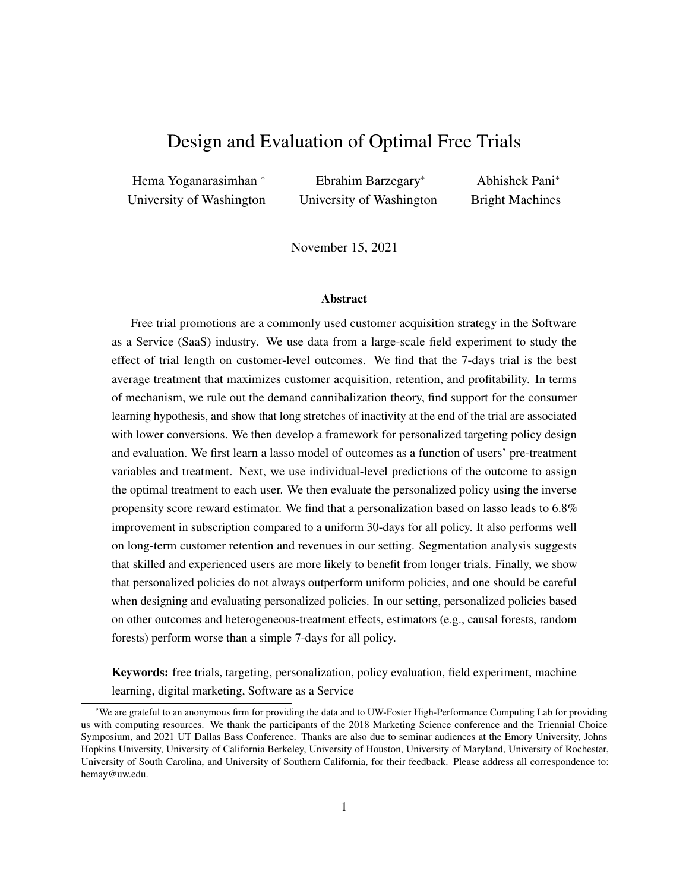# Design and Evaluation of Optimal Free Trials

Hema Yoganarasimhan [*]
University of Washington

Ebrahim Barzegary[*]
University of Washington

Abhishek Pani[*]
Bright Machines

November 15, 2021

### Abstract

Free trial promotions are a commonly used customer acquisition strategy in the Software as a Service (SaaS) industry. We use data from a large-scale field experiment to study the effect of trial length on customer-level outcomes. We find that the 7-days trial is the best average treatment that maximizes customer acquisition, retention, and profitability. In terms of mechanism, we rule out the demand cannibalization theory, find support for the consumer learning hypothesis, and show that long stretches of inactivity at the end of the trial are associated with lower conversions. We then develop a framework for personalized targeting policy design and evaluation. We first learn a lasso model of outcomes as a function of users' pre-treatment variables and treatment. Next, we use individual-level predictions of the outcome to assign the optimal treatment to each user. We then evaluate the personalized policy using the inverse propensity score reward estimator. We find that a personalization based on lasso leads to 6.8% improvement in subscription compared to a uniform 30-days for all policy. It also performs well on long-term customer retention and revenues in our setting. Segmentation analysis suggests that skilled and experienced users are more likely to benefit from longer trials. Finally, we show that personalized policies do not always outperform uniform policies, and one should be careful when designing and evaluating personalized policies. In our setting, personalized policies based on other outcomes and heterogeneous-treatment effects, estimators (e.g., causal forests, random forests) perform worse than a simple 7-days for all policy.

**Keywords:** free trials, targeting, personalization, policy evaluation, field experiment, machine learning, digital marketing, Software as a Service

---

[*]We are grateful to an anonymous firm for providing the data and to UW-Foster High-Performance Computing Lab for providing us with computing resources. We thank the participants of the 2018 Marketing Science conference and the Triennial Choice Symposium, and 2021 UT Dallas Bass Conference. Thanks are also due to seminar audiences at the Emory University, Johns Hopkins University, University of California Berkeley, University of Houston, University of Maryland, University of Rochester, University of South Carolina, and University of Southern California, for their feedback. Please address all correspondence to: hemay@uw.edu.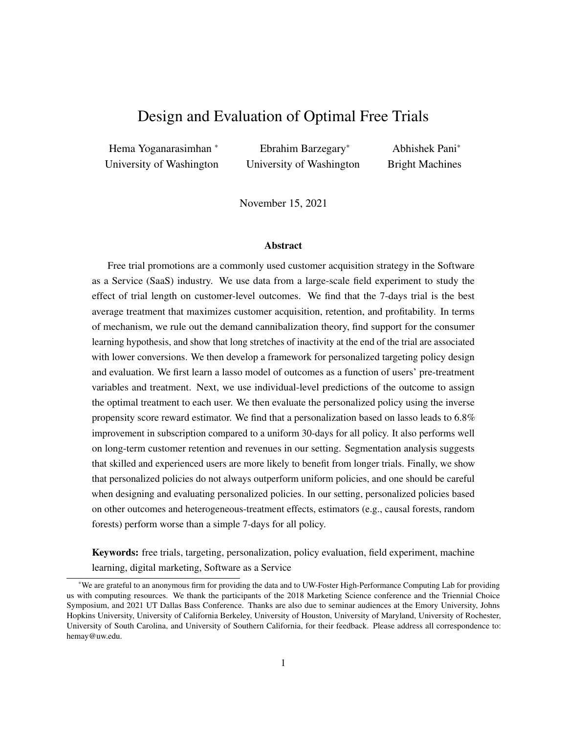# Design and Evaluation of Optimal Free Trials

Hema Yoganarasimhan [*]
University of Washington

Ebrahim Barzegary[*]
University of Washington

Abhishek Pani[*]
Bright Machines

November 15, 2021

### Abstract

Free trial promotions are a commonly used customer acquisition strategy in the Software as a Service (SaaS) industry. We use data from a large-scale field experiment to study the effect of trial length on customer-level outcomes. We find that the 7-days trial is the best average treatment that maximizes customer acquisition, retention, and profitability. In terms of mechanism, we rule out the demand cannibalization theory, find support for the consumer learning hypothesis, and show that long stretches of inactivity at the end of the trial are associated with lower conversions. We then develop a framework for personalized targeting policy design and evaluation. We first learn a lasso model of outcomes as a function of users' pre-treatment variables and treatment. Next, we use individual-level predictions of the outcome to assign the optimal treatment to each user. We then evaluate the personalized policy using the inverse propensity score reward estimator. We find that a personalization based on lasso leads to 6.8% improvement in subscription compared to a uniform 30-days for all policy. It also performs well on long-term customer retention and revenues in our setting. Segmentation analysis suggests that skilled and experienced users are more likely to benefit from longer trials. Finally, we show that personalized policies do not always outperform uniform policies, and one should be careful when designing and evaluating personalized policies. In our setting, personalized policies based on other outcomes and heterogeneous-treatment effects, estimators (e.g., causal forests, random forests) perform worse than a simple 7-days for all policy.

**Keywords:** free trials, targeting, personalization, policy evaluation, field experiment, machine learning, digital marketing, Software as a Service

[*] We are grateful to an anonymous firm for providing the data and to UW-Foster High-Performance Computing Lab for providing us with computing resources. We thank the participants of the 2018 Marketing Science conference and the Triennial Choice Symposium, and 2021 UT Dallas Bass Conference. Thanks are also due to seminar audiences at the Emory University, Johns Hopkins University, University of California Berkeley, University of Houston, University of Maryland, University of Rochester, University of South Carolina, and University of Southern California, for their feedback. Please address all correspondence to: hemay@uw.edu.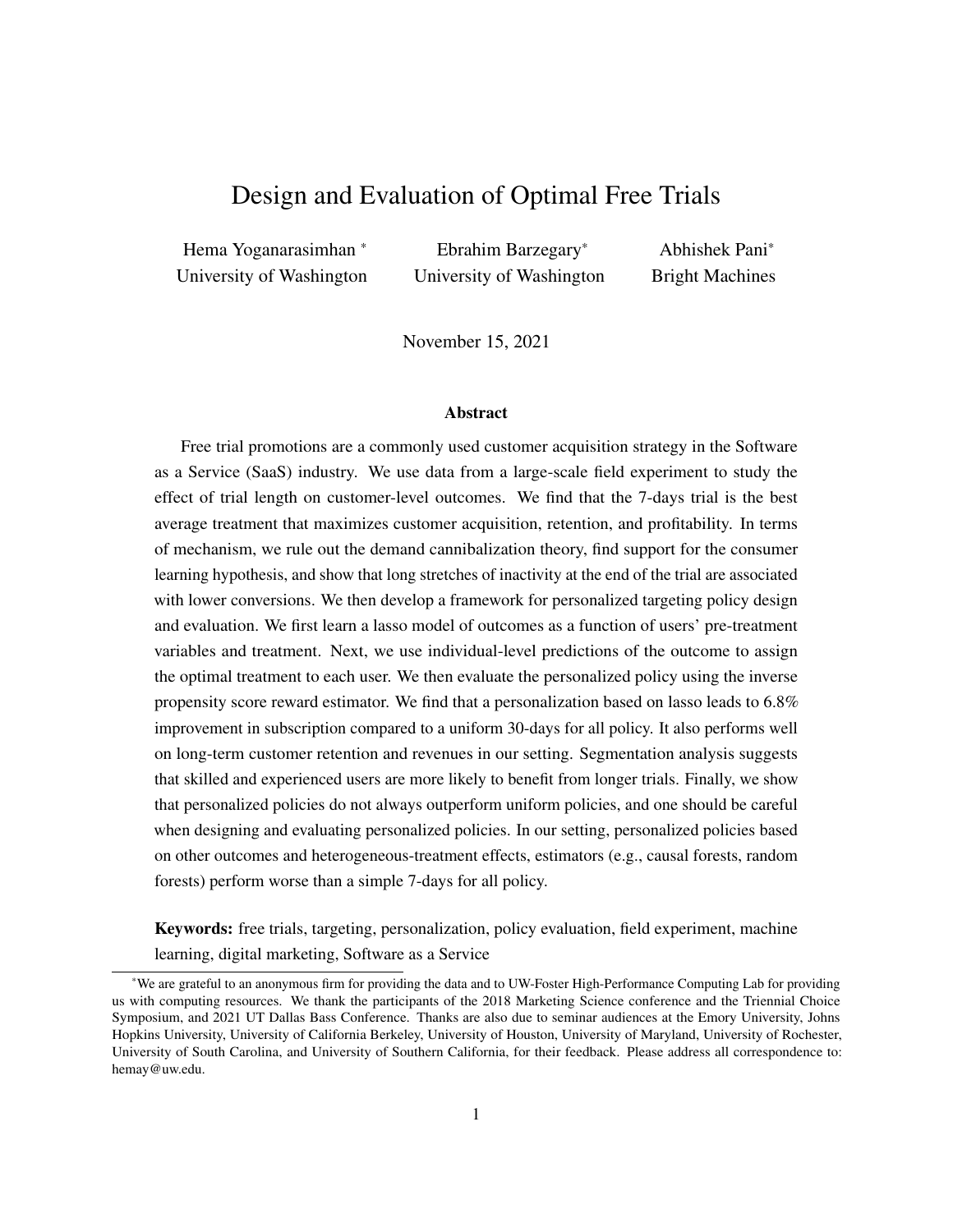# Design and Evaluation of Optimal Free Trials

Hema Yoganarasimhan [*]
University of Washington

Ebrahim Barzegary[*]
University of Washington

Abhishek Pani[*]
Bright Machines

November 15, 2021

### Abstract

Free trial promotions are a commonly used customer acquisition strategy in the Software as a Service (SaaS) industry. We use data from a large-scale field experiment to study the effect of trial length on customer-level outcomes. We find that the 7-days trial is the best average treatment that maximizes customer acquisition, retention, and profitability. In terms of mechanism, we rule out the demand cannibalization theory, find support for the consumer learning hypothesis, and show that long stretches of inactivity at the end of the trial are associated with lower conversions. We then develop a framework for personalized targeting policy design and evaluation. We first learn a lasso model of outcomes as a function of users' pre-treatment variables and treatment. Next, we use individual-level predictions of the outcome to assign the optimal treatment to each user. We then evaluate the personalized policy using the inverse propensity score reward estimator. We find that a personalization based on lasso leads to 6.8% improvement in subscription compared to a uniform 30-days for all policy. It also performs well on long-term customer retention and revenues in our setting. Segmentation analysis suggests that skilled and experienced users are more likely to benefit from longer trials. Finally, we show that personalized policies do not always outperform uniform policies, and one should be careful when designing and evaluating personalized policies. In our setting, personalized policies based on other outcomes and heterogeneous-treatment effects, estimators (e.g., causal forests, random forests) perform worse than a simple 7-days for all policy.

**Keywords:** free trials, targeting, personalization, policy evaluation, field experiment, machine learning, digital marketing, Software as a Service

[*] We are grateful to an anonymous firm for providing the data and to UW-Foster High-Performance Computing Lab for providing us with computing resources. We thank the participants of the 2018 Marketing Science conference and the Triennial Choice Symposium, and 2021 UT Dallas Bass Conference. Thanks are also due to seminar audiences at the Emory University, Johns Hopkins University, University of California Berkeley, University of Houston, University of Maryland, University of Rochester, University of South Carolina, and University of Southern California, for their feedback. Please address all correspondence to: hemay@uw.edu.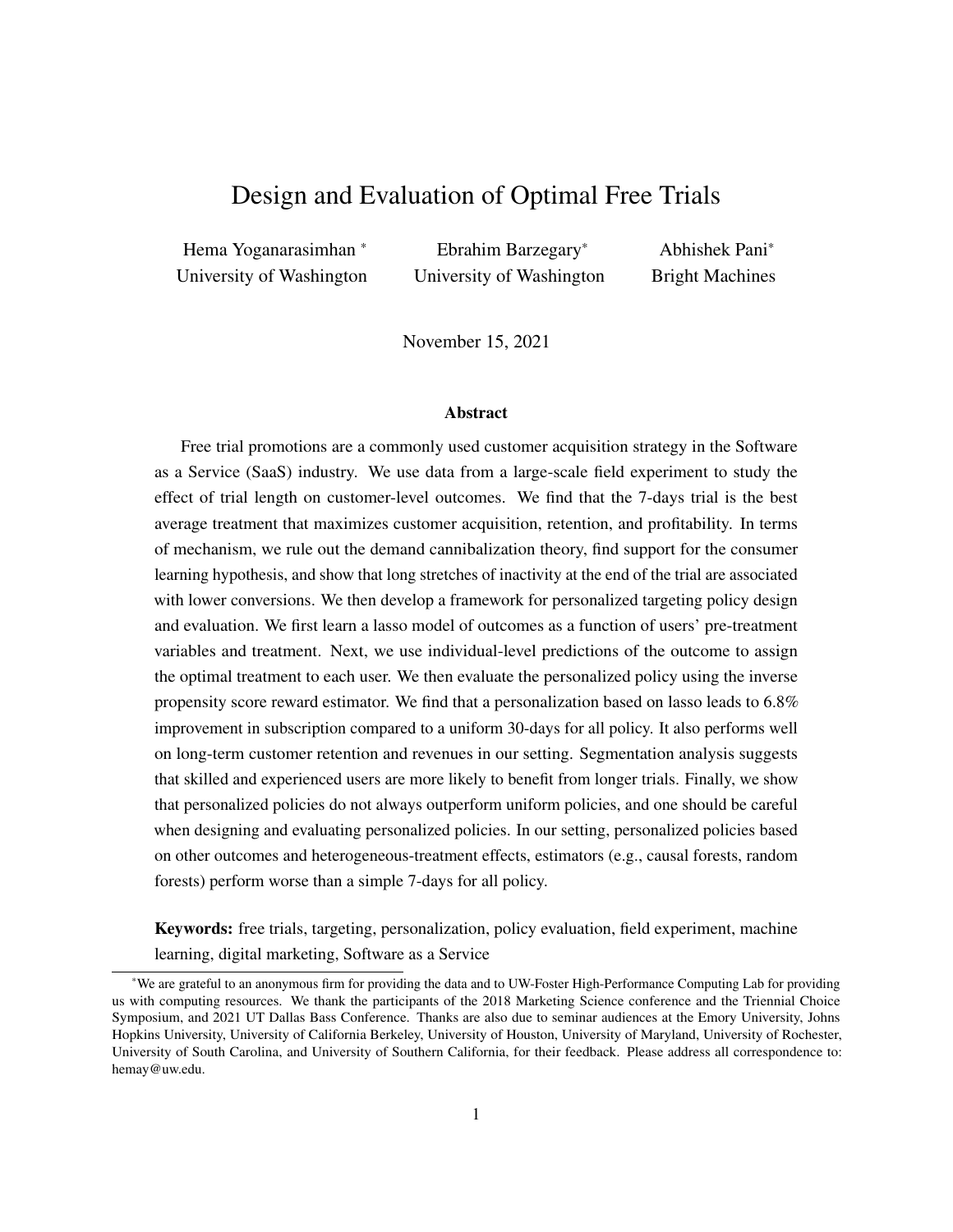# Design and Evaluation of Optimal Free Trials

Hema Yoganarasimhan [*]
University of Washington

Ebrahim Barzegary[*]
University of Washington

Abhishek Pani[*]
Bright Machines

November 15, 2021

### Abstract

Free trial promotions are a commonly used customer acquisition strategy in the Software as a Service (SaaS) industry. We use data from a large-scale field experiment to study the effect of trial length on customer-level outcomes. We find that the 7-days trial is the best average treatment that maximizes customer acquisition, retention, and profitability. In terms of mechanism, we rule out the demand cannibalization theory, find support for the consumer learning hypothesis, and show that long stretches of inactivity at the end of the trial are associated with lower conversions. We then develop a framework for personalized targeting policy design and evaluation. We first learn a lasso model of outcomes as a function of users' pre-treatment variables and treatment. Next, we use individual-level predictions of the outcome to assign the optimal treatment to each user. We then evaluate the personalized policy using the inverse propensity score reward estimator. We find that a personalization based on lasso leads to 6.8% improvement in subscription compared to a uniform 30-days for all policy. It also performs well on long-term customer retention and revenues in our setting. Segmentation analysis suggests that skilled and experienced users are more likely to benefit from longer trials. Finally, we show that personalized policies do not always outperform uniform policies, and one should be careful when designing and evaluating personalized policies. In our setting, personalized policies based on other outcomes and heterogeneous-treatment effects, estimators (e.g., causal forests, random forests) perform worse than a simple 7-days for all policy.

**Keywords:** free trials, targeting, personalization, policy evaluation, field experiment, machine learning, digital marketing, Software as a Service

[*]We are grateful to an anonymous firm for providing the data and to UW-Foster High-Performance Computing Lab for providing us with computing resources. We thank the participants of the 2018 Marketing Science conference and the Triennial Choice Symposium, and 2021 UT Dallas Bass Conference. Thanks are also due to seminar audiences at the Emory University, Johns Hopkins University, University of California Berkeley, University of Houston, University of Maryland, University of Rochester, University of South Carolina, and University of Southern California, for their feedback. Please address all correspondence to: hemay@uw.edu.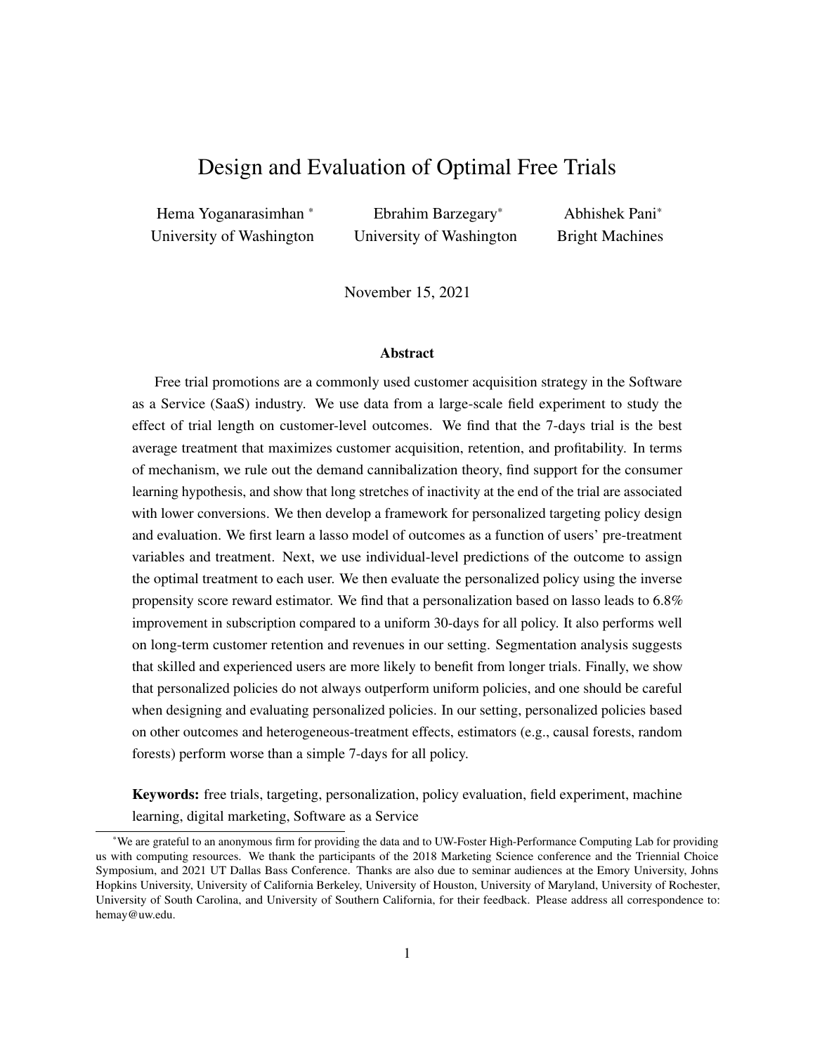# Design and Evaluation of Optimal Free Trials

Hema Yoganarasimhan *
University of Washington

Ebrahim Barzegary*
University of Washington

Abhishek Pani*
Bright Machines

November 15, 2021

## Abstract

Free trial promotions are a commonly used customer acquisition strategy in the Software as a Service (SaaS) industry. We use data from a large-scale field experiment to study the effect of trial length on customer-level outcomes. We find that the 7-days trial is the best average treatment that maximizes customer acquisition, retention, and profitability. In terms of mechanism, we rule out the demand cannibalization theory, find support for the consumer learning hypothesis, and show that long stretches of inactivity at the end of the trial are associated with lower conversions. We then develop a framework for personalized targeting policy design and evaluation. We first learn a lasso model of outcomes as a function of users' pre-treatment variables and treatment. Next, we use individual-level predictions of the outcome to assign the optimal treatment to each user. We then evaluate the personalized policy using the inverse propensity score reward estimator. We find that a personalization based on lasso leads to 6.8% improvement in subscription compared to a uniform 30-days for all policy. It also performs well on long-term customer retention and revenues in our setting. Segmentation analysis suggests that skilled and experienced users are more likely to benefit from longer trials. Finally, we show that personalized policies do not always outperform uniform policies, and one should be careful when designing and evaluating personalized policies. In our setting, personalized policies based on other outcomes and heterogeneous-treatment effects, estimators (e.g., causal forests, random forests) perform worse than a simple 7-days for all policy.

**Keywords:** free trials, targeting, personalization, policy evaluation, field experiment, machine learning, digital marketing, Software as a Service

---

*We are grateful to an anonymous firm for providing the data and to UW-Foster High-Performance Computing Lab for providing us with computing resources. We thank the participants of the 2018 Marketing Science conference and the Triennial Choice Symposium, and 2021 UT Dallas Bass Conference. Thanks are also due to seminar audiences at the Emory University, Johns Hopkins University, University of California Berkeley, University of Houston, University of Maryland, University of Rochester, University of South Carolina, and University of Southern California, for their feedback. Please address all correspondence to: hemay@uw.edu.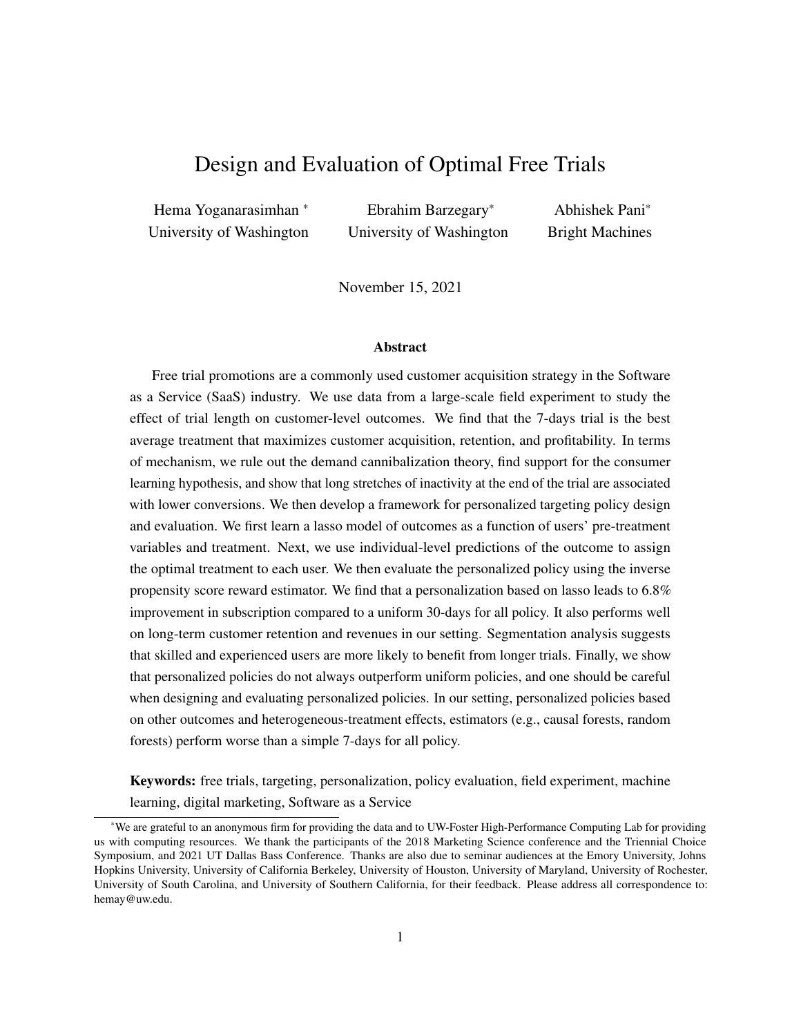# Design and Evaluation of Optimal Free Trials

Hema Yoganarasimhan [*]
University of Washington

Ebrahim Barzegary[*]
University of Washington

Abhishek Pani[*]
Bright Machines

November 15, 2021

### Abstract

Free trial promotions are a commonly used customer acquisition strategy in the Software as a Service (SaaS) industry. We use data from a large-scale field experiment to study the effect of trial length on customer-level outcomes. We find that the 7-days trial is the best average treatment that maximizes customer acquisition, retention, and profitability. In terms of mechanism, we rule out the demand cannibalization theory, find support for the consumer learning hypothesis, and show that long stretches of inactivity at the end of the trial are associated with lower conversions. We then develop a framework for personalized targeting policy design and evaluation. We first learn a lasso model of outcomes as a function of users' pre-treatment variables and treatment. Next, we use individual-level predictions of the outcome to assign the optimal treatment to each user. We then evaluate the personalized policy using the inverse propensity score reward estimator. We find that a personalization based on lasso leads to 6.8% improvement in subscription compared to a uniform 30-days for all policy. It also performs well on long-term customer retention and revenues in our setting. Segmentation analysis suggests that skilled and experienced users are more likely to benefit from longer trials. Finally, we show that personalized policies do not always outperform uniform policies, and one should be careful when designing and evaluating personalized policies. In our setting, personalized policies based on other outcomes and heterogeneous-treatment effects, estimators (e.g., causal forests, random forests) perform worse than a simple 7-days for all policy.

**Keywords:** free trials, targeting, personalization, policy evaluation, field experiment, machine learning, digital marketing, Software as a Service

[*]We are grateful to an anonymous firm for providing the data and to UW-Foster High-Performance Computing Lab for providing us with computing resources. We thank the participants of the 2018 Marketing Science conference and the Triennial Choice Symposium, and 2021 UT Dallas Bass Conference. Thanks are also due to seminar audiences at the Emory University, Johns Hopkins University, University of California Berkeley, University of Houston, University of Maryland, University of Rochester, University of South Carolina, and University of Southern California, for their feedback. Please address all correspondence to: hemay@uw.edu.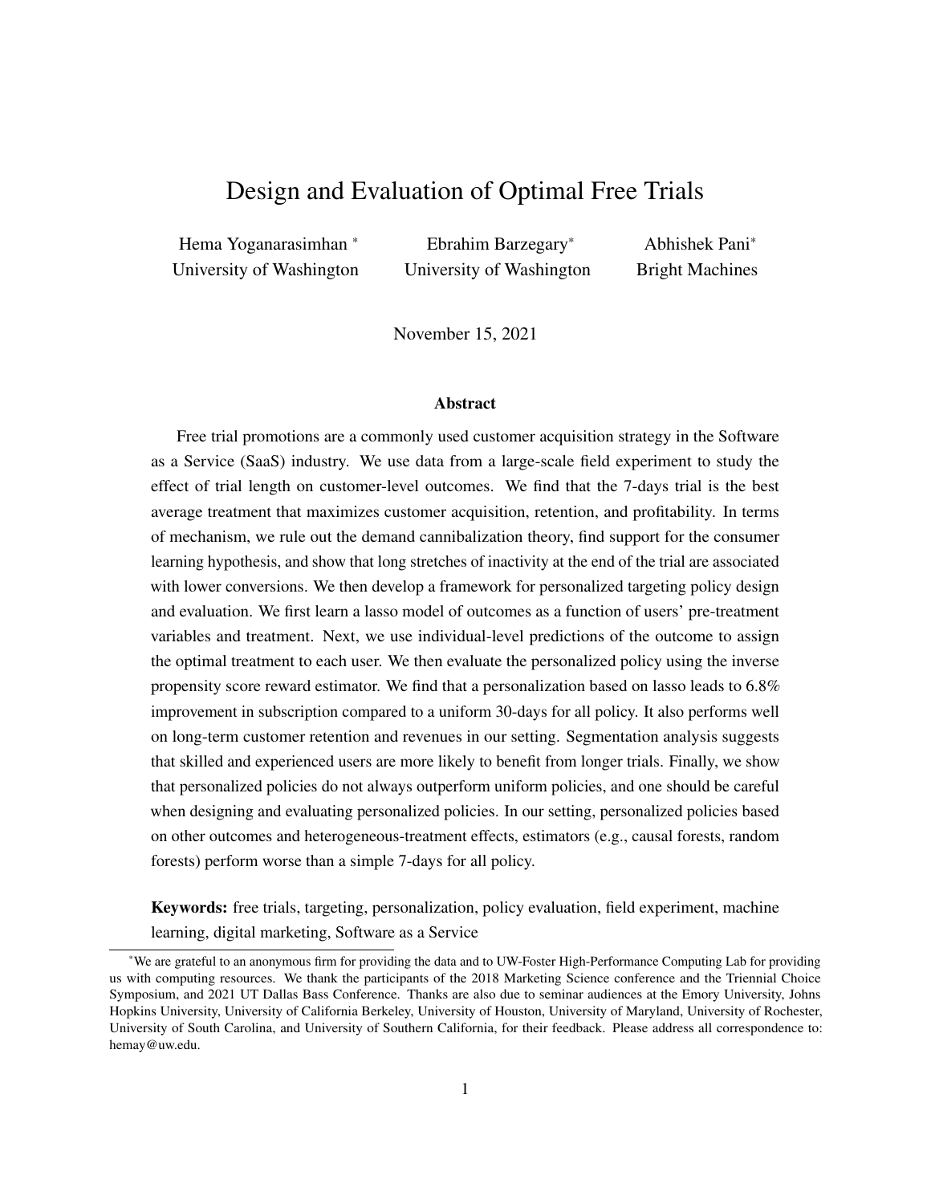# Design and Evaluation of Optimal Free Trials

Hema Yoganarasimhan [*]
University of Washington

Ebrahim Barzegary[*]
University of Washington

Abhishek Pani[*]
Bright Machines

November 15, 2021

### Abstract

Free trial promotions are a commonly used customer acquisition strategy in the Software as a Service (SaaS) industry. We use data from a large-scale field experiment to study the effect of trial length on customer-level outcomes. We find that the 7-days trial is the best average treatment that maximizes customer acquisition, retention, and profitability. In terms of mechanism, we rule out the demand cannibalization theory, find support for the consumer learning hypothesis, and show that long stretches of inactivity at the end of the trial are associated with lower conversions. We then develop a framework for personalized targeting policy design and evaluation. We first learn a lasso model of outcomes as a function of users' pre-treatment variables and treatment. Next, we use individual-level predictions of the outcome to assign the optimal treatment to each user. We then evaluate the personalized policy using the inverse propensity score reward estimator. We find that a personalization based on lasso leads to 6.8% improvement in subscription compared to a uniform 30-days for all policy. It also performs well on long-term customer retention and revenues in our setting. Segmentation analysis suggests that skilled and experienced users are more likely to benefit from longer trials. Finally, we show that personalized policies do not always outperform uniform policies, and one should be careful when designing and evaluating personalized policies. In our setting, personalized policies based on other outcomes and heterogeneous-treatment effects, estimators (e.g., causal forests, random forests) perform worse than a simple 7-days for all policy.

**Keywords:** free trials, targeting, personalization, policy evaluation, field experiment, machine learning, digital marketing, Software as a Service

[*] We are grateful to an anonymous firm for providing the data and to UW-Foster High-Performance Computing Lab for providing us with computing resources. We thank the participants of the 2018 Marketing Science conference and the Triennial Choice Symposium, and 2021 UT Dallas Bass Conference. Thanks are also due to seminar audiences at the Emory University, Johns Hopkins University, University of California Berkeley, University of Houston, University of Maryland, University of Rochester, University of South Carolina, and University of Southern California, for their feedback. Please address all correspondence to: hemay@uw.edu.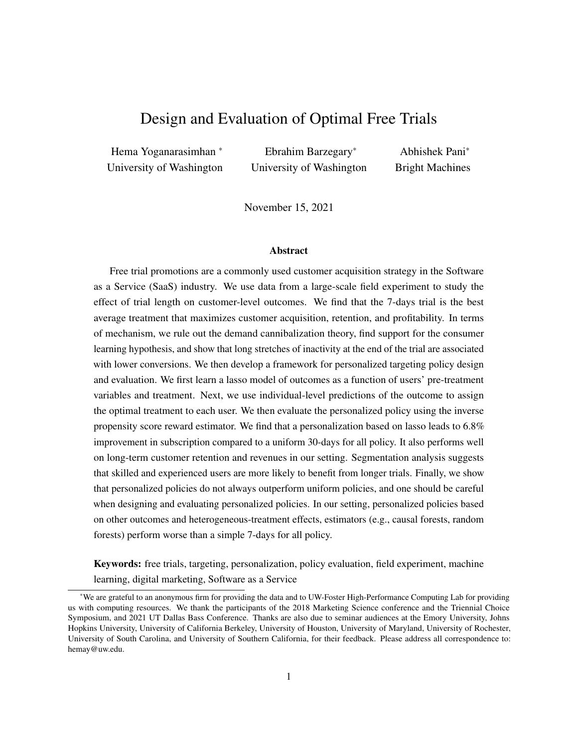# Design and Evaluation of Optimal Free Trials

Hema Yoganarasimhan * University of Washington

Ebrahim Barzegary* University of Washington

Abhishek Pani* Bright Machines

November 15, 2021

### Abstract

Free trial promotions are a commonly used customer acquisition strategy in the Software as a Service (SaaS) industry. We use data from a large-scale field experiment to study the effect of trial length on customer-level outcomes. We find that the 7-days trial is the best average treatment that maximizes customer acquisition, retention, and profitability. In terms of mechanism, we rule out the demand cannibalization theory, find support for the consumer learning hypothesis, and show that long stretches of inactivity at the end of the trial are associated with lower conversions. We then develop a framework for personalized targeting policy design and evaluation. We first learn a lasso model of outcomes as a function of users' pre-treatment variables and treatment. Next, we use individual-level predictions of the outcome to assign the optimal treatment to each user. We then evaluate the personalized policy using the inverse propensity score reward estimator. We find that a personalization based on lasso leads to 6.8% improvement in subscription compared to a uniform 30-days for all policy. It also performs well on long-term customer retention and revenues in our setting. Segmentation analysis suggests that skilled and experienced users are more likely to benefit from longer trials. Finally, we show that personalized policies do not always outperform uniform policies, and one should be careful when designing and evaluating personalized policies. In our setting, personalized policies based on other outcomes and heterogeneous-treatment effects, estimators (e.g., causal forests, random forests) perform worse than a simple 7-days for all policy.

**Keywords:** free trials, targeting, personalization, policy evaluation, field experiment, machine learning, digital marketing, Software as a Service

*We are grateful to an anonymous firm for providing the data and to UW-Foster High-Performance Computing Lab for providing us with computing resources. We thank the participants of the 2018 Marketing Science conference and the Triennial Choice Symposium, and 2021 UT Dallas Bass Conference. Thanks are also due to seminar audiences at the Emory University, Johns Hopkins University, University of California Berkeley, University of Houston, University of Maryland, University of Rochester, University of South Carolina, and University of Southern California, for their feedback. Please address all correspondence to: hemay@uw.edu.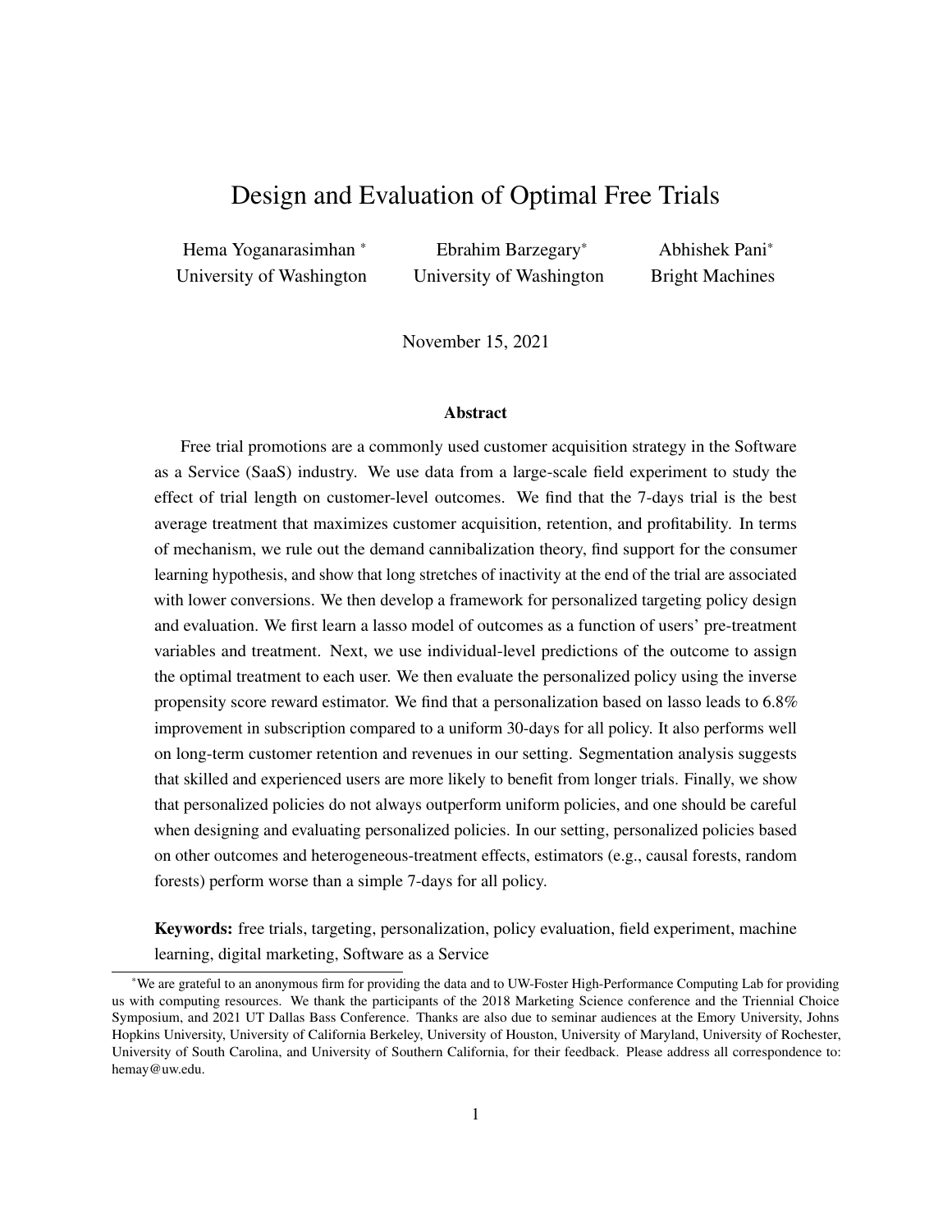# Design and Evaluation of Optimal Free Trials

Hema Yoganarasimhan [*]
University of Washington

Ebrahim Barzegary[*]
University of Washington

Abhishek Pani[*]
Bright Machines

November 15, 2021

### Abstract

Free trial promotions are a commonly used customer acquisition strategy in the Software as a Service (SaaS) industry. We use data from a large-scale field experiment to study the effect of trial length on customer-level outcomes. We find that the 7-days trial is the best average treatment that maximizes customer acquisition, retention, and profitability. In terms of mechanism, we rule out the demand cannibalization theory, find support for the consumer learning hypothesis, and show that long stretches of inactivity at the end of the trial are associated with lower conversions. We then develop a framework for personalized targeting policy design and evaluation. We first learn a lasso model of outcomes as a function of users' pre-treatment variables and treatment. Next, we use individual-level predictions of the outcome to assign the optimal treatment to each user. We then evaluate the personalized policy using the inverse propensity score reward estimator. We find that a personalization based on lasso leads to 6.8% improvement in subscription compared to a uniform 30-days for all policy. It also performs well on long-term customer retention and revenues in our setting. Segmentation analysis suggests that skilled and experienced users are more likely to benefit from longer trials. Finally, we show that personalized policies do not always outperform uniform policies, and one should be careful when designing and evaluating personalized policies. In our setting, personalized policies based on other outcomes and heterogeneous-treatment effects, estimators (e.g., causal forests, random forests) perform worse than a simple 7-days for all policy.

**Keywords:** free trials, targeting, personalization, policy evaluation, field experiment, machine learning, digital marketing, Software as a Service

[*] We are grateful to an anonymous firm for providing the data and to UW-Foster High-Performance Computing Lab for providing us with computing resources. We thank the participants of the 2018 Marketing Science conference and the Triennial Choice Symposium, and 2021 UT Dallas Bass Conference. Thanks are also due to seminar audiences at the Emory University, Johns Hopkins University, University of California Berkeley, University of Houston, University of Maryland, University of Rochester, University of South Carolina, and University of Southern California, for their feedback. Please address all correspondence to: hemay@uw.edu.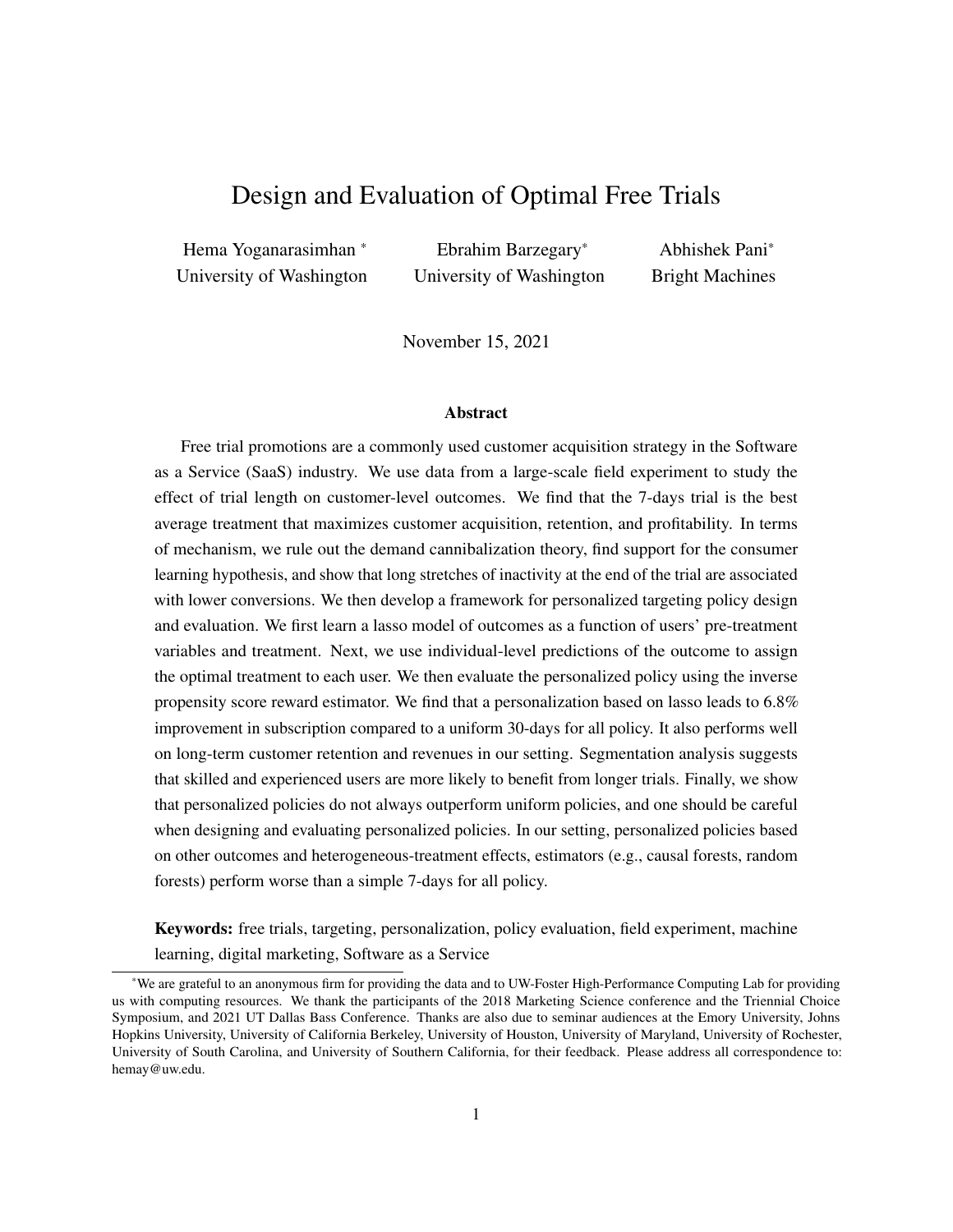# Design and Evaluation of Optimal Free Trials

Hema Yoganarasimhan * University of Washington

Ebrahim Barzegary* University of Washington

Abhishek Pani* Bright Machines

November 15, 2021

## Abstract

Free trial promotions are a commonly used customer acquisition strategy in the Software as a Service (SaaS) industry. We use data from a large-scale field experiment to study the effect of trial length on customer-level outcomes. We find that the 7-days trial is the best average treatment that maximizes customer acquisition, retention, and profitability. In terms of mechanism, we rule out the demand cannibalization theory, find support for the consumer learning hypothesis, and show that long stretches of inactivity at the end of the trial are associated with lower conversions. We then develop a framework for personalized targeting policy design and evaluation. We first learn a lasso model of outcomes as a function of users' pre-treatment variables and treatment. Next, we use individual-level predictions of the outcome to assign the optimal treatment to each user. We then evaluate the personalized policy using the inverse propensity score reward estimator. We find that a personalization based on lasso leads to 6.8% improvement in subscription compared to a uniform 30-days for all policy. It also performs well on long-term customer retention and revenues in our setting. Segmentation analysis suggests that skilled and experienced users are more likely to benefit from longer trials. Finally, we show that personalized policies do not always outperform uniform policies, and one should be careful when designing and evaluating personalized policies. In our setting, personalized policies based on other outcomes and heterogeneous-treatment effects, estimators (e.g., causal forests, random forests) perform worse than a simple 7-days for all policy.

**Keywords:** free trials, targeting, personalization, policy evaluation, field experiment, machine learning, digital marketing, Software as a Service

---

*We are grateful to an anonymous firm for providing the data and to UW-Foster High-Performance Computing Lab for providing us with computing resources. We thank the participants of the 2018 Marketing Science conference and the Triennial Choice Symposium, and 2021 UT Dallas Bass Conference. Thanks are also due to seminar audiences at the Emory University, Johns Hopkins University, University of California Berkeley, University of Houston, University of Maryland, University of Rochester, University of South Carolina, and University of Southern California, for their feedback. Please address all correspondence to: hemay@uw.edu.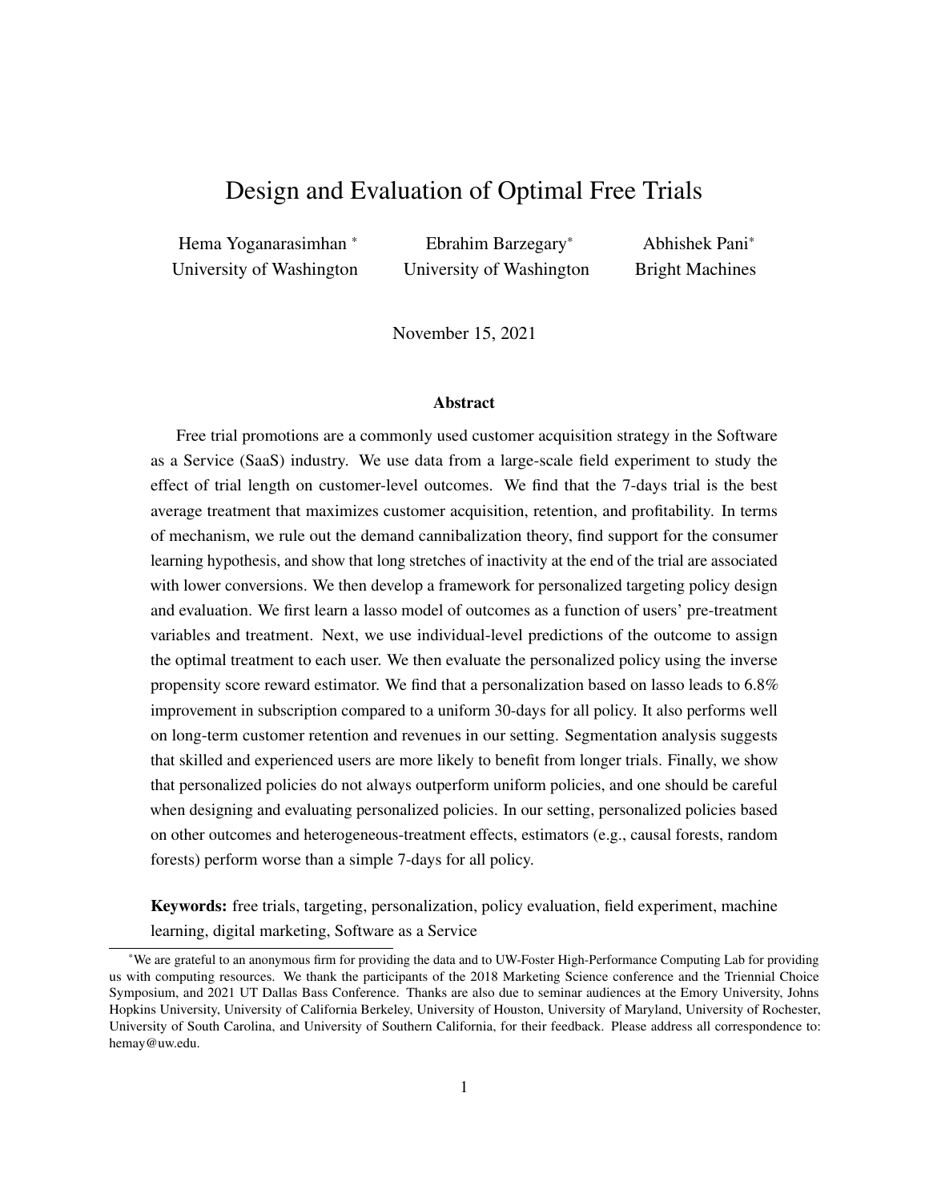# Design and Evaluation of Optimal Free Trials

Hema Yoganarasimhan [*]
University of Washington

Ebrahim Barzegary[*]
University of Washington

Abhishek Pani[*]
Bright Machines

November 15, 2021

### Abstract

Free trial promotions are a commonly used customer acquisition strategy in the Software as a Service (SaaS) industry. We use data from a large-scale field experiment to study the effect of trial length on customer-level outcomes. We find that the 7-days trial is the best average treatment that maximizes customer acquisition, retention, and profitability. In terms of mechanism, we rule out the demand cannibalization theory, find support for the consumer learning hypothesis, and show that long stretches of inactivity at the end of the trial are associated with lower conversions. We then develop a framework for personalized targeting policy design and evaluation. We first learn a lasso model of outcomes as a function of users' pre-treatment variables and treatment. Next, we use individual-level predictions of the outcome to assign the optimal treatment to each user. We then evaluate the personalized policy using the inverse propensity score reward estimator. We find that a personalization based on lasso leads to 6.8% improvement in subscription compared to a uniform 30-days for all policy. It also performs well on long-term customer retention and revenues in our setting. Segmentation analysis suggests that skilled and experienced users are more likely to benefit from longer trials. Finally, we show that personalized policies do not always outperform uniform policies, and one should be careful when designing and evaluating personalized policies. In our setting, personalized policies based on other outcomes and heterogeneous-treatment effects, estimators (e.g., causal forests, random forests) perform worse than a simple 7-days for all policy.

**Keywords:** free trials, targeting, personalization, policy evaluation, field experiment, machine learning, digital marketing, Software as a Service

[*]We are grateful to an anonymous firm for providing the data and to UW-Foster High-Performance Computing Lab for providing us with computing resources. We thank the participants of the 2018 Marketing Science conference and the Triennial Choice Symposium, and 2021 UT Dallas Bass Conference. Thanks are also due to seminar audiences at the Emory University, Johns Hopkins University, University of California Berkeley, University of Houston, University of Maryland, University of Rochester, University of South Carolina, and University of Southern California, for their feedback. Please address all correspondence to: hemay@uw.edu.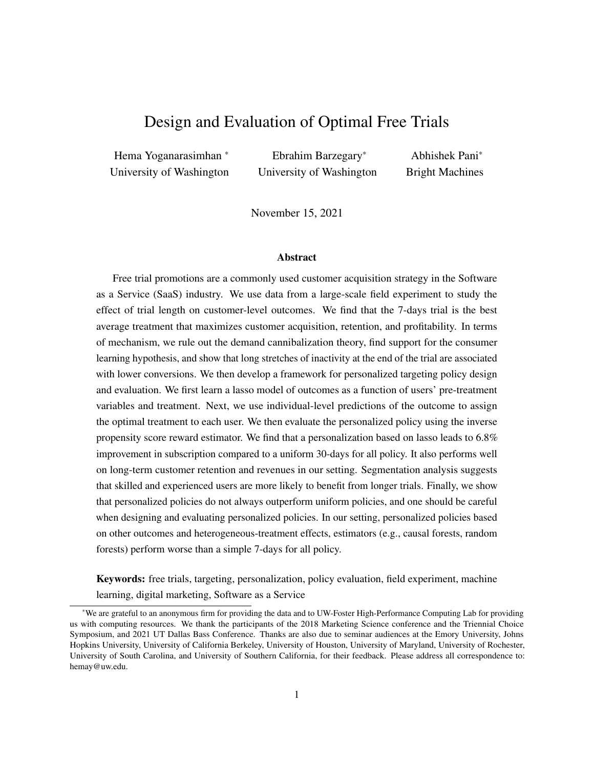# Design and Evaluation of Optimal Free Trials

Hema Yoganarasimhan [*]
University of Washington

Ebrahim Barzegary[*]
University of Washington

Abhishek Pani[*]
Bright Machines

November 15, 2021

### Abstract

Free trial promotions are a commonly used customer acquisition strategy in the Software as a Service (SaaS) industry. We use data from a large-scale field experiment to study the effect of trial length on customer-level outcomes. We find that the 7-days trial is the best average treatment that maximizes customer acquisition, retention, and profitability. In terms of mechanism, we rule out the demand cannibalization theory, find support for the consumer learning hypothesis, and show that long stretches of inactivity at the end of the trial are associated with lower conversions. We then develop a framework for personalized targeting policy design and evaluation. We first learn a lasso model of outcomes as a function of users' pre-treatment variables and treatment. Next, we use individual-level predictions of the outcome to assign the optimal treatment to each user. We then evaluate the personalized policy using the inverse propensity score reward estimator. We find that a personalization based on lasso leads to 6.8% improvement in subscription compared to a uniform 30-days for all policy. It also performs well on long-term customer retention and revenues in our setting. Segmentation analysis suggests that skilled and experienced users are more likely to benefit from longer trials. Finally, we show that personalized policies do not always outperform uniform policies, and one should be careful when designing and evaluating personalized policies. In our setting, personalized policies based on other outcomes and heterogeneous-treatment effects, estimators (e.g., causal forests, random forests) perform worse than a simple 7-days for all policy.

**Keywords:** free trials, targeting, personalization, policy evaluation, field experiment, machine learning, digital marketing, Software as a Service

[*] We are grateful to an anonymous firm for providing the data and to UW-Foster High-Performance Computing Lab for providing us with computing resources. We thank the participants of the 2018 Marketing Science conference and the Triennial Choice Symposium, and 2021 UT Dallas Bass Conference. Thanks are also due to seminar audiences at the Emory University, Johns Hopkins University, University of California Berkeley, University of Houston, University of Maryland, University of Rochester, University of South Carolina, and University of Southern California, for their feedback. Please address all correspondence to: hemay@uw.edu.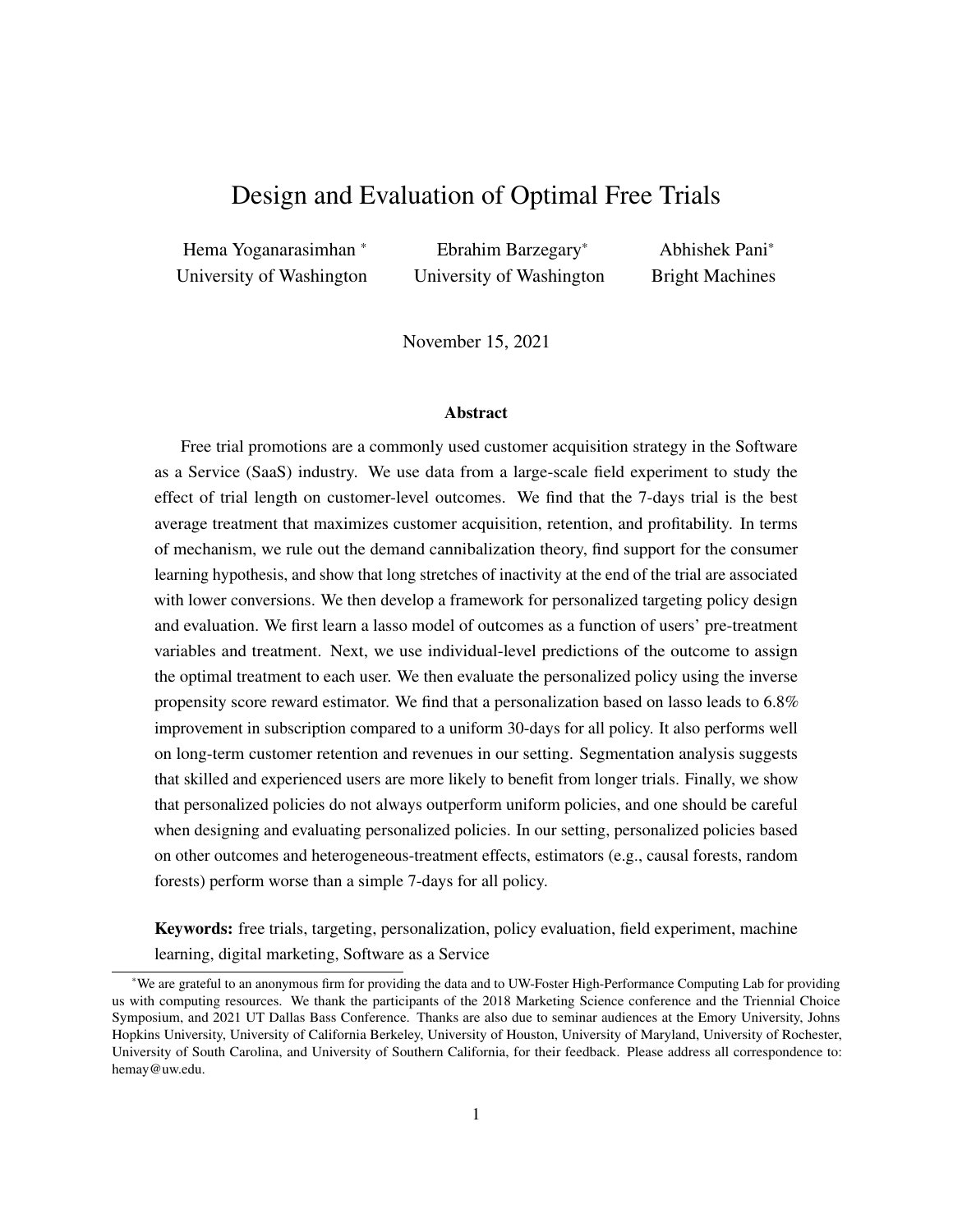# Design and Evaluation of Optimal Free Trials

Hema Yoganarasimhan [*]
University of Washington

Ebrahim Barzegary[*]
University of Washington

Abhishek Pani[*]
Bright Machines

November 15, 2021

## Abstract

Free trial promotions are a commonly used customer acquisition strategy in the Software as a Service (SaaS) industry. We use data from a large-scale field experiment to study the effect of trial length on customer-level outcomes. We find that the 7-days trial is the best average treatment that maximizes customer acquisition, retention, and profitability. In terms of mechanism, we rule out the demand cannibalization theory, find support for the consumer learning hypothesis, and show that long stretches of inactivity at the end of the trial are associated with lower conversions. We then develop a framework for personalized targeting policy design and evaluation. We first learn a lasso model of outcomes as a function of users' pre-treatment variables and treatment. Next, we use individual-level predictions of the outcome to assign the optimal treatment to each user. We then evaluate the personalized policy using the inverse propensity score reward estimator. We find that a personalization based on lasso leads to 6.8% improvement in subscription compared to a uniform 30-days for all policy. It also performs well on long-term customer retention and revenues in our setting. Segmentation analysis suggests that skilled and experienced users are more likely to benefit from longer trials. Finally, we show that personalized policies do not always outperform uniform policies, and one should be careful when designing and evaluating personalized policies. In our setting, personalized policies based on other outcomes and heterogeneous-treatment effects, estimators (e.g., causal forests, random forests) perform worse than a simple 7-days for all policy.

**Keywords:** free trials, targeting, personalization, policy evaluation, field experiment, machine learning, digital marketing, Software as a Service

[*] We are grateful to an anonymous firm for providing the data and to UW-Foster High-Performance Computing Lab for providing us with computing resources. We thank the participants of the 2018 Marketing Science conference and the Triennial Choice Symposium, and 2021 UT Dallas Bass Conference. Thanks are also due to seminar audiences at the Emory University, Johns Hopkins University, University of California Berkeley, University of Houston, University of Maryland, University of Rochester, University of South Carolina, and University of Southern California, for their feedback. Please address all correspondence to: hemay@uw.edu.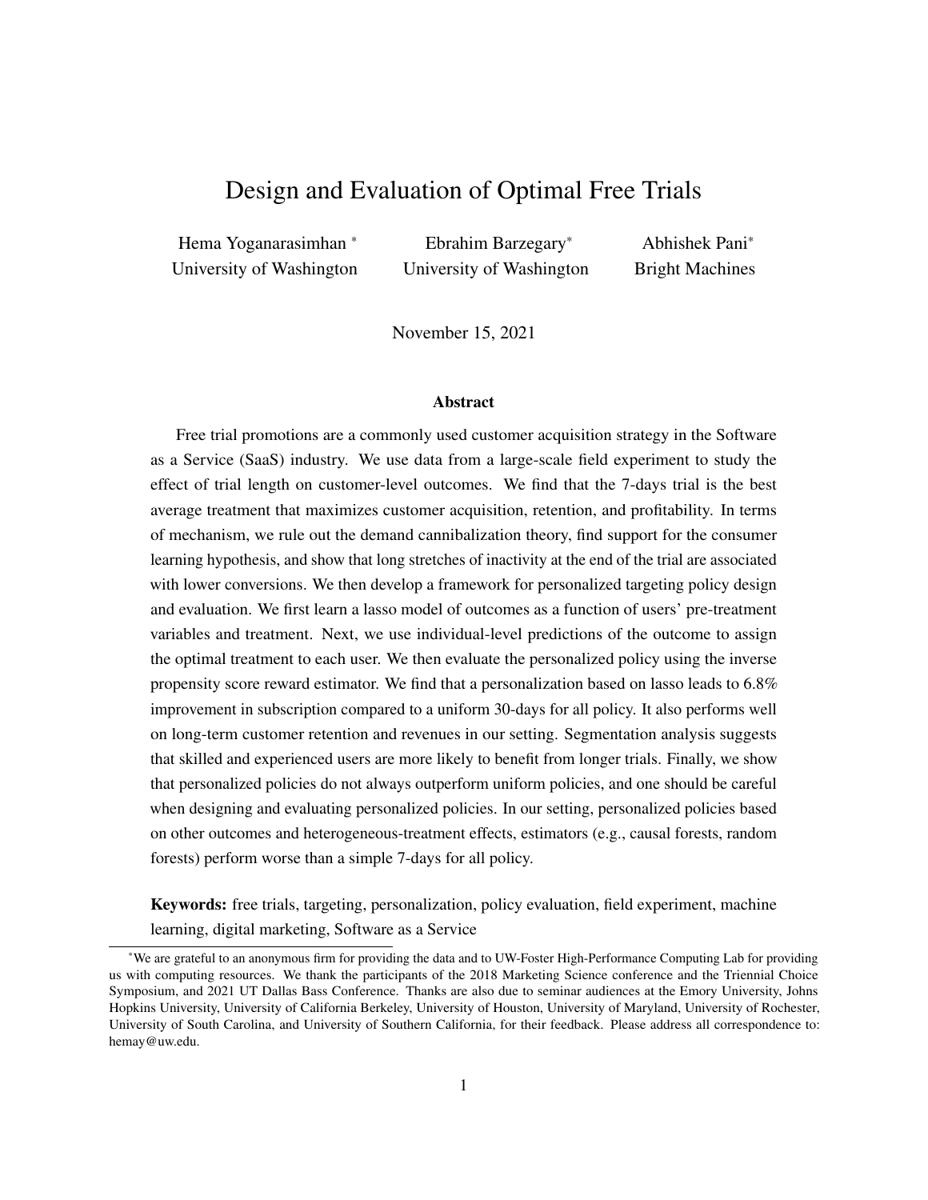# Design and Evaluation of Optimal Free Trials

Hema Yoganarasimhan *
University of Washington

Ebrahim Barzegary*
University of Washington

Abhishek Pani*
Bright Machines

November 15, 2021

### Abstract

Free trial promotions are a commonly used customer acquisition strategy in the Software as a Service (SaaS) industry. We use data from a large-scale field experiment to study the effect of trial length on customer-level outcomes. We find that the 7-days trial is the best average treatment that maximizes customer acquisition, retention, and profitability. In terms of mechanism, we rule out the demand cannibalization theory, find support for the consumer learning hypothesis, and show that long stretches of inactivity at the end of the trial are associated with lower conversions. We then develop a framework for personalized targeting policy design and evaluation. We first learn a lasso model of outcomes as a function of users' pre-treatment variables and treatment. Next, we use individual-level predictions of the outcome to assign the optimal treatment to each user. We then evaluate the personalized policy using the inverse propensity score reward estimator. We find that a personalization based on lasso leads to 6.8% improvement in subscription compared to a uniform 30-days for all policy. It also performs well on long-term customer retention and revenues in our setting. Segmentation analysis suggests that skilled and experienced users are more likely to benefit from longer trials. Finally, we show that personalized policies do not always outperform uniform policies, and one should be careful when designing and evaluating personalized policies. In our setting, personalized policies based on other outcomes and heterogeneous-treatment effects, estimators (e.g., causal forests, random forests) perform worse than a simple 7-days for all policy.

**Keywords:** free trials, targeting, personalization, policy evaluation, field experiment, machine learning, digital marketing, Software as a Service

*We are grateful to an anonymous firm for providing the data and to UW-Foster High-Performance Computing Lab for providing us with computing resources. We thank the participants of the 2018 Marketing Science conference and the Triennial Choice Symposium, and 2021 UT Dallas Bass Conference. Thanks are also due to seminar audiences at the Emory University, Johns Hopkins University, University of California Berkeley, University of Houston, University of Maryland, University of Rochester, University of South Carolina, and University of Southern California, for their feedback. Please address all correspondence to: hemay@uw.edu.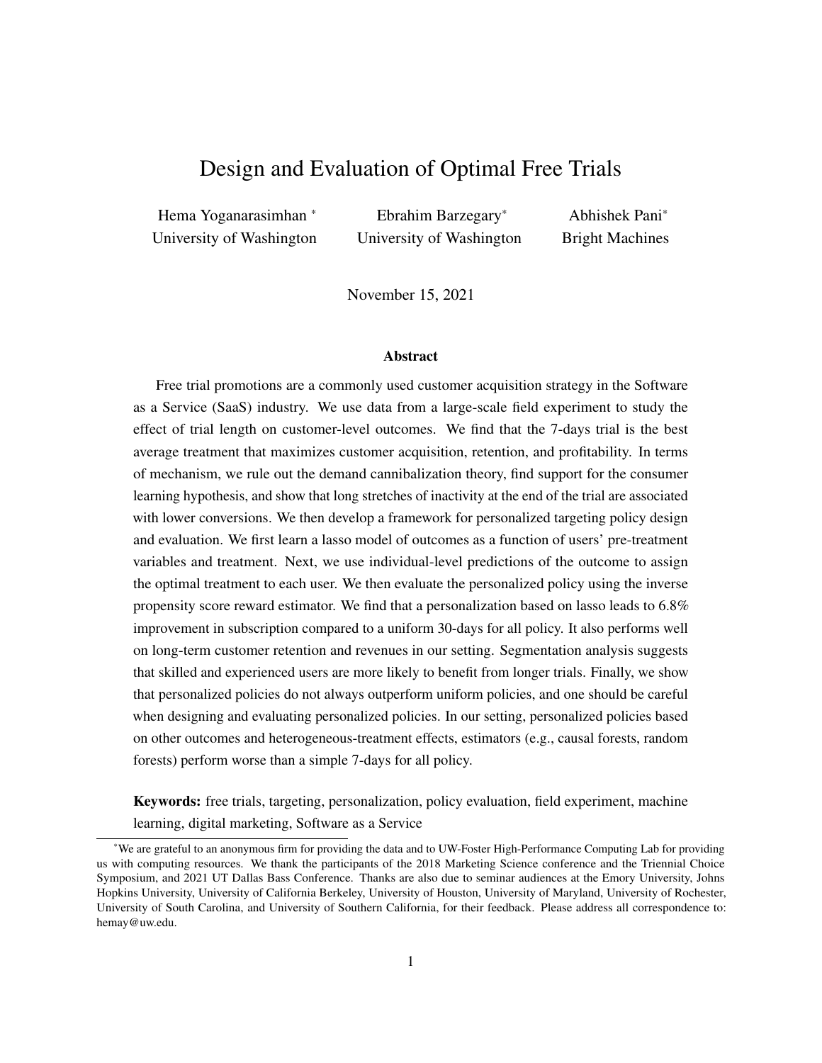# Design and Evaluation of Optimal Free Trials

Hema Yoganarasimhan *
University of Washington

Ebrahim Barzegary*
University of Washington

Abhishek Pani*
Bright Machines

November 15, 2021

### Abstract

Free trial promotions are a commonly used customer acquisition strategy in the Software as a Service (SaaS) industry. We use data from a large-scale field experiment to study the effect of trial length on customer-level outcomes. We find that the 7-days trial is the best average treatment that maximizes customer acquisition, retention, and profitability. In terms of mechanism, we rule out the demand cannibalization theory, find support for the consumer learning hypothesis, and show that long stretches of inactivity at the end of the trial are associated with lower conversions. We then develop a framework for personalized targeting policy design and evaluation. We first learn a lasso model of outcomes as a function of users' pre-treatment variables and treatment. Next, we use individual-level predictions of the outcome to assign the optimal treatment to each user. We then evaluate the personalized policy using the inverse propensity score reward estimator. We find that a personalization based on lasso leads to 6.8% improvement in subscription compared to a uniform 30-days for all policy. It also performs well on long-term customer retention and revenues in our setting. Segmentation analysis suggests that skilled and experienced users are more likely to benefit from longer trials. Finally, we show that personalized policies do not always outperform uniform policies, and one should be careful when designing and evaluating personalized policies. In our setting, personalized policies based on other outcomes and heterogeneous-treatment effects, estimators (e.g., causal forests, random forests) perform worse than a simple 7-days for all policy.

**Keywords:** free trials, targeting, personalization, policy evaluation, field experiment, machine learning, digital marketing, Software as a Service

*We are grateful to an anonymous firm for providing the data and to UW-Foster High-Performance Computing Lab for providing us with computing resources. We thank the participants of the 2018 Marketing Science conference and the Triennial Choice Symposium, and 2021 UT Dallas Bass Conference. Thanks are also due to seminar audiences at the Emory University, Johns Hopkins University, University of California Berkeley, University of Houston, University of Maryland, University of Rochester, University of South Carolina, and University of Southern California, for their feedback. Please address all correspondence to: hemay@uw.edu.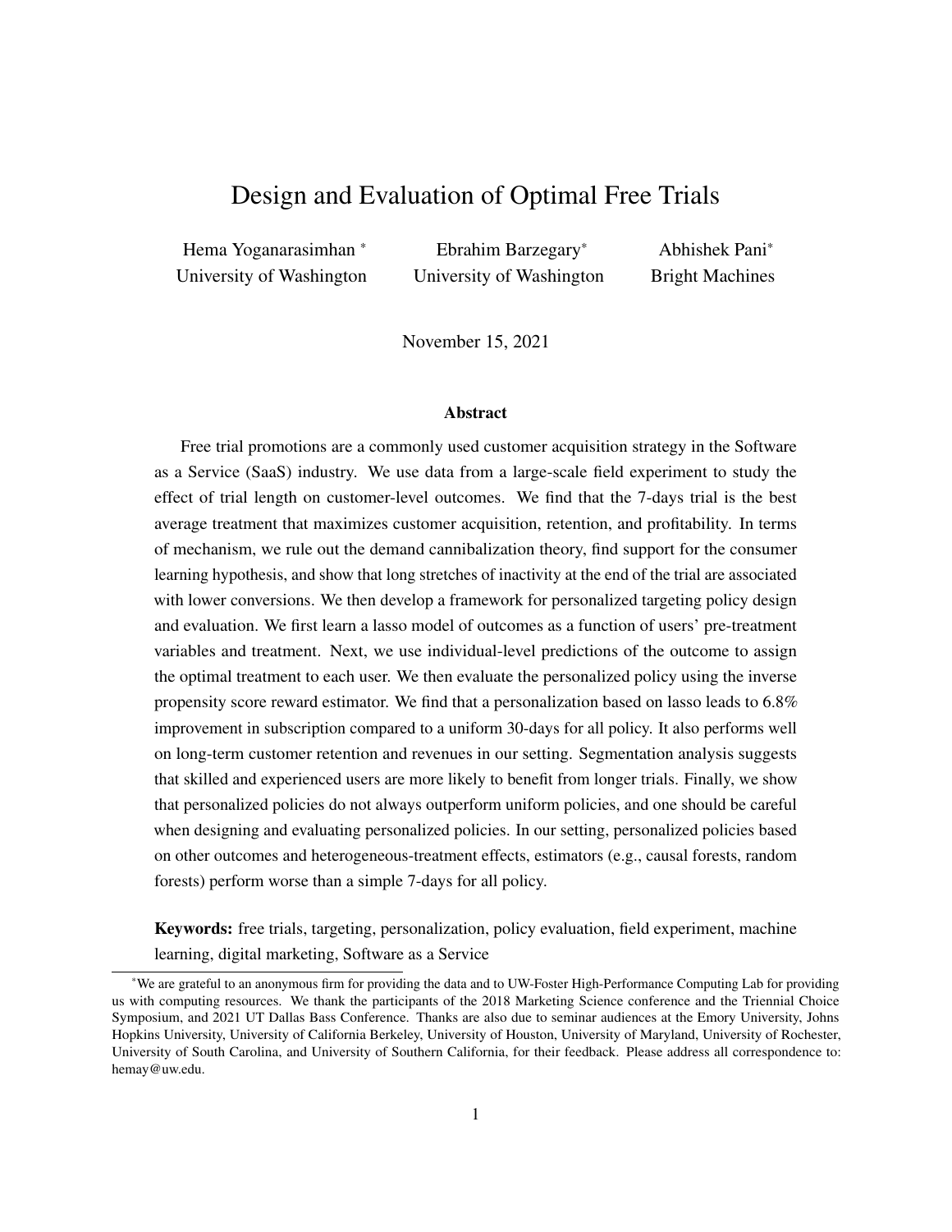# Design and Evaluation of Optimal Free Trials

Hema Yoganarasimhan *
University of Washington

Ebrahim Barzegary*
University of Washington

Abhishek Pani*
Bright Machines

November 15, 2021

### Abstract

Free trial promotions are a commonly used customer acquisition strategy in the Software as a Service (SaaS) industry. We use data from a large-scale field experiment to study the effect of trial length on customer-level outcomes. We find that the 7-days trial is the best average treatment that maximizes customer acquisition, retention, and profitability. In terms of mechanism, we rule out the demand cannibalization theory, find support for the consumer learning hypothesis, and show that long stretches of inactivity at the end of the trial are associated with lower conversions. We then develop a framework for personalized targeting policy design and evaluation. We first learn a lasso model of outcomes as a function of users' pre-treatment variables and treatment. Next, we use individual-level predictions of the outcome to assign the optimal treatment to each user. We then evaluate the personalized policy using the inverse propensity score reward estimator. We find that a personalization based on lasso leads to 6.8% improvement in subscription compared to a uniform 30-days for all policy. It also performs well on long-term customer retention and revenues in our setting. Segmentation analysis suggests that skilled and experienced users are more likely to benefit from longer trials. Finally, we show that personalized policies do not always outperform uniform policies, and one should be careful when designing and evaluating personalized policies. In our setting, personalized policies based on other outcomes and heterogeneous-treatment effects, estimators (e.g., causal forests, random forests) perform worse than a simple 7-days for all policy.

**Keywords:** free trials, targeting, personalization, policy evaluation, field experiment, machine learning, digital marketing, Software as a Service

---

*We are grateful to an anonymous firm for providing the data and to UW-Foster High-Performance Computing Lab for providing us with computing resources. We thank the participants of the 2018 Marketing Science conference and the Triennial Choice Symposium, and 2021 UT Dallas Bass Conference. Thanks are also due to seminar audiences at the Emory University, Johns Hopkins University, University of California Berkeley, University of Houston, University of Maryland, University of Rochester, University of South Carolina, and University of Southern California, for their feedback. Please address all correspondence to: hemay@uw.edu.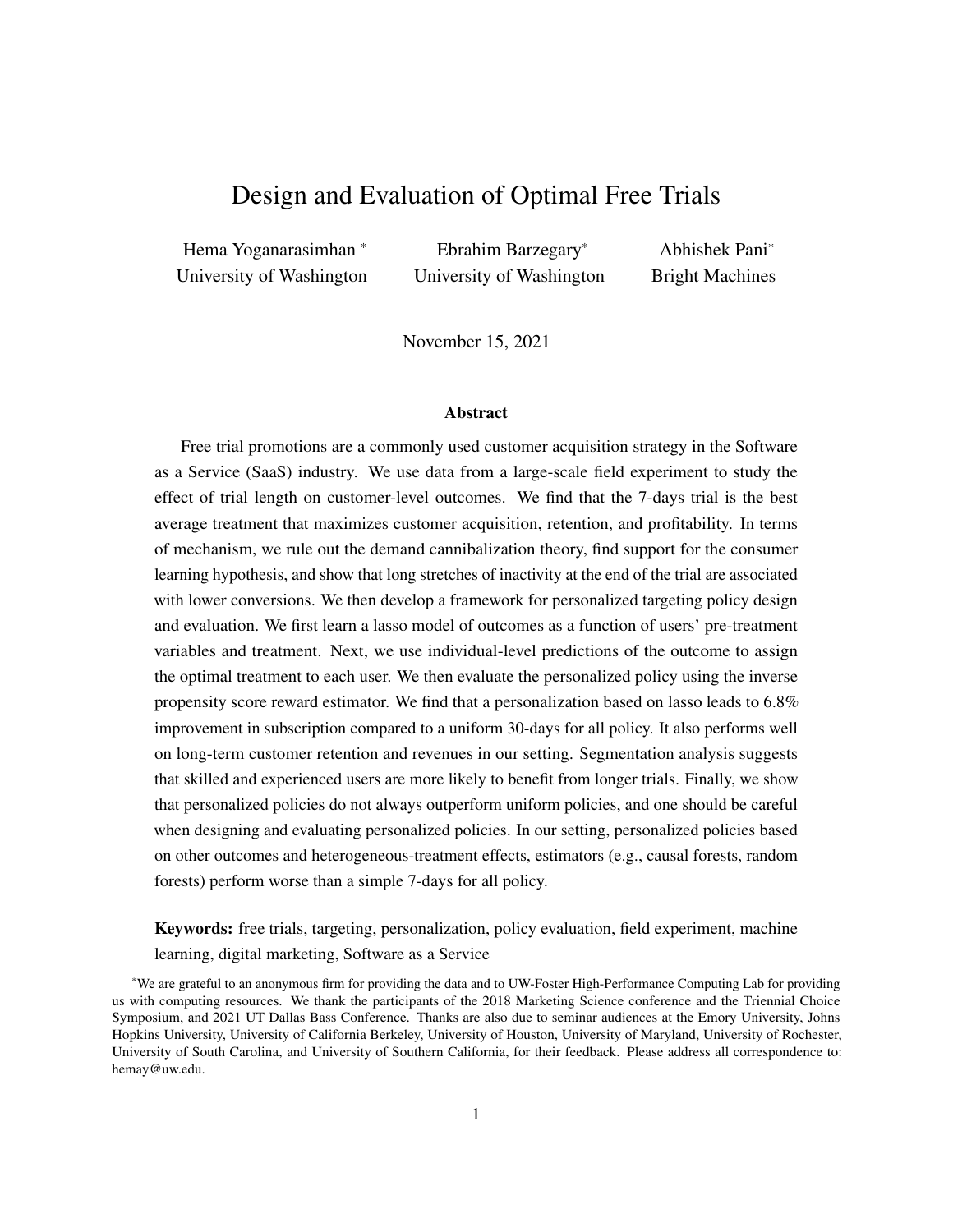# Design and Evaluation of Optimal Free Trials

Hema Yoganarasimhan [*]
University of Washington

Ebrahim Barzegary[*]
University of Washington

Abhishek Pani[*]
Bright Machines

November 15, 2021

### Abstract

Free trial promotions are a commonly used customer acquisition strategy in the Software as a Service (SaaS) industry. We use data from a large-scale field experiment to study the effect of trial length on customer-level outcomes. We find that the 7-days trial is the best average treatment that maximizes customer acquisition, retention, and profitability. In terms of mechanism, we rule out the demand cannibalization theory, find support for the consumer learning hypothesis, and show that long stretches of inactivity at the end of the trial are associated with lower conversions. We then develop a framework for personalized targeting policy design and evaluation. We first learn a lasso model of outcomes as a function of users' pre-treatment variables and treatment. Next, we use individual-level predictions of the outcome to assign the optimal treatment to each user. We then evaluate the personalized policy using the inverse propensity score reward estimator. We find that a personalization based on lasso leads to 6.8% improvement in subscription compared to a uniform 30-days for all policy. It also performs well on long-term customer retention and revenues in our setting. Segmentation analysis suggests that skilled and experienced users are more likely to benefit from longer trials. Finally, we show that personalized policies do not always outperform uniform policies, and one should be careful when designing and evaluating personalized policies. In our setting, personalized policies based on other outcomes and heterogeneous-treatment effects, estimators (e.g., causal forests, random forests) perform worse than a simple 7-days for all policy.

**Keywords:** free trials, targeting, personalization, policy evaluation, field experiment, machine learning, digital marketing, Software as a Service

---

[*] We are grateful to an anonymous firm for providing the data and to UW-Foster High-Performance Computing Lab for providing us with computing resources. We thank the participants of the 2018 Marketing Science conference and the Triennial Choice Symposium, and 2021 UT Dallas Bass Conference. Thanks are also due to seminar audiences at the Emory University, Johns Hopkins University, University of California Berkeley, University of Houston, University of Maryland, University of Rochester, University of South Carolina, and University of Southern California, for their feedback. Please address all correspondence to: hemay@uw.edu.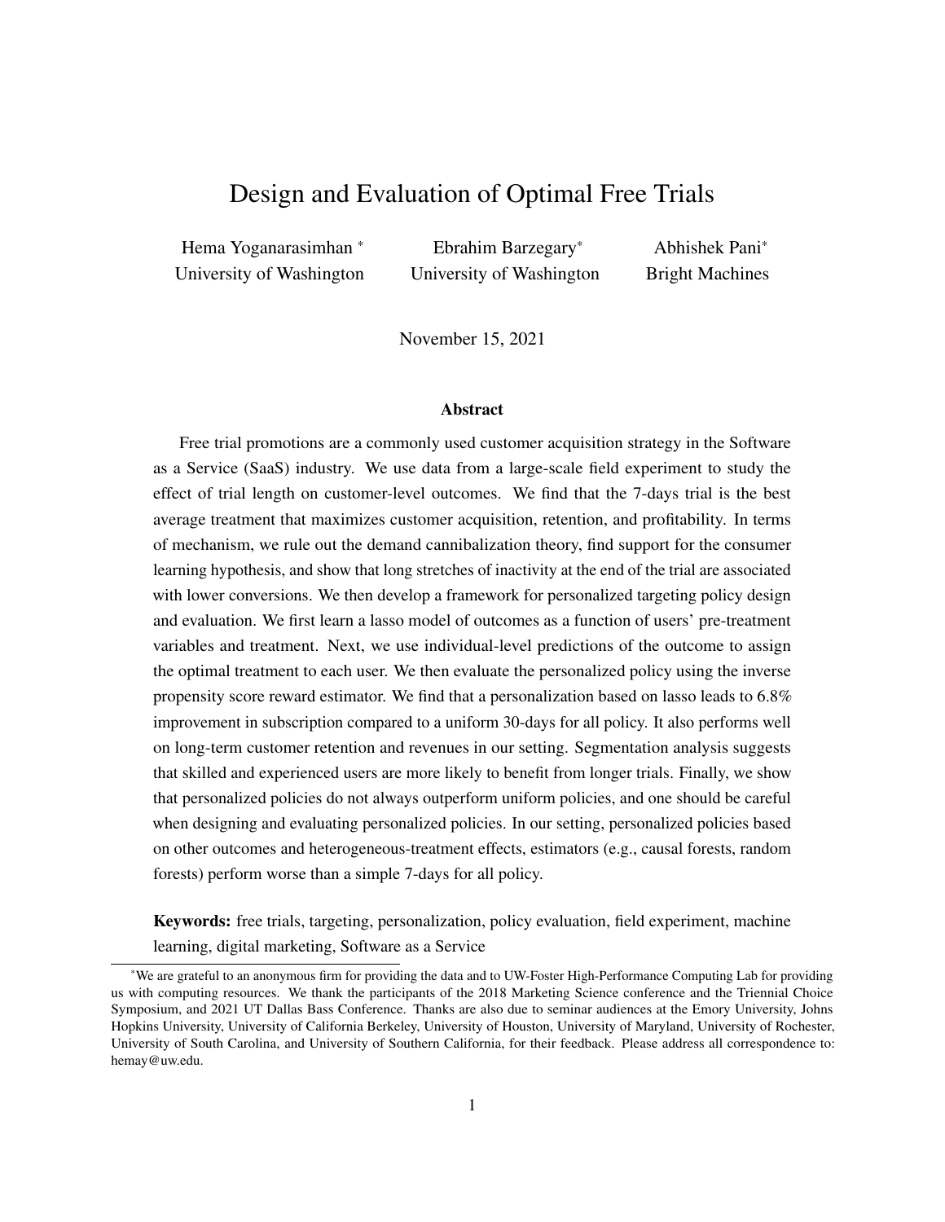# Design and Evaluation of Optimal Free Trials

Hema Yoganarasimhan [*]
University of Washington

Ebrahim Barzegary[*]
University of Washington

Abhishek Pani[*]
Bright Machines

November 15, 2021

### Abstract

Free trial promotions are a commonly used customer acquisition strategy in the Software as a Service (SaaS) industry. We use data from a large-scale field experiment to study the effect of trial length on customer-level outcomes. We find that the 7-days trial is the best average treatment that maximizes customer acquisition, retention, and profitability. In terms of mechanism, we rule out the demand cannibalization theory, find support for the consumer learning hypothesis, and show that long stretches of inactivity at the end of the trial are associated with lower conversions. We then develop a framework for personalized targeting policy design and evaluation. We first learn a lasso model of outcomes as a function of users' pre-treatment variables and treatment. Next, we use individual-level predictions of the outcome to assign the optimal treatment to each user. We then evaluate the personalized policy using the inverse propensity score reward estimator. We find that a personalization based on lasso leads to 6.8% improvement in subscription compared to a uniform 30-days for all policy. It also performs well on long-term customer retention and revenues in our setting. Segmentation analysis suggests that skilled and experienced users are more likely to benefit from longer trials. Finally, we show that personalized policies do not always outperform uniform policies, and one should be careful when designing and evaluating personalized policies. In our setting, personalized policies based on other outcomes and heterogeneous-treatment effects, estimators (e.g., causal forests, random forests) perform worse than a simple 7-days for all policy.

**Keywords:** free trials, targeting, personalization, policy evaluation, field experiment, machine learning, digital marketing, Software as a Service

[*] We are grateful to an anonymous firm for providing the data and to UW-Foster High-Performance Computing Lab for providing us with computing resources. We thank the participants of the 2018 Marketing Science conference and the Triennial Choice Symposium, and 2021 UT Dallas Bass Conference. Thanks are also due to seminar audiences at the Emory University, Johns Hopkins University, University of California Berkeley, University of Houston, University of Maryland, University of Rochester, University of South Carolina, and University of Southern California, for their feedback. Please address all correspondence to: hemay@uw.edu.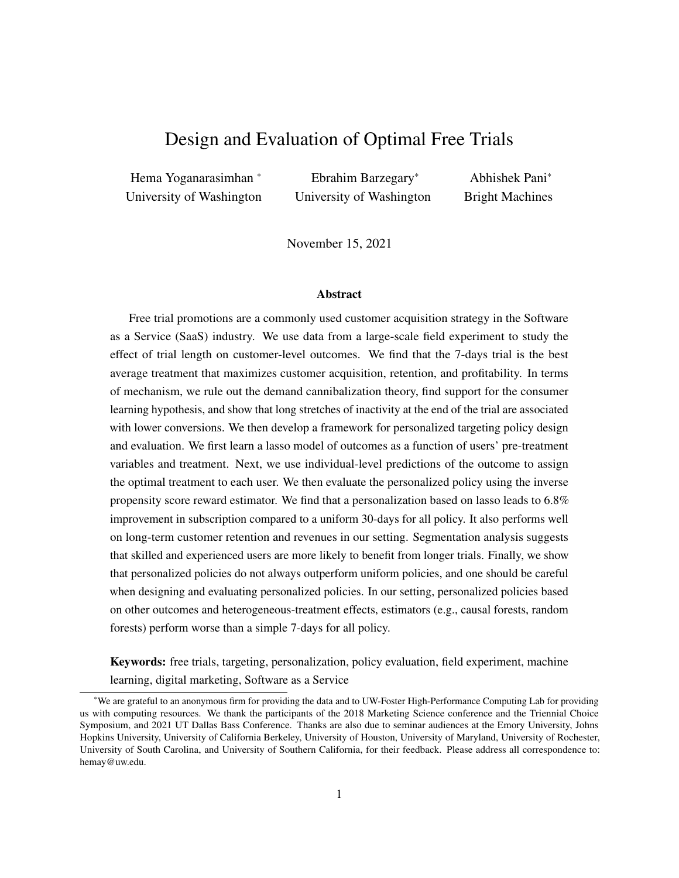# Design and Evaluation of Optimal Free Trials

Hema Yoganarasimhan [*]
University of Washington

Ebrahim Barzegary[*]
University of Washington

Abhishek Pani[*]
Bright Machines

November 15, 2021

### Abstract

Free trial promotions are a commonly used customer acquisition strategy in the Software as a Service (SaaS) industry. We use data from a large-scale field experiment to study the effect of trial length on customer-level outcomes. We find that the 7-days trial is the best average treatment that maximizes customer acquisition, retention, and profitability. In terms of mechanism, we rule out the demand cannibalization theory, find support for the consumer learning hypothesis, and show that long stretches of inactivity at the end of the trial are associated with lower conversions. We then develop a framework for personalized targeting policy design and evaluation. We first learn a lasso model of outcomes as a function of users' pre-treatment variables and treatment. Next, we use individual-level predictions of the outcome to assign the optimal treatment to each user. We then evaluate the personalized policy using the inverse propensity score reward estimator. We find that a personalization based on lasso leads to 6.8% improvement in subscription compared to a uniform 30-days for all policy. It also performs well on long-term customer retention and revenues in our setting. Segmentation analysis suggests that skilled and experienced users are more likely to benefit from longer trials. Finally, we show that personalized policies do not always outperform uniform policies, and one should be careful when designing and evaluating personalized policies. In our setting, personalized policies based on other outcomes and heterogeneous-treatment effects, estimators (e.g., causal forests, random forests) perform worse than a simple 7-days for all policy.

**Keywords:** free trials, targeting, personalization, policy evaluation, field experiment, machine learning, digital marketing, Software as a Service

---

[*] We are grateful to an anonymous firm for providing the data and to UW-Foster High-Performance Computing Lab for providing us with computing resources. We thank the participants of the 2018 Marketing Science conference and the Triennial Choice Symposium, and 2021 UT Dallas Bass Conference. Thanks are also due to seminar audiences at the Emory University, Johns Hopkins University, University of California Berkeley, University of Houston, University of Maryland, University of Rochester, University of South Carolina, and University of Southern California, for their feedback. Please address all correspondence to: hemay@uw.edu.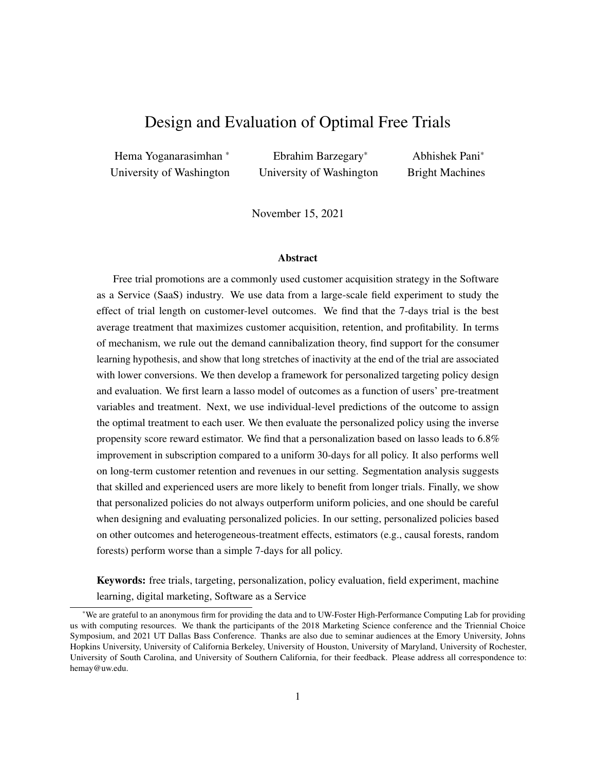# Design and Evaluation of Optimal Free Trials

Hema Yoganarasimhan [*]
University of Washington

Ebrahim Barzegary[*]
University of Washington

Abhishek Pani[*]
Bright Machines

November 15, 2021

### Abstract

Free trial promotions are a commonly used customer acquisition strategy in the Software as a Service (SaaS) industry. We use data from a large-scale field experiment to study the effect of trial length on customer-level outcomes. We find that the 7-days trial is the best average treatment that maximizes customer acquisition, retention, and profitability. In terms of mechanism, we rule out the demand cannibalization theory, find support for the consumer learning hypothesis, and show that long stretches of inactivity at the end of the trial are associated with lower conversions. We then develop a framework for personalized targeting policy design and evaluation. We first learn a lasso model of outcomes as a function of users' pre-treatment variables and treatment. Next, we use individual-level predictions of the outcome to assign the optimal treatment to each user. We then evaluate the personalized policy using the inverse propensity score reward estimator. We find that a personalization based on lasso leads to 6.8% improvement in subscription compared to a uniform 30-days for all policy. It also performs well on long-term customer retention and revenues in our setting. Segmentation analysis suggests that skilled and experienced users are more likely to benefit from longer trials. Finally, we show that personalized policies do not always outperform uniform policies, and one should be careful when designing and evaluating personalized policies. In our setting, personalized policies based on other outcomes and heterogeneous-treatment effects, estimators (e.g., causal forests, random forests) perform worse than a simple 7-days for all policy.

**Keywords:** free trials, targeting, personalization, policy evaluation, field experiment, machine learning, digital marketing, Software as a Service

[*]We are grateful to an anonymous firm for providing the data and to UW-Foster High-Performance Computing Lab for providing us with computing resources. We thank the participants of the 2018 Marketing Science conference and the Triennial Choice Symposium, and 2021 UT Dallas Bass Conference. Thanks are also due to seminar audiences at the Emory University, Johns Hopkins University, University of California Berkeley, University of Houston, University of Maryland, University of Rochester, University of South Carolina, and University of Southern California, for their feedback. Please address all correspondence to: hemay@uw.edu.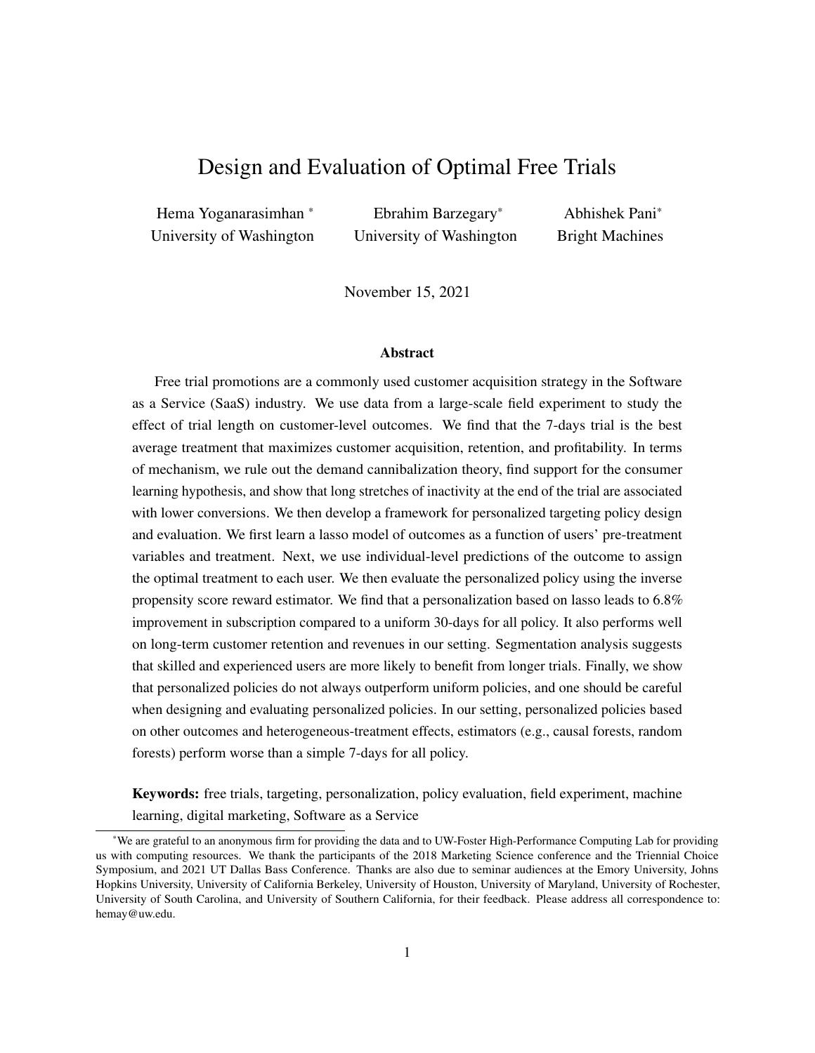# Design and Evaluation of Optimal Free Trials

Hema Yoganarasimhan *
University of Washington

Ebrahim Barzegary*
University of Washington

Abhishek Pani*
Bright Machines

November 15, 2021

### Abstract

Free trial promotions are a commonly used customer acquisition strategy in the Software as a Service (SaaS) industry. We use data from a large-scale field experiment to study the effect of trial length on customer-level outcomes. We find that the 7-days trial is the best average treatment that maximizes customer acquisition, retention, and profitability. In terms of mechanism, we rule out the demand cannibalization theory, find support for the consumer learning hypothesis, and show that long stretches of inactivity at the end of the trial are associated with lower conversions. We then develop a framework for personalized targeting policy design and evaluation. We first learn a lasso model of outcomes as a function of users' pre-treatment variables and treatment. Next, we use individual-level predictions of the outcome to assign the optimal treatment to each user. We then evaluate the personalized policy using the inverse propensity score reward estimator. We find that a personalization based on lasso leads to 6.8% improvement in subscription compared to a uniform 30-days for all policy. It also performs well on long-term customer retention and revenues in our setting. Segmentation analysis suggests that skilled and experienced users are more likely to benefit from longer trials. Finally, we show that personalized policies do not always outperform uniform policies, and one should be careful when designing and evaluating personalized policies. In our setting, personalized policies based on other outcomes and heterogeneous-treatment effects, estimators (e.g., causal forests, random forests) perform worse than a simple 7-days for all policy.

**Keywords:** free trials, targeting, personalization, policy evaluation, field experiment, machine learning, digital marketing, Software as a Service

---

*We are grateful to an anonymous firm for providing the data and to UW-Foster High-Performance Computing Lab for providing us with computing resources. We thank the participants of the 2018 Marketing Science conference and the Triennial Choice Symposium, and 2021 UT Dallas Bass Conference. Thanks are also due to seminar audiences at the Emory University, Johns Hopkins University, University of California Berkeley, University of Houston, University of Maryland, University of Rochester, University of South Carolina, and University of Southern California, for their feedback. Please address all correspondence to: hemay@uw.edu.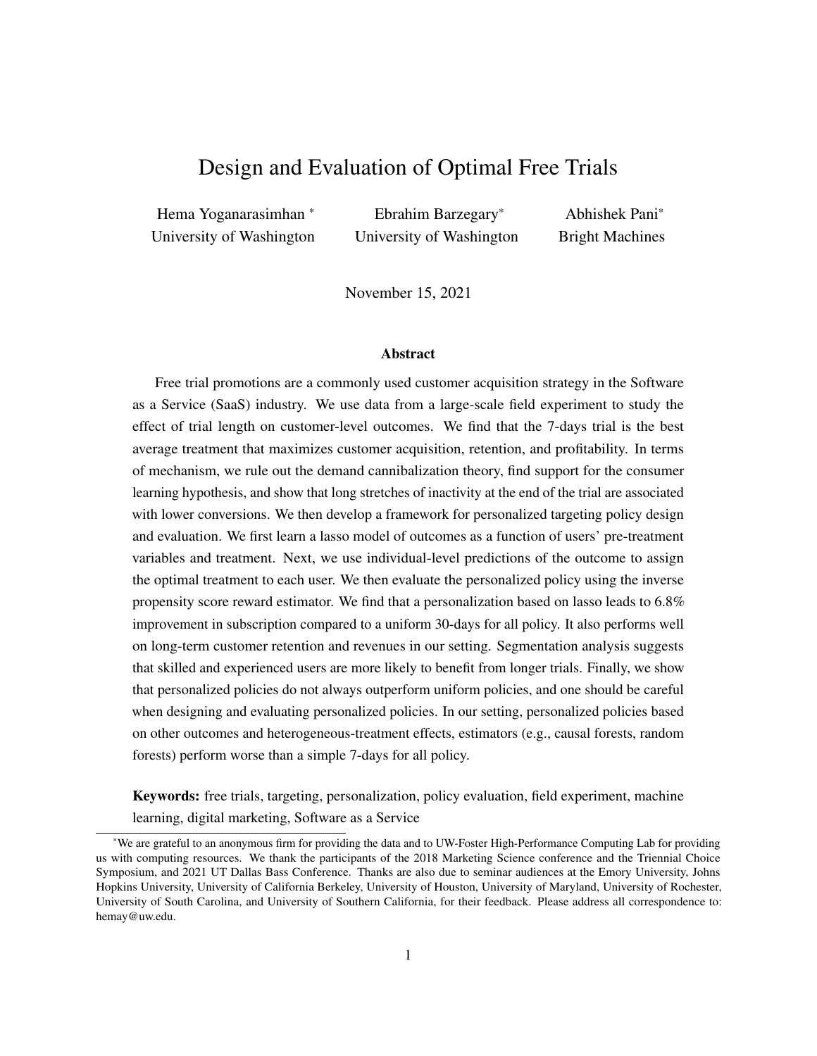# Design and Evaluation of Optimal Free Trials

Hema Yoganarasimhan [*]
University of Washington

Ebrahim Barzegary[*]
University of Washington

Abhishek Pani[*]
Bright Machines

November 15, 2021

### Abstract

Free trial promotions are a commonly used customer acquisition strategy in the Software as a Service (SaaS) industry. We use data from a large-scale field experiment to study the effect of trial length on customer-level outcomes. We find that the 7-days trial is the best average treatment that maximizes customer acquisition, retention, and profitability. In terms of mechanism, we rule out the demand cannibalization theory, find support for the consumer learning hypothesis, and show that long stretches of inactivity at the end of the trial are associated with lower conversions. We then develop a framework for personalized targeting policy design and evaluation. We first learn a lasso model of outcomes as a function of users' pre-treatment variables and treatment. Next, we use individual-level predictions of the outcome to assign the optimal treatment to each user. We then evaluate the personalized policy using the inverse propensity score reward estimator. We find that a personalization based on lasso leads to 6.8% improvement in subscription compared to a uniform 30-days for all policy. It also performs well on long-term customer retention and revenues in our setting. Segmentation analysis suggests that skilled and experienced users are more likely to benefit from longer trials. Finally, we show that personalized policies do not always outperform uniform policies, and one should be careful when designing and evaluating personalized policies. In our setting, personalized policies based on other outcomes and heterogeneous-treatment effects, estimators (e.g., causal forests, random forests) perform worse than a simple 7-days for all policy.

**Keywords:** free trials, targeting, personalization, policy evaluation, field experiment, machine learning, digital marketing, Software as a Service

[*]We are grateful to an anonymous firm for providing the data and to UW-Foster High-Performance Computing Lab for providing us with computing resources. We thank the participants of the 2018 Marketing Science conference and the Triennial Choice Symposium, and 2021 UT Dallas Bass Conference. Thanks are also due to seminar audiences at the Emory University, Johns Hopkins University, University of California Berkeley, University of Houston, University of Maryland, University of Rochester, University of South Carolina, and University of Southern California, for their feedback. Please address all correspondence to: hemay@uw.edu.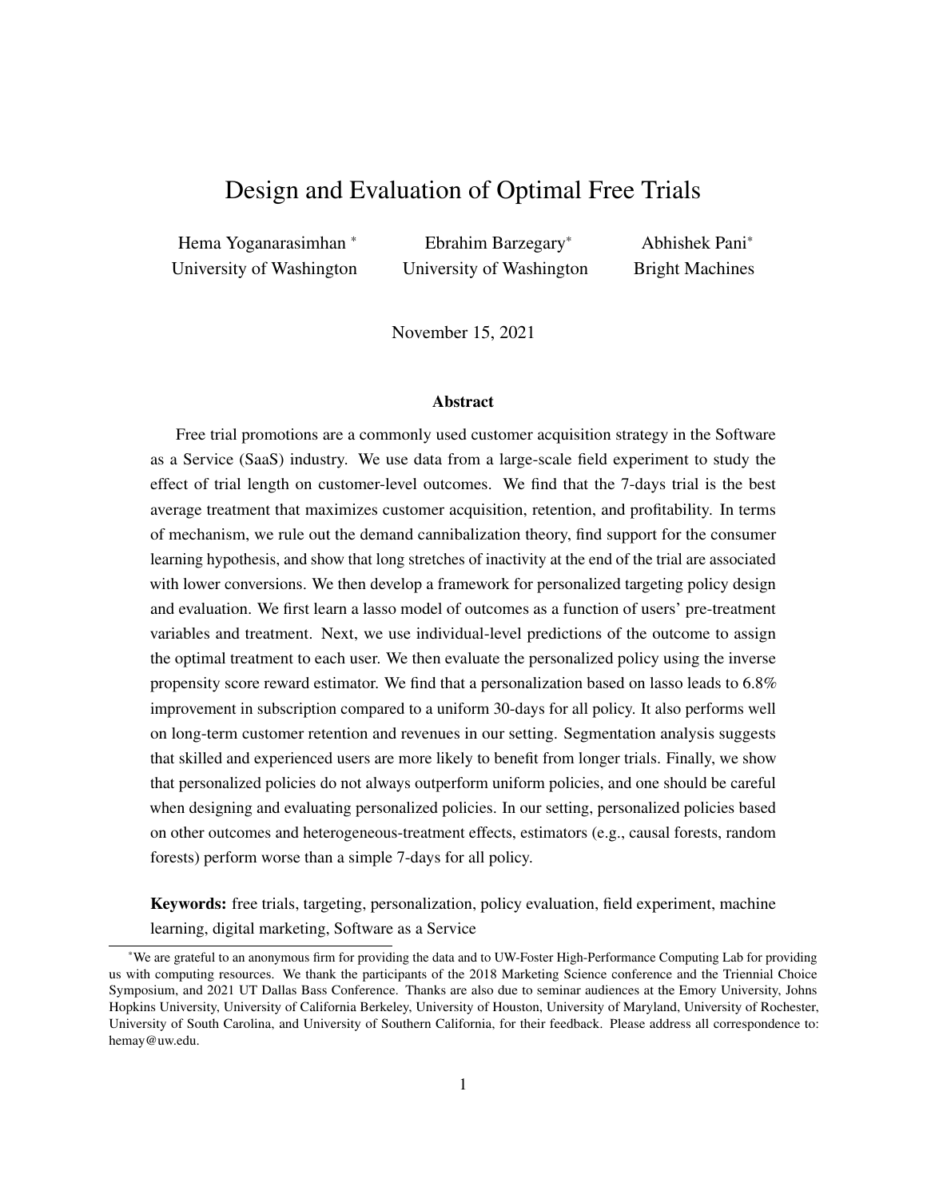# Design and Evaluation of Optimal Free Trials

Hema Yoganarasimhan * University of Washington

Ebrahim Barzegary* University of Washington

Abhishek Pani* Bright Machines

November 15, 2021

### Abstract

Free trial promotions are a commonly used customer acquisition strategy in the Software as a Service (SaaS) industry. We use data from a large-scale field experiment to study the effect of trial length on customer-level outcomes. We find that the 7-days trial is the best average treatment that maximizes customer acquisition, retention, and profitability. In terms of mechanism, we rule out the demand cannibalization theory, find support for the consumer learning hypothesis, and show that long stretches of inactivity at the end of the trial are associated with lower conversions. We then develop a framework for personalized targeting policy design and evaluation. We first learn a lasso model of outcomes as a function of users' pre-treatment variables and treatment. Next, we use individual-level predictions of the outcome to assign the optimal treatment to each user. We then evaluate the personalized policy using the inverse propensity score reward estimator. We find that a personalization based on lasso leads to 6.8% improvement in subscription compared to a uniform 30-days for all policy. It also performs well on long-term customer retention and revenues in our setting. Segmentation analysis suggests that skilled and experienced users are more likely to benefit from longer trials. Finally, we show that personalized policies do not always outperform uniform policies, and one should be careful when designing and evaluating personalized policies. In our setting, personalized policies based on other outcomes and heterogeneous-treatment effects, estimators (e.g., causal forests, random forests) perform worse than a simple 7-days for all policy.

**Keywords:** free trials, targeting, personalization, policy evaluation, field experiment, machine learning, digital marketing, Software as a Service

*We are grateful to an anonymous firm for providing the data and to UW-Foster High-Performance Computing Lab for providing us with computing resources. We thank the participants of the 2018 Marketing Science conference and the Triennial Choice Symposium, and 2021 UT Dallas Bass Conference. Thanks are also due to seminar audiences at the Emory University, Johns Hopkins University, University of California Berkeley, University of Houston, University of Maryland, University of Rochester, University of South Carolina, and University of Southern California, for their feedback. Please address all correspondence to: hemay@uw.edu.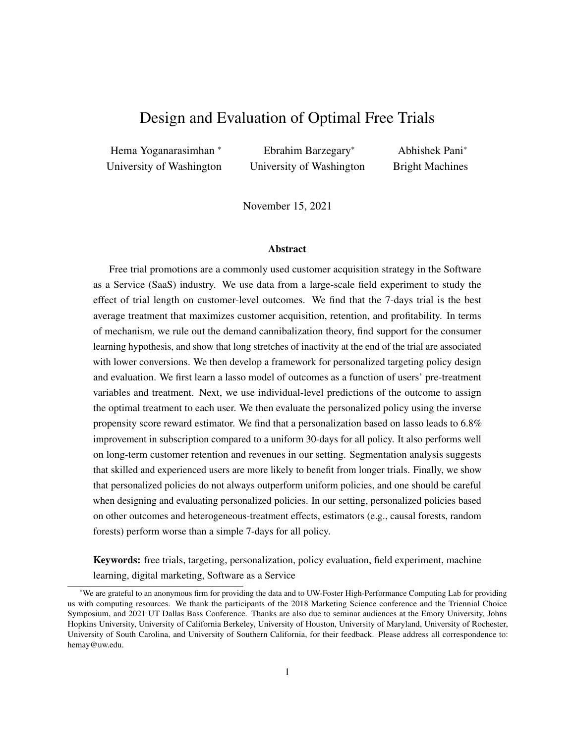# Design and Evaluation of Optimal Free Trials

Hema Yoganarasimhan [*]
University of Washington

Ebrahim Barzegary[*]
University of Washington

Abhishek Pani[*]
Bright Machines

November 15, 2021

### Abstract

Free trial promotions are a commonly used customer acquisition strategy in the Software as a Service (SaaS) industry. We use data from a large-scale field experiment to study the effect of trial length on customer-level outcomes. We find that the 7-days trial is the best average treatment that maximizes customer acquisition, retention, and profitability. In terms of mechanism, we rule out the demand cannibalization theory, find support for the consumer learning hypothesis, and show that long stretches of inactivity at the end of the trial are associated with lower conversions. We then develop a framework for personalized targeting policy design and evaluation. We first learn a lasso model of outcomes as a function of users' pre-treatment variables and treatment. Next, we use individual-level predictions of the outcome to assign the optimal treatment to each user. We then evaluate the personalized policy using the inverse propensity score reward estimator. We find that a personalization based on lasso leads to 6.8% improvement in subscription compared to a uniform 30-days for all policy. It also performs well on long-term customer retention and revenues in our setting. Segmentation analysis suggests that skilled and experienced users are more likely to benefit from longer trials. Finally, we show that personalized policies do not always outperform uniform policies, and one should be careful when designing and evaluating personalized policies. In our setting, personalized policies based on other outcomes and heterogeneous-treatment effects, estimators (e.g., causal forests, random forests) perform worse than a simple 7-days for all policy.

**Keywords:** free trials, targeting, personalization, policy evaluation, field experiment, machine learning, digital marketing, Software as a Service

[*] We are grateful to an anonymous firm for providing the data and to UW-Foster High-Performance Computing Lab for providing us with computing resources. We thank the participants of the 2018 Marketing Science conference and the Triennial Choice Symposium, and 2021 UT Dallas Bass Conference. Thanks are also due to seminar audiences at the Emory University, Johns Hopkins University, University of California Berkeley, University of Houston, University of Maryland, University of Rochester, University of South Carolina, and University of Southern California, for their feedback. Please address all correspondence to: hemay@uw.edu.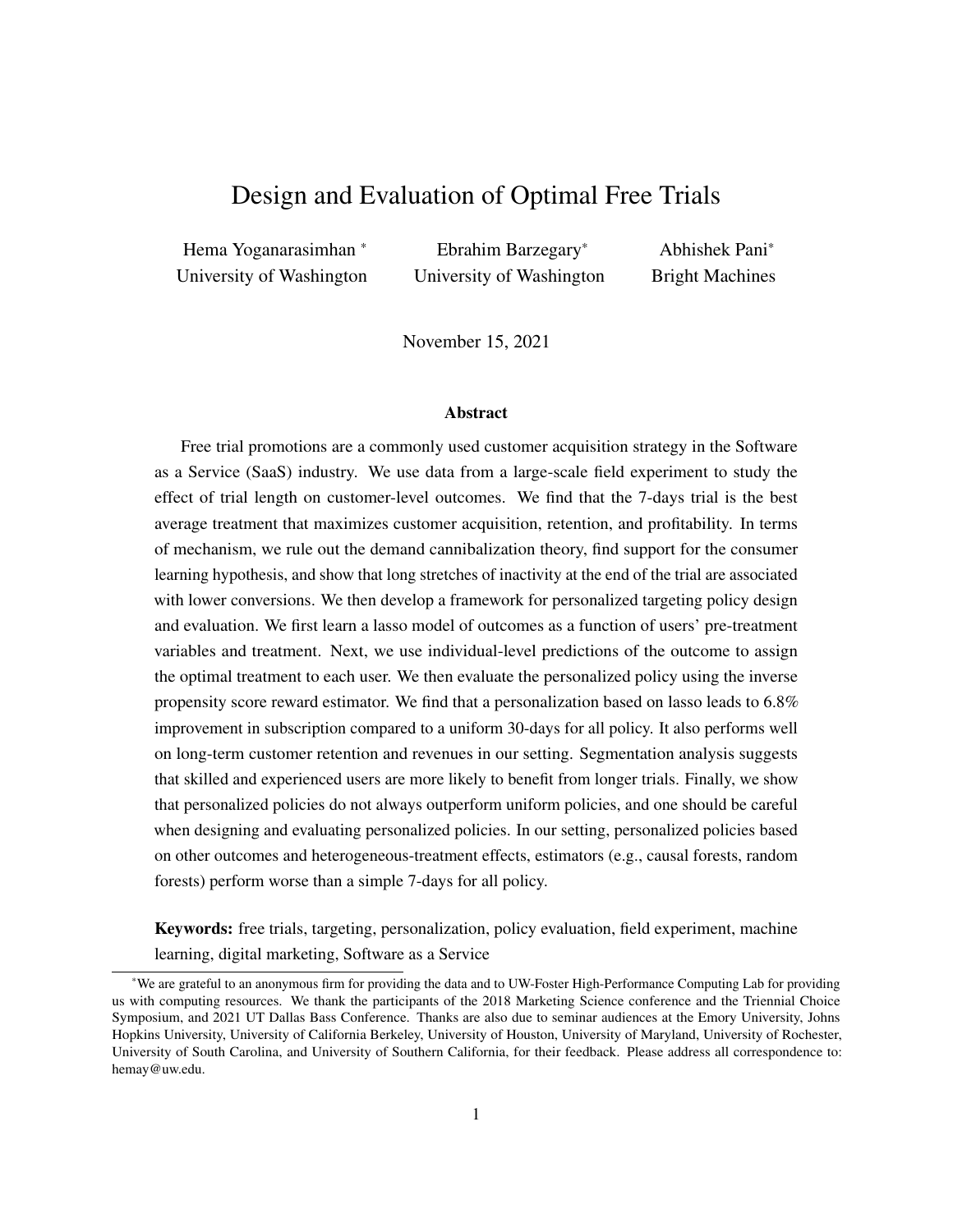# Design and Evaluation of Optimal Free Trials

Hema Yoganarasimhan *
University of Washington

Ebrahim Barzegary*
University of Washington

Abhishek Pani*
Bright Machines

November 15, 2021

### Abstract

Free trial promotions are a commonly used customer acquisition strategy in the Software as a Service (SaaS) industry. We use data from a large-scale field experiment to study the effect of trial length on customer-level outcomes. We find that the 7-days trial is the best average treatment that maximizes customer acquisition, retention, and profitability. In terms of mechanism, we rule out the demand cannibalization theory, find support for the consumer learning hypothesis, and show that long stretches of inactivity at the end of the trial are associated with lower conversions. We then develop a framework for personalized targeting policy design and evaluation. We first learn a lasso model of outcomes as a function of users' pre-treatment variables and treatment. Next, we use individual-level predictions of the outcome to assign the optimal treatment to each user. We then evaluate the personalized policy using the inverse propensity score reward estimator. We find that a personalization based on lasso leads to 6.8% improvement in subscription compared to a uniform 30-days for all policy. It also performs well on long-term customer retention and revenues in our setting. Segmentation analysis suggests that skilled and experienced users are more likely to benefit from longer trials. Finally, we show that personalized policies do not always outperform uniform policies, and one should be careful when designing and evaluating personalized policies. In our setting, personalized policies based on other outcomes and heterogeneous-treatment effects, estimators (e.g., causal forests, random forests) perform worse than a simple 7-days for all policy.

**Keywords:** free trials, targeting, personalization, policy evaluation, field experiment, machine learning, digital marketing, Software as a Service

---

*We are grateful to an anonymous firm for providing the data and to UW-Foster High-Performance Computing Lab for providing us with computing resources. We thank the participants of the 2018 Marketing Science conference and the Triennial Choice Symposium, and 2021 UT Dallas Bass Conference. Thanks are also due to seminar audiences at the Emory University, Johns Hopkins University, University of California Berkeley, University of Houston, University of Maryland, University of Rochester, University of South Carolina, and University of Southern California, for their feedback. Please address all correspondence to: hemay@uw.edu.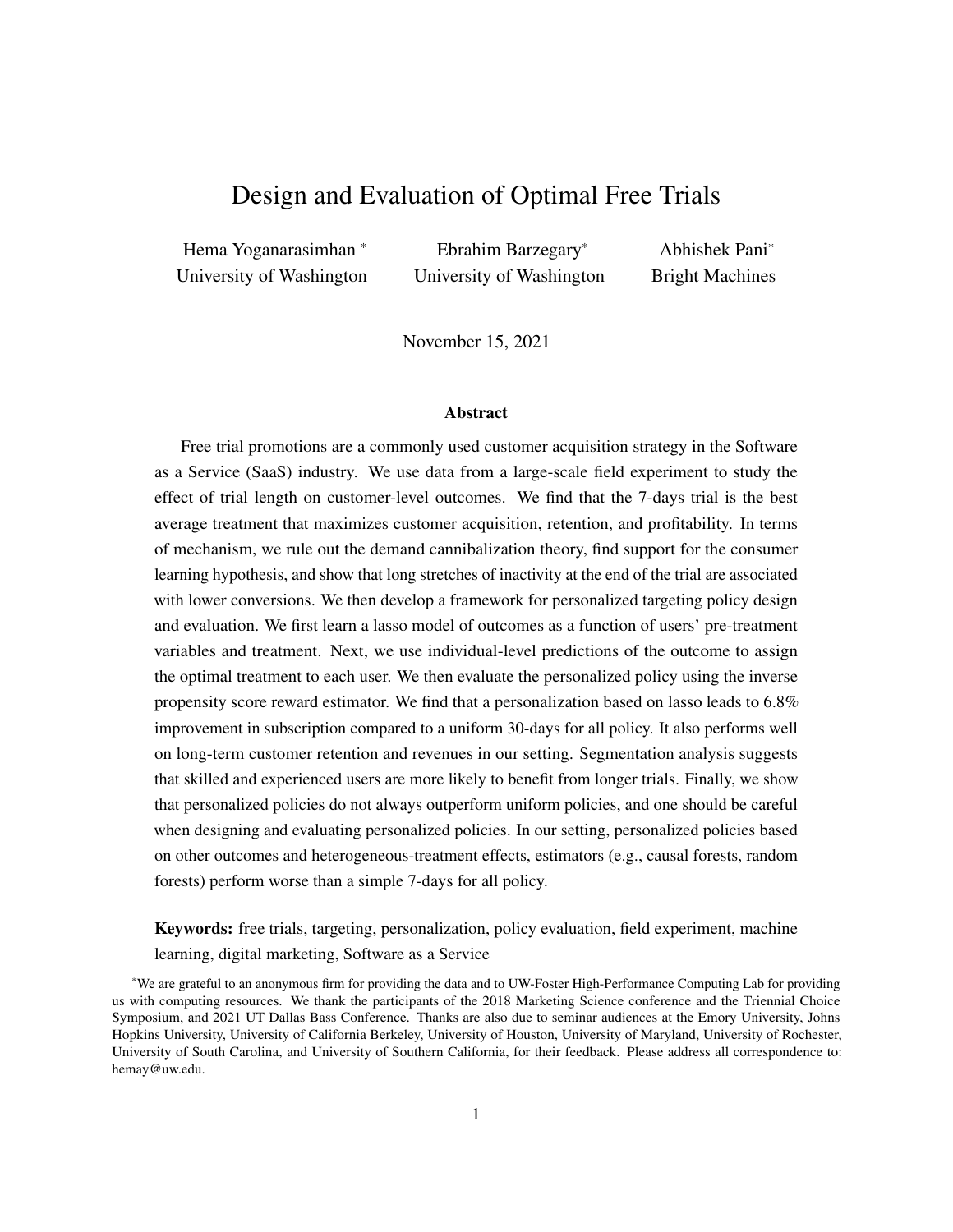# Design and Evaluation of Optimal Free Trials

Hema Yoganarasimhan * University of Washington

Ebrahim Barzegary* University of Washington

Abhishek Pani* Bright Machines

November 15, 2021

### Abstract

Free trial promotions are a commonly used customer acquisition strategy in the Software as a Service (SaaS) industry. We use data from a large-scale field experiment to study the effect of trial length on customer-level outcomes. We find that the 7-days trial is the best average treatment that maximizes customer acquisition, retention, and profitability. In terms of mechanism, we rule out the demand cannibalization theory, find support for the consumer learning hypothesis, and show that long stretches of inactivity at the end of the trial are associated with lower conversions. We then develop a framework for personalized targeting policy design and evaluation. We first learn a lasso model of outcomes as a function of users' pre-treatment variables and treatment. Next, we use individual-level predictions of the outcome to assign the optimal treatment to each user. We then evaluate the personalized policy using the inverse propensity score reward estimator. We find that a personalization based on lasso leads to 6.8% improvement in subscription compared to a uniform 30-days for all policy. It also performs well on long-term customer retention and revenues in our setting. Segmentation analysis suggests that skilled and experienced users are more likely to benefit from longer trials. Finally, we show that personalized policies do not always outperform uniform policies, and one should be careful when designing and evaluating personalized policies. In our setting, personalized policies based on other outcomes and heterogeneous-treatment effects, estimators (e.g., causal forests, random forests) perform worse than a simple 7-days for all policy.

**Keywords:** free trials, targeting, personalization, policy evaluation, field experiment, machine learning, digital marketing, Software as a Service

---

*We are grateful to an anonymous firm for providing the data and to UW-Foster High-Performance Computing Lab for providing us with computing resources. We thank the participants of the 2018 Marketing Science conference and the Triennial Choice Symposium, and 2021 UT Dallas Bass Conference. Thanks are also due to seminar audiences at the Emory University, Johns Hopkins University, University of California Berkeley, University of Houston, University of Maryland, University of Rochester, University of South Carolina, and University of Southern California, for their feedback. Please address all correspondence to: hemay@uw.edu.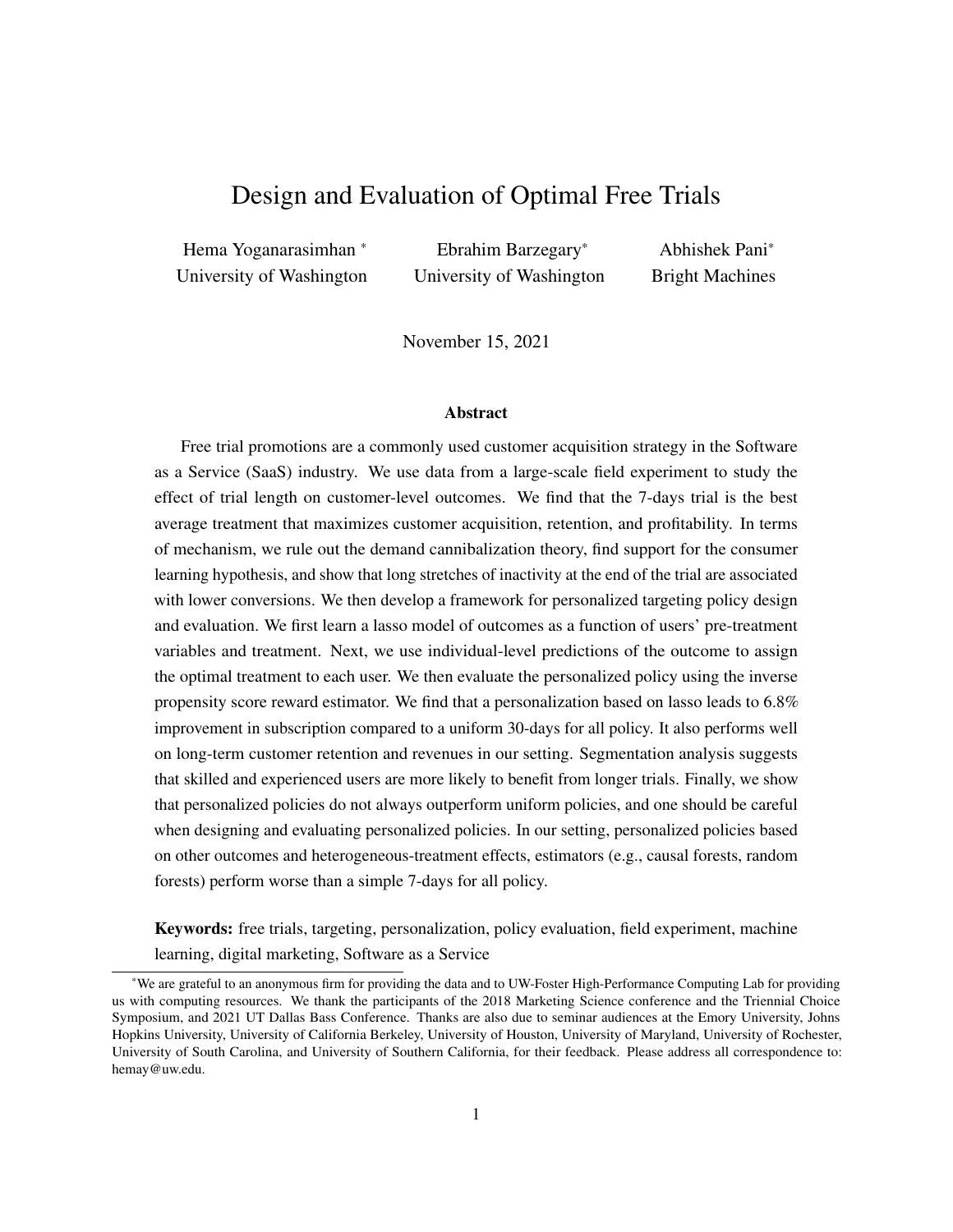# Design and Evaluation of Optimal Free Trials

Hema Yoganarasimhan [*]
University of Washington

Ebrahim Barzegary[*]
University of Washington

Abhishek Pani[*]
Bright Machines

November 15, 2021

### Abstract

Free trial promotions are a commonly used customer acquisition strategy in the Software as a Service (SaaS) industry. We use data from a large-scale field experiment to study the effect of trial length on customer-level outcomes. We find that the 7-days trial is the best average treatment that maximizes customer acquisition, retention, and profitability. In terms of mechanism, we rule out the demand cannibalization theory, find support for the consumer learning hypothesis, and show that long stretches of inactivity at the end of the trial are associated with lower conversions. We then develop a framework for personalized targeting policy design and evaluation. We first learn a lasso model of outcomes as a function of users' pre-treatment variables and treatment. Next, we use individual-level predictions of the outcome to assign the optimal treatment to each user. We then evaluate the personalized policy using the inverse propensity score reward estimator. We find that a personalization based on lasso leads to 6.8% improvement in subscription compared to a uniform 30-days for all policy. It also performs well on long-term customer retention and revenues in our setting. Segmentation analysis suggests that skilled and experienced users are more likely to benefit from longer trials. Finally, we show that personalized policies do not always outperform uniform policies, and one should be careful when designing and evaluating personalized policies. In our setting, personalized policies based on other outcomes and heterogeneous-treatment effects, estimators (e.g., causal forests, random forests) perform worse than a simple 7-days for all policy.

**Keywords:** free trials, targeting, personalization, policy evaluation, field experiment, machine learning, digital marketing, Software as a Service

---

[*]We are grateful to an anonymous firm for providing the data and to UW-Foster High-Performance Computing Lab for providing us with computing resources. We thank the participants of the 2018 Marketing Science conference and the Triennial Choice Symposium, and 2021 UT Dallas Bass Conference. Thanks are also due to seminar audiences at the Emory University, Johns Hopkins University, University of California Berkeley, University of Houston, University of Maryland, University of Rochester, University of South Carolina, and University of Southern California, for their feedback. Please address all correspondence to: hemay@uw.edu.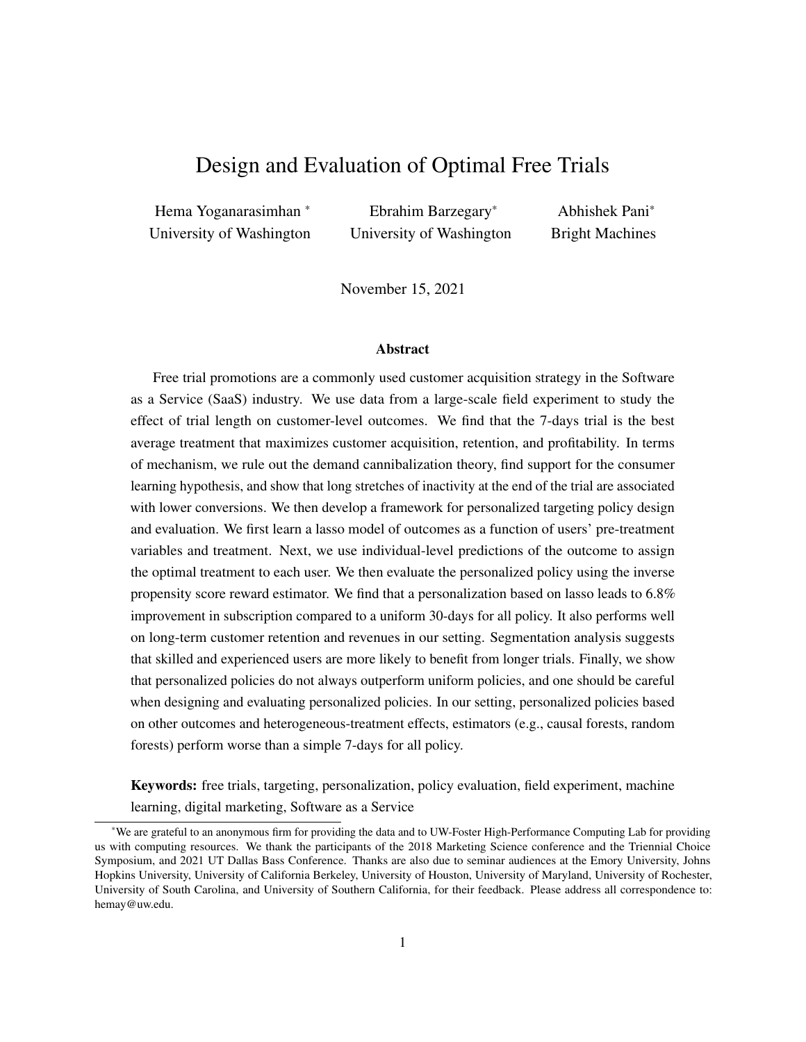# Design and Evaluation of Optimal Free Trials

Hema Yoganarasimhan* University of Washington

Ebrahim Barzegary* University of Washington

Abhishek Pani* Bright Machines

November 15, 2021

### Abstract

Free trial promotions are a commonly used customer acquisition strategy in the Software as a Service (SaaS) industry. We use data from a large-scale field experiment to study the effect of trial length on customer-level outcomes. We find that the 7-days trial is the best average treatment that maximizes customer acquisition, retention, and profitability. In terms of mechanism, we rule out the demand cannibalization theory, find support for the consumer learning hypothesis, and show that long stretches of inactivity at the end of the trial are associated with lower conversions. We then develop a framework for personalized targeting policy design and evaluation. We first learn a lasso model of outcomes as a function of users' pre-treatment variables and treatment. Next, we use individual-level predictions of the outcome to assign the optimal treatment to each user. We then evaluate the personalized policy using the inverse propensity score reward estimator. We find that a personalization based on lasso leads to 6.8% improvement in subscription compared to a uniform 30-days for all policy. It also performs well on long-term customer retention and revenues in our setting. Segmentation analysis suggests that skilled and experienced users are more likely to benefit from longer trials. Finally, we show that personalized policies do not always outperform uniform policies, and one should be careful when designing and evaluating personalized policies. In our setting, personalized policies based on other outcomes and heterogeneous-treatment effects, estimators (e.g., causal forests, random forests) perform worse than a simple 7-days for all policy.

**Keywords:** free trials, targeting, personalization, policy evaluation, field experiment, machine learning, digital marketing, Software as a Service

*We are grateful to an anonymous firm for providing the data and to UW-Foster High-Performance Computing Lab for providing us with computing resources. We thank the participants of the 2018 Marketing Science conference and the Triennial Choice Symposium, and 2021 UT Dallas Bass Conference. Thanks are also due to seminar audiences at the Emory University, Johns Hopkins University, University of California Berkeley, University of Houston, University of Maryland, University of Rochester, University of South Carolina, and University of Southern California, for their feedback. Please address all correspondence to: hemay@uw.edu.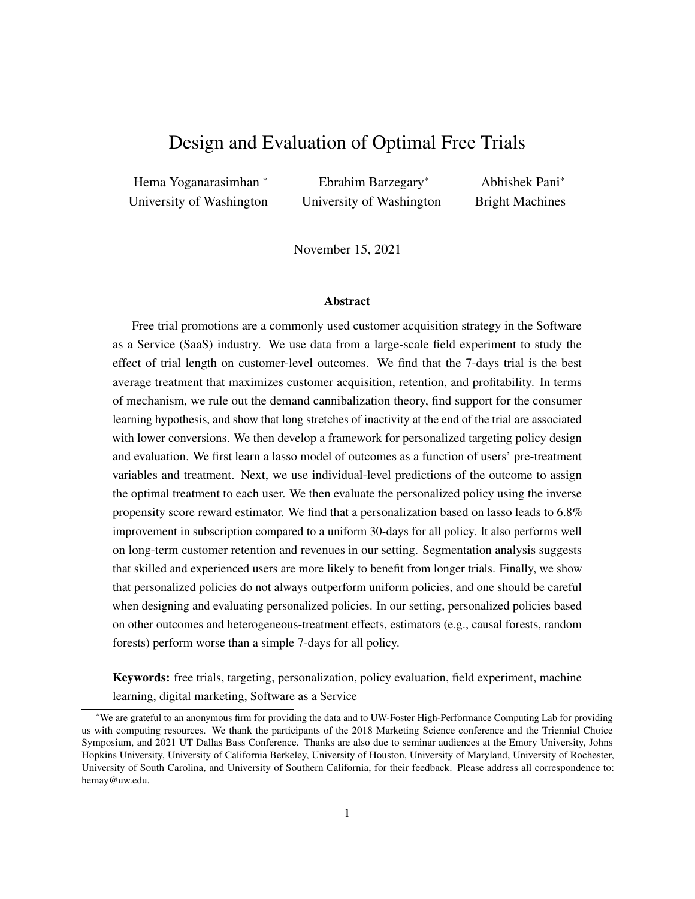# Design and Evaluation of Optimal Free Trials

Hema Yoganarasimhan *
University of Washington

Ebrahim Barzegary*
University of Washington

Abhishek Pani*
Bright Machines

November 15, 2021

### Abstract

Free trial promotions are a commonly used customer acquisition strategy in the Software as a Service (SaaS) industry. We use data from a large-scale field experiment to study the effect of trial length on customer-level outcomes. We find that the 7-days trial is the best average treatment that maximizes customer acquisition, retention, and profitability. In terms of mechanism, we rule out the demand cannibalization theory, find support for the consumer learning hypothesis, and show that long stretches of inactivity at the end of the trial are associated with lower conversions. We then develop a framework for personalized targeting policy design and evaluation. We first learn a lasso model of outcomes as a function of users' pre-treatment variables and treatment. Next, we use individual-level predictions of the outcome to assign the optimal treatment to each user. We then evaluate the personalized policy using the inverse propensity score reward estimator. We find that a personalization based on lasso leads to 6.8% improvement in subscription compared to a uniform 30-days for all policy. It also performs well on long-term customer retention and revenues in our setting. Segmentation analysis suggests that skilled and experienced users are more likely to benefit from longer trials. Finally, we show that personalized policies do not always outperform uniform policies, and one should be careful when designing and evaluating personalized policies. In our setting, personalized policies based on other outcomes and heterogeneous-treatment effects, estimators (e.g., causal forests, random forests) perform worse than a simple 7-days for all policy.

**Keywords:** free trials, targeting, personalization, policy evaluation, field experiment, machine learning, digital marketing, Software as a Service

*We are grateful to an anonymous firm for providing the data and to UW-Foster High-Performance Computing Lab for providing us with computing resources. We thank the participants of the 2018 Marketing Science conference and the Triennial Choice Symposium, and 2021 UT Dallas Bass Conference. Thanks are also due to seminar audiences at the Emory University, Johns Hopkins University, University of California Berkeley, University of Houston, University of Maryland, University of Rochester, University of South Carolina, and University of Southern California, for their feedback. Please address all correspondence to: hemay@uw.edu.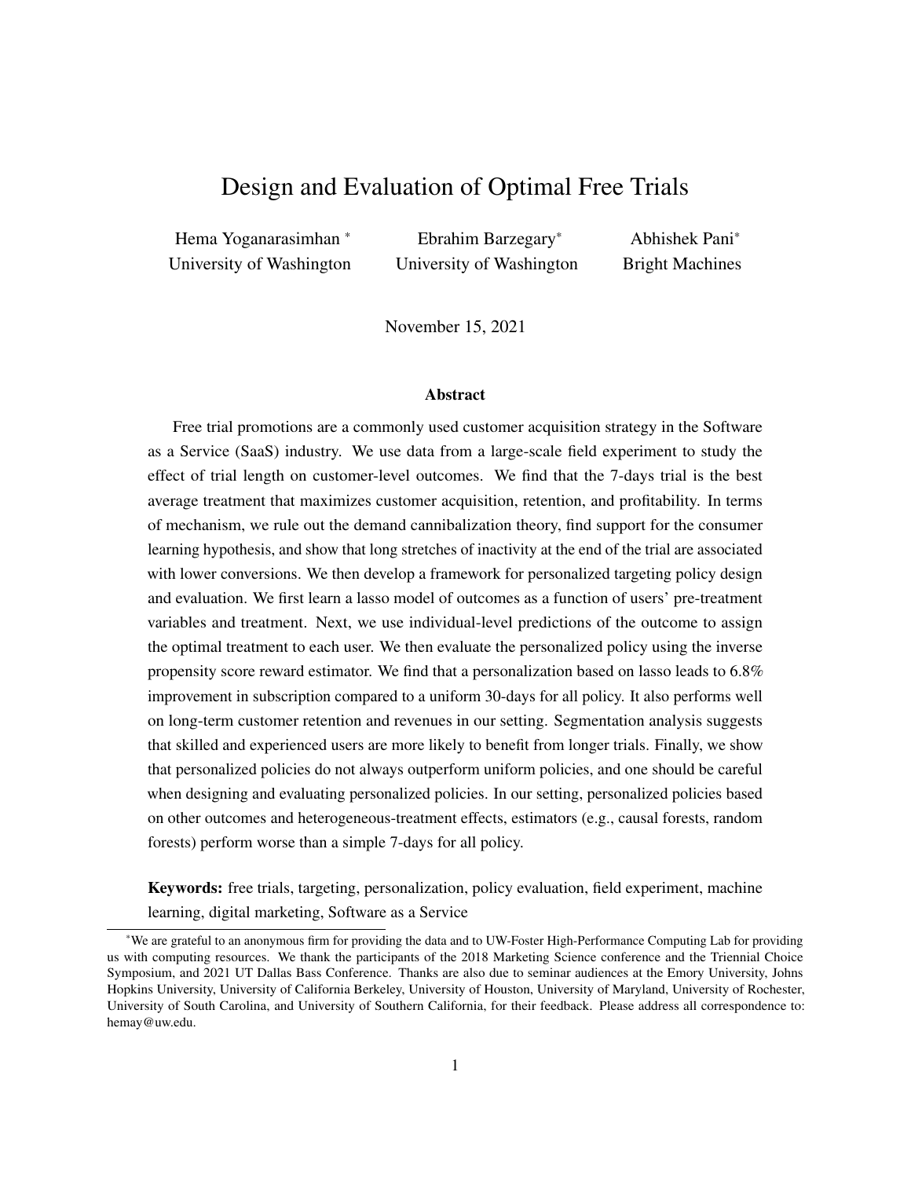# Design and Evaluation of Optimal Free Trials

Hema Yoganarasimhan * University of Washington

Ebrahim Barzegary* University of Washington

Abhishek Pani* Bright Machines

November 15, 2021

### Abstract

Free trial promotions are a commonly used customer acquisition strategy in the Software as a Service (SaaS) industry. We use data from a large-scale field experiment to study the effect of trial length on customer-level outcomes. We find that the 7-days trial is the best average treatment that maximizes customer acquisition, retention, and profitability. In terms of mechanism, we rule out the demand cannibalization theory, find support for the consumer learning hypothesis, and show that long stretches of inactivity at the end of the trial are associated with lower conversions. We then develop a framework for personalized targeting policy design and evaluation. We first learn a lasso model of outcomes as a function of users' pre-treatment variables and treatment. Next, we use individual-level predictions of the outcome to assign the optimal treatment to each user. We then evaluate the personalized policy using the inverse propensity score reward estimator. We find that a personalization based on lasso leads to 6.8% improvement in subscription compared to a uniform 30-days for all policy. It also performs well on long-term customer retention and revenues in our setting. Segmentation analysis suggests that skilled and experienced users are more likely to benefit from longer trials. Finally, we show that personalized policies do not always outperform uniform policies, and one should be careful when designing and evaluating personalized policies. In our setting, personalized policies based on other outcomes and heterogeneous-treatment effects, estimators (e.g., causal forests, random forests) perform worse than a simple 7-days for all policy.

**Keywords:** free trials, targeting, personalization, policy evaluation, field experiment, machine learning, digital marketing, Software as a Service

*We are grateful to an anonymous firm for providing the data and to UW-Foster High-Performance Computing Lab for providing us with computing resources. We thank the participants of the 2018 Marketing Science conference and the Triennial Choice Symposium, and 2021 UT Dallas Bass Conference. Thanks are also due to seminar audiences at the Emory University, Johns Hopkins University, University of California Berkeley, University of Houston, University of Maryland, University of Rochester, University of South Carolina, and University of Southern California, for their feedback. Please address all correspondence to: hemay@uw.edu.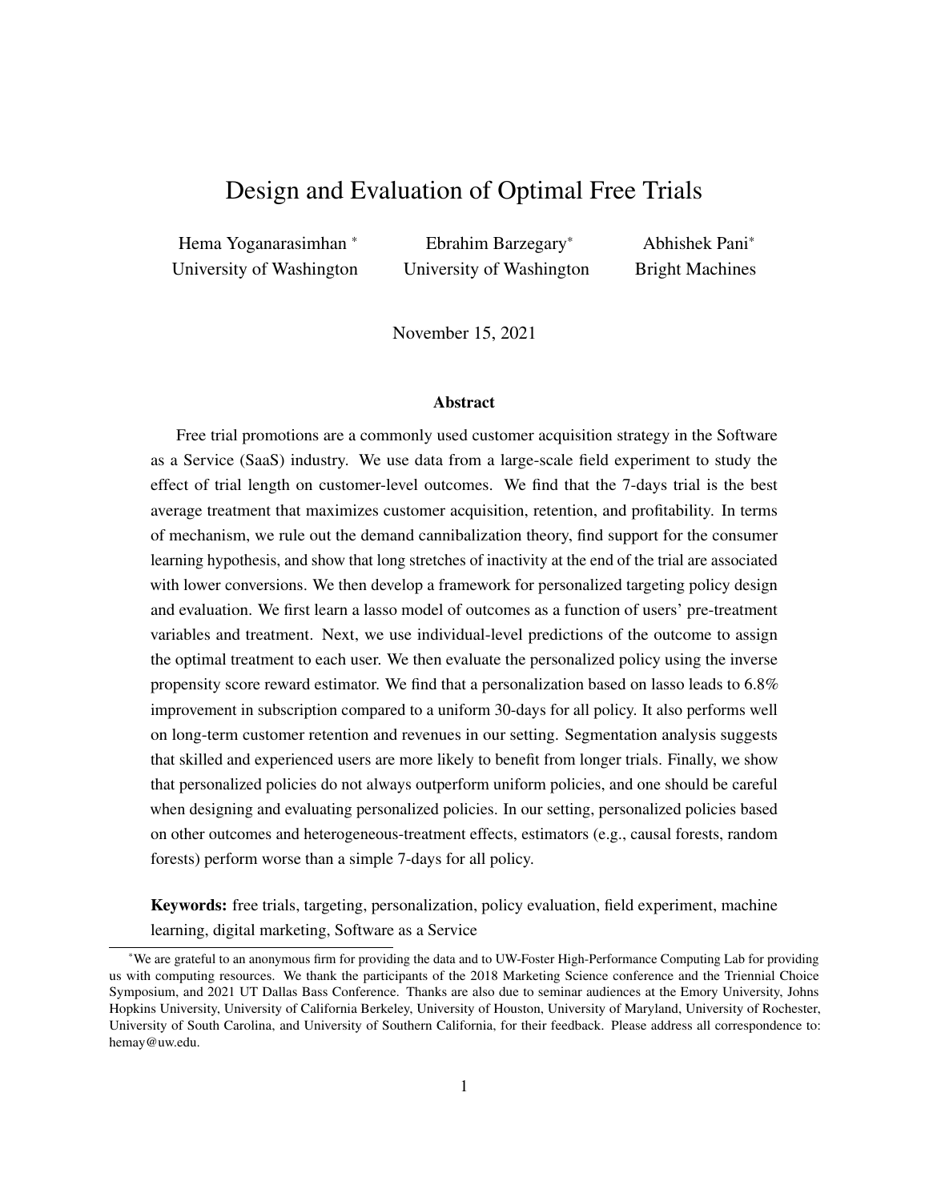# Design and Evaluation of Optimal Free Trials

Hema Yoganarasimhan * University of Washington

Ebrahim Barzegary* University of Washington

Abhishek Pani* Bright Machines

November 15, 2021

### Abstract

Free trial promotions are a commonly used customer acquisition strategy in the Software as a Service (SaaS) industry. We use data from a large-scale field experiment to study the effect of trial length on customer-level outcomes. We find that the 7-days trial is the best average treatment that maximizes customer acquisition, retention, and profitability. In terms of mechanism, we rule out the demand cannibalization theory, find support for the consumer learning hypothesis, and show that long stretches of inactivity at the end of the trial are associated with lower conversions. We then develop a framework for personalized targeting policy design and evaluation. We first learn a lasso model of outcomes as a function of users' pre-treatment variables and treatment. Next, we use individual-level predictions of the outcome to assign the optimal treatment to each user. We then evaluate the personalized policy using the inverse propensity score reward estimator. We find that a personalization based on lasso leads to 6.8% improvement in subscription compared to a uniform 30-days for all policy. It also performs well on long-term customer retention and revenues in our setting. Segmentation analysis suggests that skilled and experienced users are more likely to benefit from longer trials. Finally, we show that personalized policies do not always outperform uniform policies, and one should be careful when designing and evaluating personalized policies. In our setting, personalized policies based on other outcomes and heterogeneous-treatment effects, estimators (e.g., causal forests, random forests) perform worse than a simple 7-days for all policy.

**Keywords:** free trials, targeting, personalization, policy evaluation, field experiment, machine learning, digital marketing, Software as a Service

*We are grateful to an anonymous firm for providing the data and to UW-Foster High-Performance Computing Lab for providing us with computing resources. We thank the participants of the 2018 Marketing Science conference and the Triennial Choice Symposium, and 2021 UT Dallas Bass Conference. Thanks are also due to seminar audiences at the Emory University, Johns Hopkins University, University of California Berkeley, University of Houston, University of Maryland, University of Rochester, University of South Carolina, and University of Southern California, for their feedback. Please address all correspondence to: hemay@uw.edu.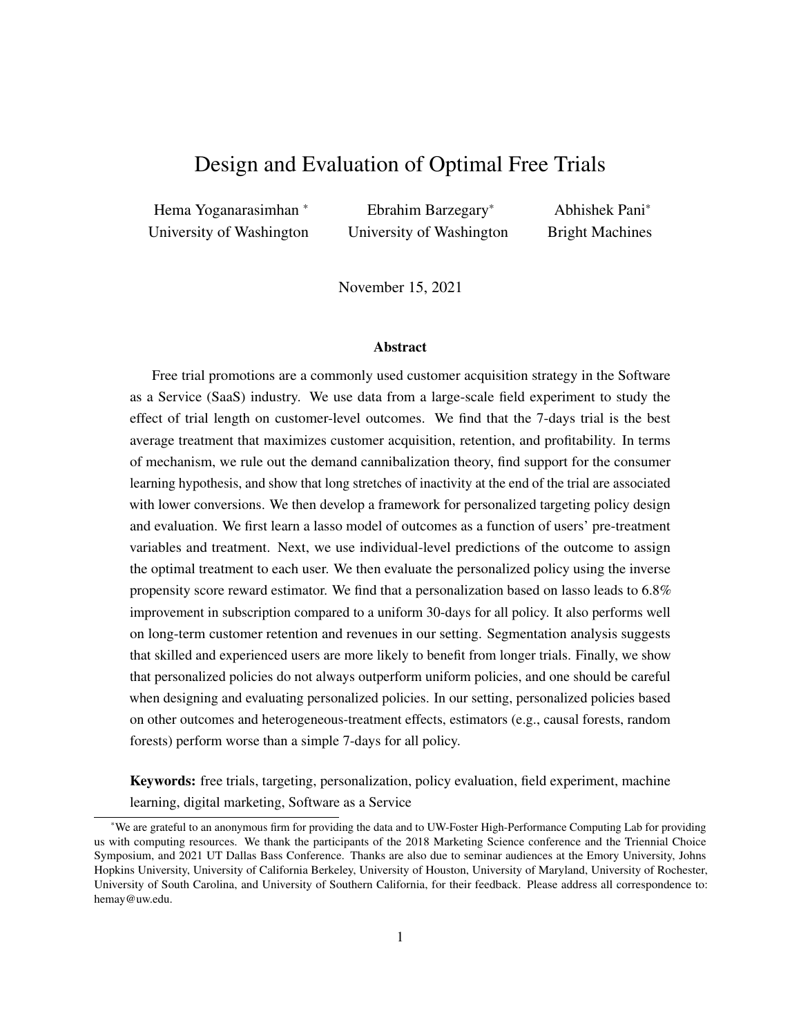# Design and Evaluation of Optimal Free Trials

Hema Yoganarasimhan * University of Washington

Ebrahim Barzegary* University of Washington

Abhishek Pani* Bright Machines

November 15, 2021

### Abstract

Free trial promotions are a commonly used customer acquisition strategy in the Software as a Service (SaaS) industry. We use data from a large-scale field experiment to study the effect of trial length on customer-level outcomes. We find that the 7-days trial is the best average treatment that maximizes customer acquisition, retention, and profitability. In terms of mechanism, we rule out the demand cannibalization theory, find support for the consumer learning hypothesis, and show that long stretches of inactivity at the end of the trial are associated with lower conversions. We then develop a framework for personalized targeting policy design and evaluation. We first learn a lasso model of outcomes as a function of users' pre-treatment variables and treatment. Next, we use individual-level predictions of the outcome to assign the optimal treatment to each user. We then evaluate the personalized policy using the inverse propensity score reward estimator. We find that a personalization based on lasso leads to 6.8% improvement in subscription compared to a uniform 30-days for all policy. It also performs well on long-term customer retention and revenues in our setting. Segmentation analysis suggests that skilled and experienced users are more likely to benefit from longer trials. Finally, we show that personalized policies do not always outperform uniform policies, and one should be careful when designing and evaluating personalized policies. In our setting, personalized policies based on other outcomes and heterogeneous-treatment effects, estimators (e.g., causal forests, random forests) perform worse than a simple 7-days for all policy.

**Keywords:** free trials, targeting, personalization, policy evaluation, field experiment, machine learning, digital marketing, Software as a Service

*We are grateful to an anonymous firm for providing the data and to UW-Foster High-Performance Computing Lab for providing us with computing resources. We thank the participants of the 2018 Marketing Science conference and the Triennial Choice Symposium, and 2021 UT Dallas Bass Conference. Thanks are also due to seminar audiences at the Emory University, Johns Hopkins University, University of California Berkeley, University of Houston, University of Maryland, University of Rochester, University of South Carolina, and University of Southern California, for their feedback. Please address all correspondence to: hemay@uw.edu.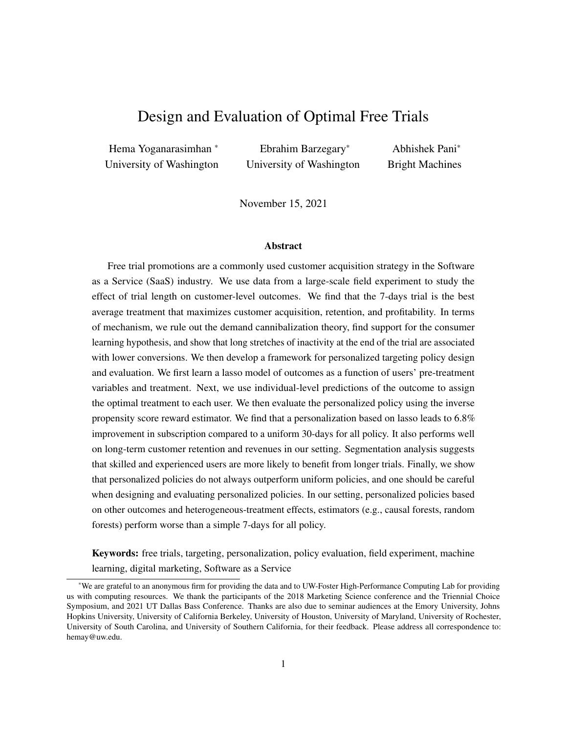# Design and Evaluation of Optimal Free Trials

Hema Yoganarasimhan *
University of Washington

Ebrahim Barzegary*
University of Washington

Abhishek Pani*
Bright Machines

November 15, 2021

## Abstract

Free trial promotions are a commonly used customer acquisition strategy in the Software as a Service (SaaS) industry. We use data from a large-scale field experiment to study the effect of trial length on customer-level outcomes. We find that the 7-days trial is the best average treatment that maximizes customer acquisition, retention, and profitability. In terms of mechanism, we rule out the demand cannibalization theory, find support for the consumer learning hypothesis, and show that long stretches of inactivity at the end of the trial are associated with lower conversions. We then develop a framework for personalized targeting policy design and evaluation. We first learn a lasso model of outcomes as a function of users' pre-treatment variables and treatment. Next, we use individual-level predictions of the outcome to assign the optimal treatment to each user. We then evaluate the personalized policy using the inverse propensity score reward estimator. We find that a personalization based on lasso leads to 6.8% improvement in subscription compared to a uniform 30-days for all policy. It also performs well on long-term customer retention and revenues in our setting. Segmentation analysis suggests that skilled and experienced users are more likely to benefit from longer trials. Finally, we show that personalized policies do not always outperform uniform policies, and one should be careful when designing and evaluating personalized policies. In our setting, personalized policies based on other outcomes and heterogeneous-treatment effects, estimators (e.g., causal forests, random forests) perform worse than a simple 7-days for all policy.

**Keywords:** free trials, targeting, personalization, policy evaluation, field experiment, machine learning, digital marketing, Software as a Service

---

*We are grateful to an anonymous firm for providing the data and to UW-Foster High-Performance Computing Lab for providing us with computing resources. We thank the participants of the 2018 Marketing Science conference and the Triennial Choice Symposium, and 2021 UT Dallas Bass Conference. Thanks are also due to seminar audiences at the Emory University, Johns Hopkins University, University of California Berkeley, University of Houston, University of Maryland, University of Rochester, University of South Carolina, and University of Southern California, for their feedback. Please address all correspondence to: hemay@uw.edu.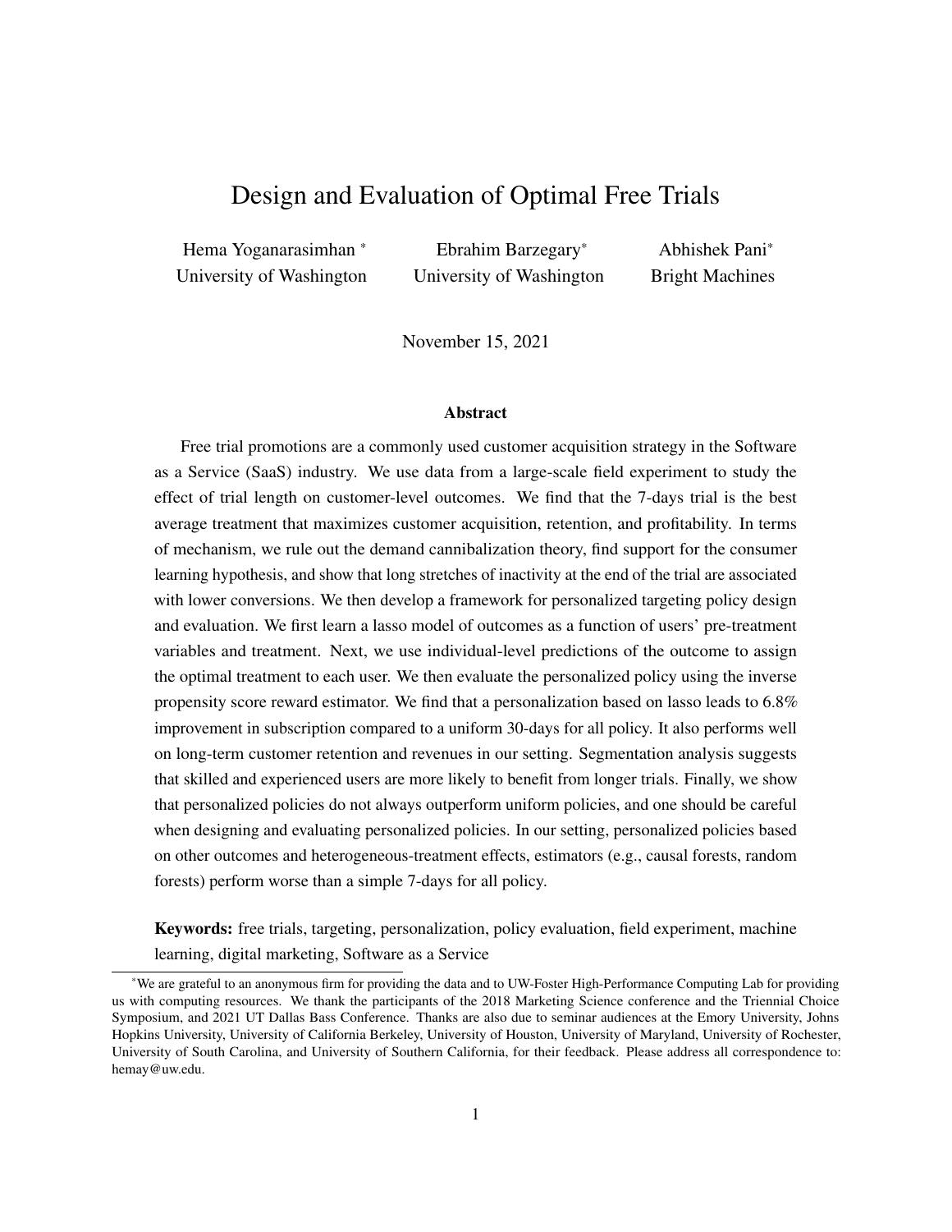# Design and Evaluation of Optimal Free Trials

Hema Yoganarasimhan [*]
University of Washington

Ebrahim Barzegary[*]
University of Washington

Abhishek Pani[*]
Bright Machines

November 15, 2021

### Abstract

Free trial promotions are a commonly used customer acquisition strategy in the Software as a Service (SaaS) industry. We use data from a large-scale field experiment to study the effect of trial length on customer-level outcomes. We find that the 7-days trial is the best average treatment that maximizes customer acquisition, retention, and profitability. In terms of mechanism, we rule out the demand cannibalization theory, find support for the consumer learning hypothesis, and show that long stretches of inactivity at the end of the trial are associated with lower conversions. We then develop a framework for personalized targeting policy design and evaluation. We first learn a lasso model of outcomes as a function of users' pre-treatment variables and treatment. Next, we use individual-level predictions of the outcome to assign the optimal treatment to each user. We then evaluate the personalized policy using the inverse propensity score reward estimator. We find that a personalization based on lasso leads to 6.8% improvement in subscription compared to a uniform 30-days for all policy. It also performs well on long-term customer retention and revenues in our setting. Segmentation analysis suggests that skilled and experienced users are more likely to benefit from longer trials. Finally, we show that personalized policies do not always outperform uniform policies, and one should be careful when designing and evaluating personalized policies. In our setting, personalized policies based on other outcomes and heterogeneous-treatment effects, estimators (e.g., causal forests, random forests) perform worse than a simple 7-days for all policy.

**Keywords:** free trials, targeting, personalization, policy evaluation, field experiment, machine learning, digital marketing, Software as a Service

---

[*]We are grateful to an anonymous firm for providing the data and to UW-Foster High-Performance Computing Lab for providing us with computing resources. We thank the participants of the 2018 Marketing Science conference and the Triennial Choice Symposium, and 2021 UT Dallas Bass Conference. Thanks are also due to seminar audiences at the Emory University, Johns Hopkins University, University of California Berkeley, University of Houston, University of Maryland, University of Rochester, University of South Carolina, and University of Southern California, for their feedback. Please address all correspondence to: hemay@uw.edu.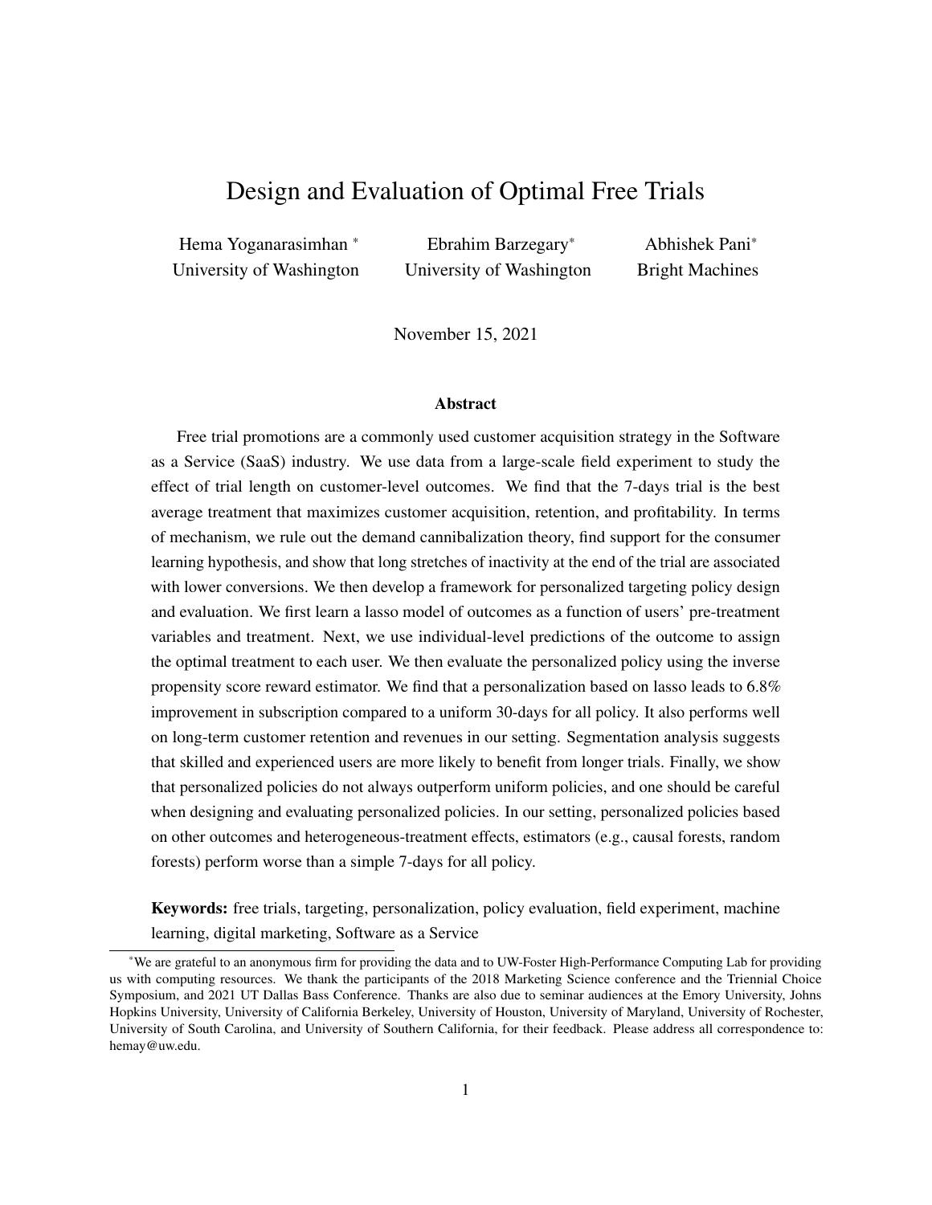# Design and Evaluation of Optimal Free Trials

Hema Yoganarasimhan [*]
University of Washington

Ebrahim Barzegary[*]
University of Washington

Abhishek Pani[*]
Bright Machines

November 15, 2021

### Abstract

Free trial promotions are a commonly used customer acquisition strategy in the Software as a Service (SaaS) industry. We use data from a large-scale field experiment to study the effect of trial length on customer-level outcomes. We find that the 7-days trial is the best average treatment that maximizes customer acquisition, retention, and profitability. In terms of mechanism, we rule out the demand cannibalization theory, find support for the consumer learning hypothesis, and show that long stretches of inactivity at the end of the trial are associated with lower conversions. We then develop a framework for personalized targeting policy design and evaluation. We first learn a lasso model of outcomes as a function of users' pre-treatment variables and treatment. Next, we use individual-level predictions of the outcome to assign the optimal treatment to each user. We then evaluate the personalized policy using the inverse propensity score reward estimator. We find that a personalization based on lasso leads to 6.8% improvement in subscription compared to a uniform 30-days for all policy. It also performs well on long-term customer retention and revenues in our setting. Segmentation analysis suggests that skilled and experienced users are more likely to benefit from longer trials. Finally, we show that personalized policies do not always outperform uniform policies, and one should be careful when designing and evaluating personalized policies. In our setting, personalized policies based on other outcomes and heterogeneous-treatment effects, estimators (e.g., causal forests, random forests) perform worse than a simple 7-days for all policy.

**Keywords:** free trials, targeting, personalization, policy evaluation, field experiment, machine learning, digital marketing, Software as a Service

---

[*] We are grateful to an anonymous firm for providing the data and to UW-Foster High-Performance Computing Lab for providing us with computing resources. We thank the participants of the 2018 Marketing Science conference and the Triennial Choice Symposium, and 2021 UT Dallas Bass Conference. Thanks are also due to seminar audiences at the Emory University, Johns Hopkins University, University of California Berkeley, University of Houston, University of Maryland, University of Rochester, University of South Carolina, and University of Southern California, for their feedback. Please address all correspondence to: hemay@uw.edu.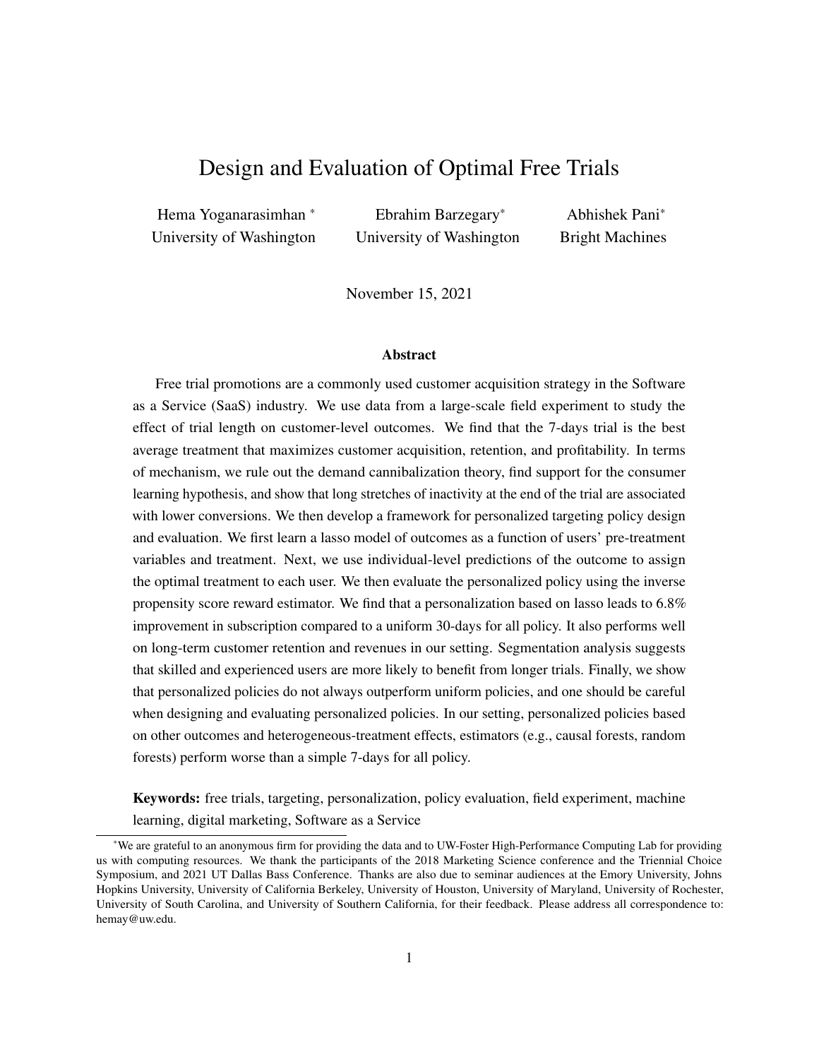# Design and Evaluation of Optimal Free Trials

Hema Yoganarasimhan * University of Washington

Ebrahim Barzegary* University of Washington

Abhishek Pani* Bright Machines

November 15, 2021

### Abstract

Free trial promotions are a commonly used customer acquisition strategy in the Software as a Service (SaaS) industry. We use data from a large-scale field experiment to study the effect of trial length on customer-level outcomes. We find that the 7-days trial is the best average treatment that maximizes customer acquisition, retention, and profitability. In terms of mechanism, we rule out the demand cannibalization theory, find support for the consumer learning hypothesis, and show that long stretches of inactivity at the end of the trial are associated with lower conversions. We then develop a framework for personalized targeting policy design and evaluation. We first learn a lasso model of outcomes as a function of users' pre-treatment variables and treatment. Next, we use individual-level predictions of the outcome to assign the optimal treatment to each user. We then evaluate the personalized policy using the inverse propensity score reward estimator. We find that a personalization based on lasso leads to 6.8% improvement in subscription compared to a uniform 30-days for all policy. It also performs well on long-term customer retention and revenues in our setting. Segmentation analysis suggests that skilled and experienced users are more likely to benefit from longer trials. Finally, we show that personalized policies do not always outperform uniform policies, and one should be careful when designing and evaluating personalized policies. In our setting, personalized policies based on other outcomes and heterogeneous-treatment effects, estimators (e.g., causal forests, random forests) perform worse than a simple 7-days for all policy.

**Keywords:** free trials, targeting, personalization, policy evaluation, field experiment, machine learning, digital marketing, Software as a Service

---

*We are grateful to an anonymous firm for providing the data and to UW-Foster High-Performance Computing Lab for providing us with computing resources. We thank the participants of the 2018 Marketing Science conference and the Triennial Choice Symposium, and 2021 UT Dallas Bass Conference. Thanks are also due to seminar audiences at the Emory University, Johns Hopkins University, University of California Berkeley, University of Houston, University of Maryland, University of Rochester, University of South Carolina, and University of Southern California, for their feedback. Please address all correspondence to: hemay@uw.edu.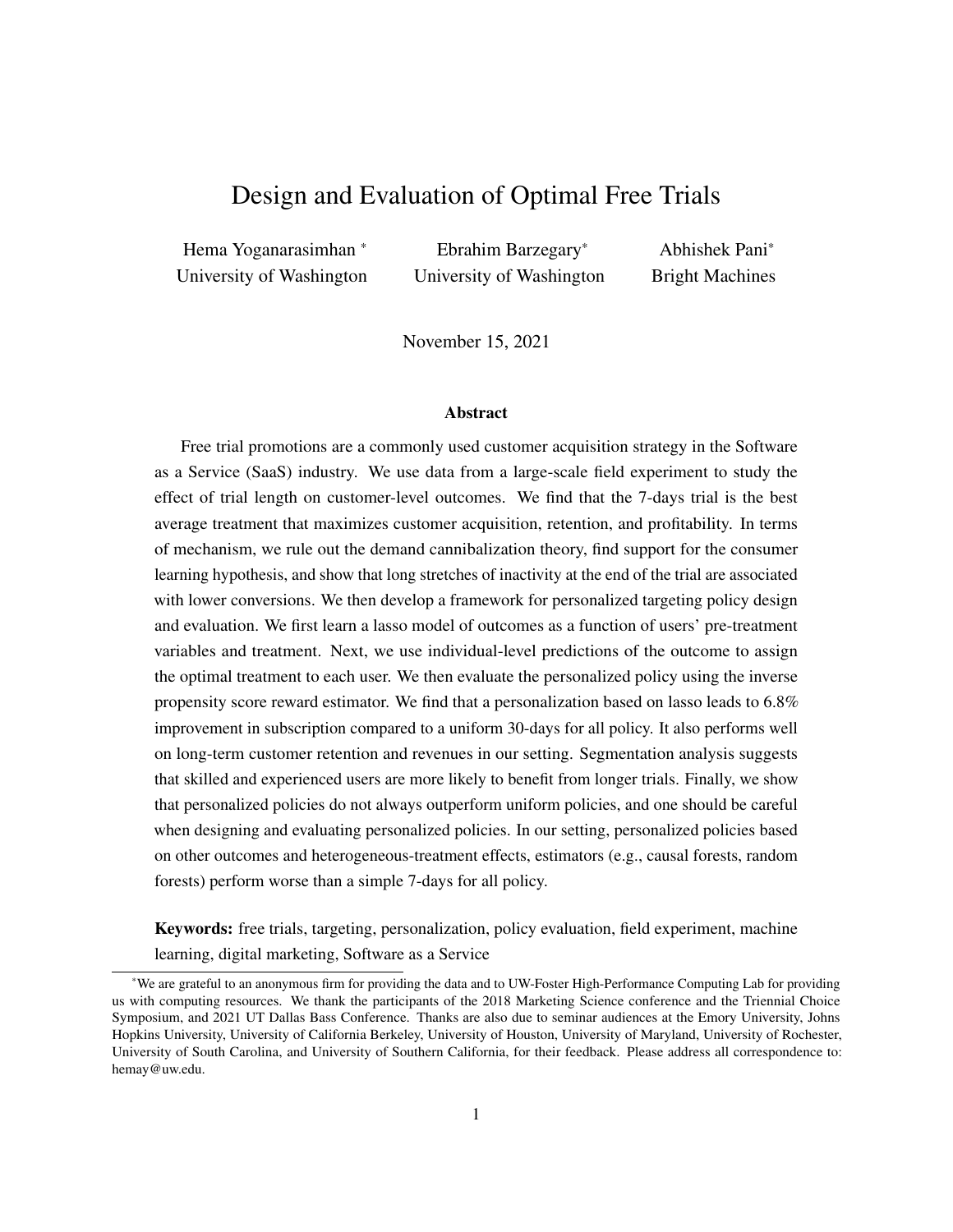# Design and Evaluation of Optimal Free Trials

Hema Yoganarasimhan *
University of Washington

Ebrahim Barzegary*
University of Washington

Abhishek Pani*
Bright Machines

November 15, 2021

### Abstract

Free trial promotions are a commonly used customer acquisition strategy in the Software as a Service (SaaS) industry. We use data from a large-scale field experiment to study the effect of trial length on customer-level outcomes. We find that the 7-days trial is the best average treatment that maximizes customer acquisition, retention, and profitability. In terms of mechanism, we rule out the demand cannibalization theory, find support for the consumer learning hypothesis, and show that long stretches of inactivity at the end of the trial are associated with lower conversions. We then develop a framework for personalized targeting policy design and evaluation. We first learn a lasso model of outcomes as a function of users' pre-treatment variables and treatment. Next, we use individual-level predictions of the outcome to assign the optimal treatment to each user. We then evaluate the personalized policy using the inverse propensity score reward estimator. We find that a personalization based on lasso leads to 6.8% improvement in subscription compared to a uniform 30-days for all policy. It also performs well on long-term customer retention and revenues in our setting. Segmentation analysis suggests that skilled and experienced users are more likely to benefit from longer trials. Finally, we show that personalized policies do not always outperform uniform policies, and one should be careful when designing and evaluating personalized policies. In our setting, personalized policies based on other outcomes and heterogeneous-treatment effects, estimators (e.g., causal forests, random forests) perform worse than a simple 7-days for all policy.

**Keywords:** free trials, targeting, personalization, policy evaluation, field experiment, machine learning, digital marketing, Software as a Service

---

*We are grateful to an anonymous firm for providing the data and to UW-Foster High-Performance Computing Lab for providing us with computing resources. We thank the participants of the 2018 Marketing Science conference and the Triennial Choice Symposium, and 2021 UT Dallas Bass Conference. Thanks are also due to seminar audiences at the Emory University, Johns Hopkins University, University of California Berkeley, University of Houston, University of Maryland, University of Rochester, University of South Carolina, and University of Southern California, for their feedback. Please address all correspondence to: hemay@uw.edu.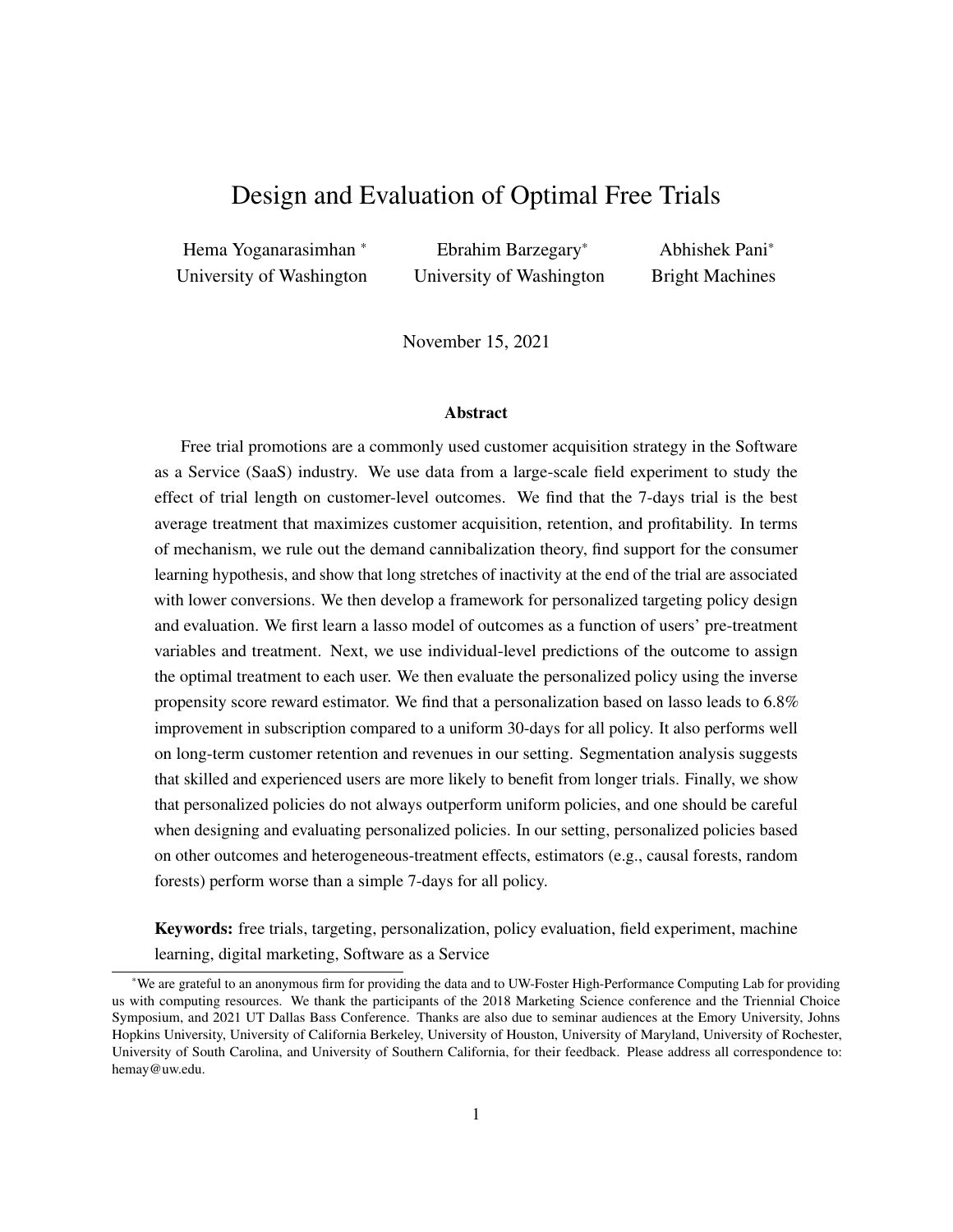# Design and Evaluation of Optimal Free Trials

Hema Yoganarasimhan [*]
University of Washington

Ebrahim Barzegary[*]
University of Washington

Abhishek Pani[*]
Bright Machines

November 15, 2021

### Abstract

Free trial promotions are a commonly used customer acquisition strategy in the Software as a Service (SaaS) industry. We use data from a large-scale field experiment to study the effect of trial length on customer-level outcomes. We find that the 7-days trial is the best average treatment that maximizes customer acquisition, retention, and profitability. In terms of mechanism, we rule out the demand cannibalization theory, find support for the consumer learning hypothesis, and show that long stretches of inactivity at the end of the trial are associated with lower conversions. We then develop a framework for personalized targeting policy design and evaluation. We first learn a lasso model of outcomes as a function of users' pre-treatment variables and treatment. Next, we use individual-level predictions of the outcome to assign the optimal treatment to each user. We then evaluate the personalized policy using the inverse propensity score reward estimator. We find that a personalization based on lasso leads to 6.8% improvement in subscription compared to a uniform 30-days for all policy. It also performs well on long-term customer retention and revenues in our setting. Segmentation analysis suggests that skilled and experienced users are more likely to benefit from longer trials. Finally, we show that personalized policies do not always outperform uniform policies, and one should be careful when designing and evaluating personalized policies. In our setting, personalized policies based on other outcomes and heterogeneous-treatment effects, estimators (e.g., causal forests, random forests) perform worse than a simple 7-days for all policy.

**Keywords:** free trials, targeting, personalization, policy evaluation, field experiment, machine learning, digital marketing, Software as a Service

[*] We are grateful to an anonymous firm for providing the data and to UW-Foster High-Performance Computing Lab for providing us with computing resources. We thank the participants of the 2018 Marketing Science conference and the Triennial Choice Symposium, and 2021 UT Dallas Bass Conference. Thanks are also due to seminar audiences at the Emory University, Johns Hopkins University, University of California Berkeley, University of Houston, University of Maryland, University of Rochester, University of South Carolina, and University of Southern California, for their feedback. Please address all correspondence to: hemay@uw.edu.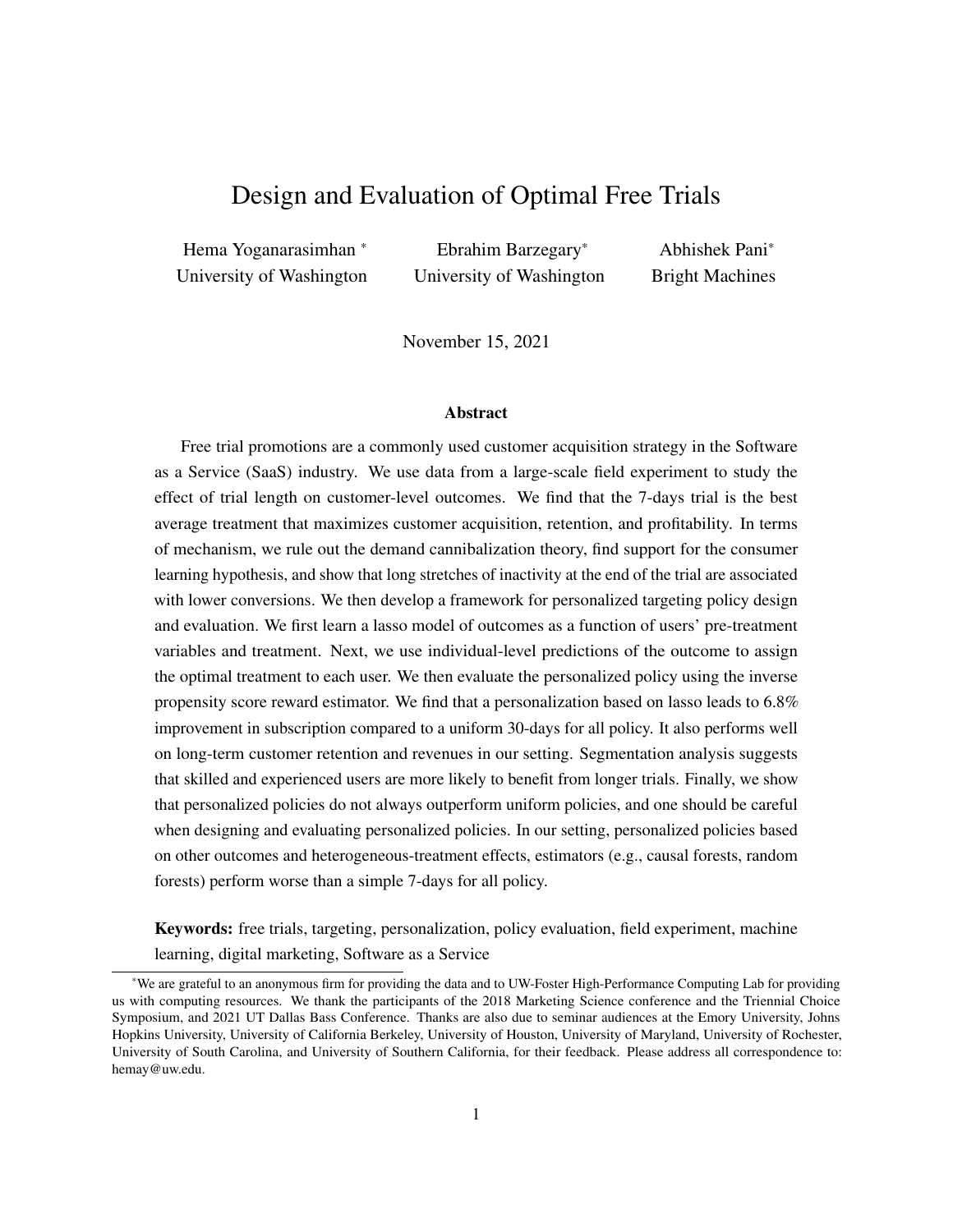# Design and Evaluation of Optimal Free Trials

Hema Yoganarasimhan *
University of Washington

Ebrahim Barzegary*
University of Washington

Abhishek Pani*
Bright Machines

November 15, 2021

### Abstract

Free trial promotions are a commonly used customer acquisition strategy in the Software as a Service (SaaS) industry. We use data from a large-scale field experiment to study the effect of trial length on customer-level outcomes. We find that the 7-days trial is the best average treatment that maximizes customer acquisition, retention, and profitability. In terms of mechanism, we rule out the demand cannibalization theory, find support for the consumer learning hypothesis, and show that long stretches of inactivity at the end of the trial are associated with lower conversions. We then develop a framework for personalized targeting policy design and evaluation. We first learn a lasso model of outcomes as a function of users' pre-treatment variables and treatment. Next, we use individual-level predictions of the outcome to assign the optimal treatment to each user. We then evaluate the personalized policy using the inverse propensity score reward estimator. We find that a personalization based on lasso leads to 6.8% improvement in subscription compared to a uniform 30-days for all policy. It also performs well on long-term customer retention and revenues in our setting. Segmentation analysis suggests that skilled and experienced users are more likely to benefit from longer trials. Finally, we show that personalized policies do not always outperform uniform policies, and one should be careful when designing and evaluating personalized policies. In our setting, personalized policies based on other outcomes and heterogeneous-treatment effects, estimators (e.g., causal forests, random forests) perform worse than a simple 7-days for all policy.

**Keywords:** free trials, targeting, personalization, policy evaluation, field experiment, machine learning, digital marketing, Software as a Service

---

*We are grateful to an anonymous firm for providing the data and to UW-Foster High-Performance Computing Lab for providing us with computing resources. We thank the participants of the 2018 Marketing Science conference and the Triennial Choice Symposium, and 2021 UT Dallas Bass Conference. Thanks are also due to seminar audiences at the Emory University, Johns Hopkins University, University of California Berkeley, University of Houston, University of Maryland, University of Rochester, University of South Carolina, and University of Southern California, for their feedback. Please address all correspondence to: hemay@uw.edu.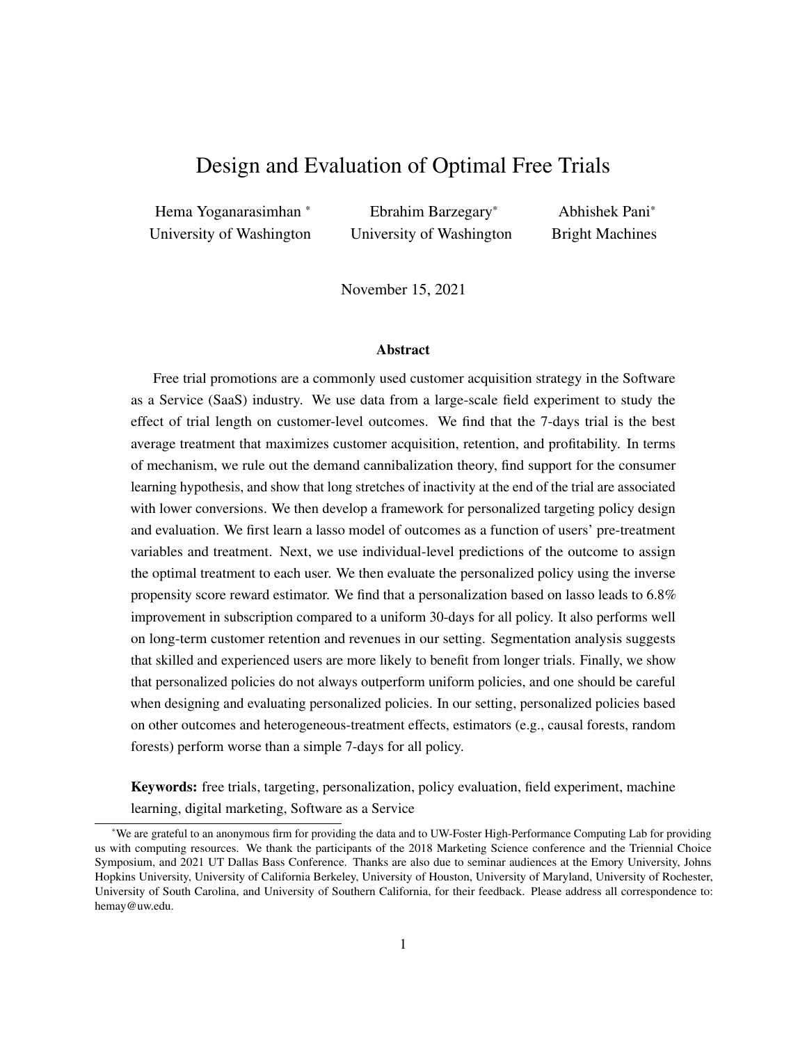# Design and Evaluation of Optimal Free Trials

Hema Yoganarasimhan *
University of Washington

Ebrahim Barzegary*
University of Washington

Abhishek Pani*
Bright Machines

November 15, 2021

### Abstract

Free trial promotions are a commonly used customer acquisition strategy in the Software as a Service (SaaS) industry. We use data from a large-scale field experiment to study the effect of trial length on customer-level outcomes. We find that the 7-days trial is the best average treatment that maximizes customer acquisition, retention, and profitability. In terms of mechanism, we rule out the demand cannibalization theory, find support for the consumer learning hypothesis, and show that long stretches of inactivity at the end of the trial are associated with lower conversions. We then develop a framework for personalized targeting policy design and evaluation. We first learn a lasso model of outcomes as a function of users' pre-treatment variables and treatment. Next, we use individual-level predictions of the outcome to assign the optimal treatment to each user. We then evaluate the personalized policy using the inverse propensity score reward estimator. We find that a personalization based on lasso leads to 6.8% improvement in subscription compared to a uniform 30-days for all policy. It also performs well on long-term customer retention and revenues in our setting. Segmentation analysis suggests that skilled and experienced users are more likely to benefit from longer trials. Finally, we show that personalized policies do not always outperform uniform policies, and one should be careful when designing and evaluating personalized policies. In our setting, personalized policies based on other outcomes and heterogeneous-treatment effects, estimators (e.g., causal forests, random forests) perform worse than a simple 7-days for all policy.

**Keywords:** free trials, targeting, personalization, policy evaluation, field experiment, machine learning, digital marketing, Software as a Service

---

*We are grateful to an anonymous firm for providing the data and to UW-Foster High-Performance Computing Lab for providing us with computing resources. We thank the participants of the 2018 Marketing Science conference and the Triennial Choice Symposium, and 2021 UT Dallas Bass Conference. Thanks are also due to seminar audiences at the Emory University, Johns Hopkins University, University of California Berkeley, University of Houston, University of Maryland, University of Rochester, University of South Carolina, and University of Southern California, for their feedback. Please address all correspondence to: hemay@uw.edu.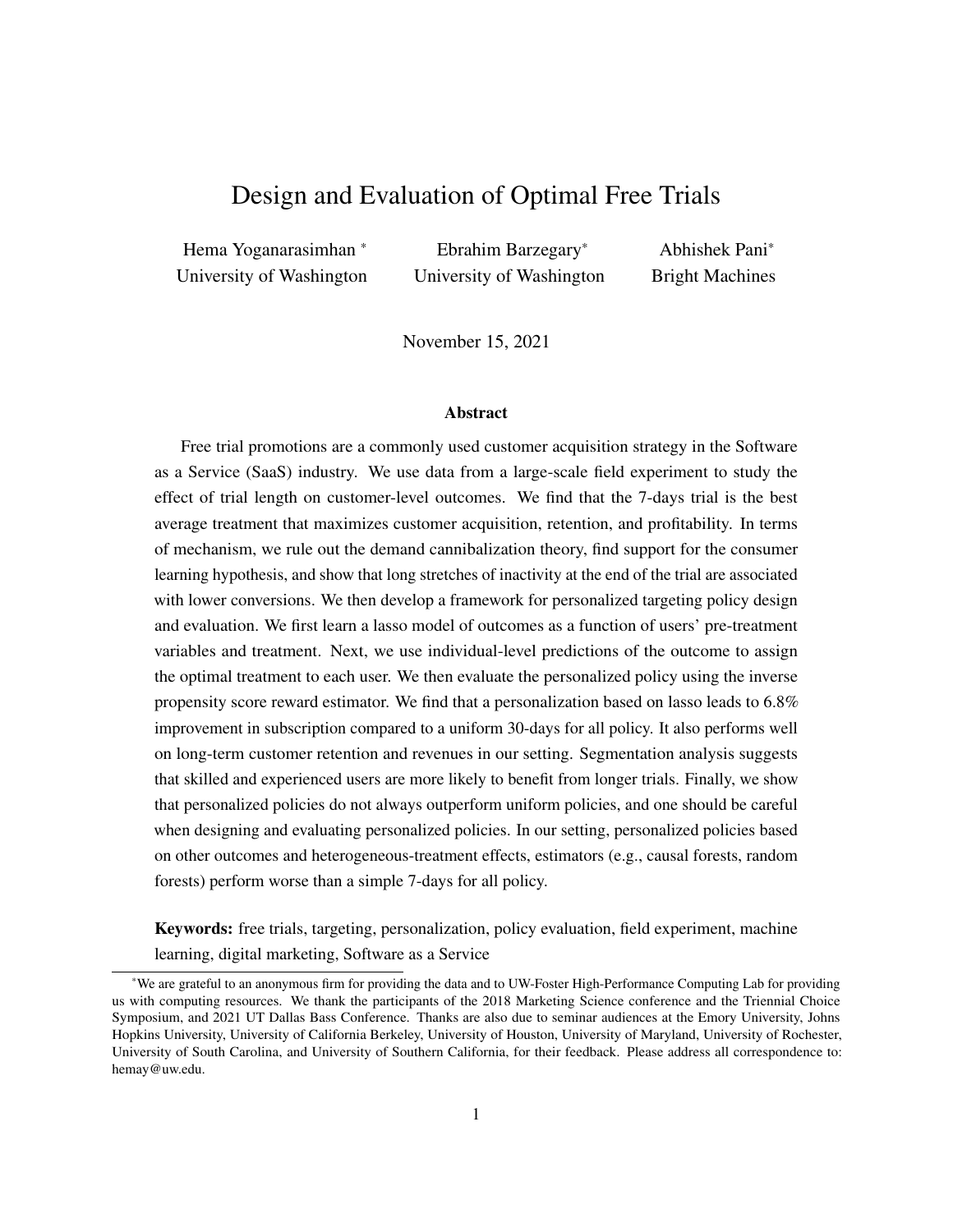# Design and Evaluation of Optimal Free Trials

Hema Yoganarasimhan [*]
University of Washington

Ebrahim Barzegary[*]
University of Washington

Abhishek Pani[*]
Bright Machines

November 15, 2021

### Abstract

Free trial promotions are a commonly used customer acquisition strategy in the Software as a Service (SaaS) industry. We use data from a large-scale field experiment to study the effect of trial length on customer-level outcomes. We find that the 7-days trial is the best average treatment that maximizes customer acquisition, retention, and profitability. In terms of mechanism, we rule out the demand cannibalization theory, find support for the consumer learning hypothesis, and show that long stretches of inactivity at the end of the trial are associated with lower conversions. We then develop a framework for personalized targeting policy design and evaluation. We first learn a lasso model of outcomes as a function of users' pre-treatment variables and treatment. Next, we use individual-level predictions of the outcome to assign the optimal treatment to each user. We then evaluate the personalized policy using the inverse propensity score reward estimator. We find that a personalization based on lasso leads to 6.8% improvement in subscription compared to a uniform 30-days for all policy. It also performs well on long-term customer retention and revenues in our setting. Segmentation analysis suggests that skilled and experienced users are more likely to benefit from longer trials. Finally, we show that personalized policies do not always outperform uniform policies, and one should be careful when designing and evaluating personalized policies. In our setting, personalized policies based on other outcomes and heterogeneous-treatment effects, estimators (e.g., causal forests, random forests) perform worse than a simple 7-days for all policy.

**Keywords:** free trials, targeting, personalization, policy evaluation, field experiment, machine learning, digital marketing, Software as a Service

[*]We are grateful to an anonymous firm for providing the data and to UW-Foster High-Performance Computing Lab for providing us with computing resources. We thank the participants of the 2018 Marketing Science conference and the Triennial Choice Symposium, and 2021 UT Dallas Bass Conference. Thanks are also due to seminar audiences at the Emory University, Johns Hopkins University, University of California Berkeley, University of Houston, University of Maryland, University of Rochester, University of South Carolina, and University of Southern California, for their feedback. Please address all correspondence to: hemay@uw.edu.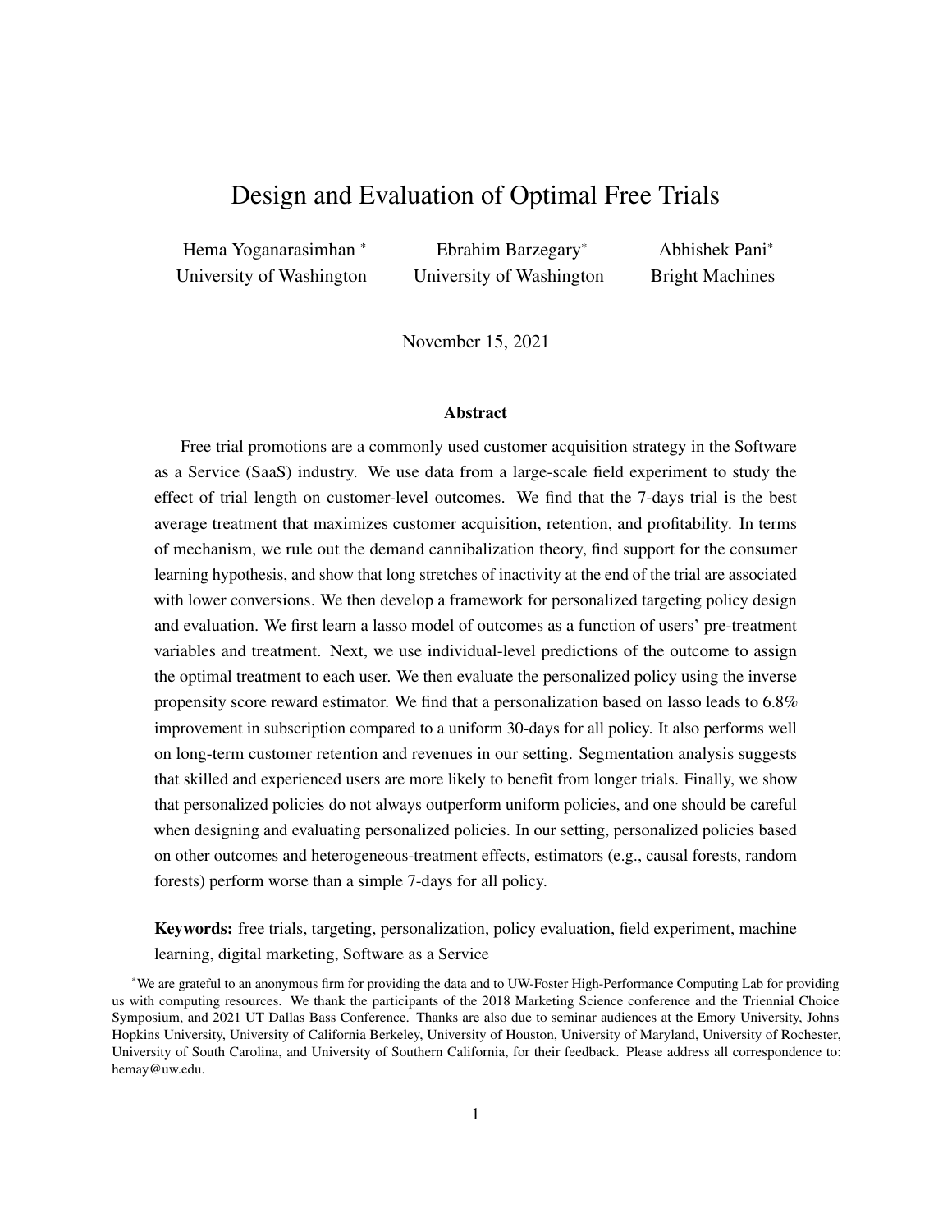# Design and Evaluation of Optimal Free Trials

Hema Yoganarasimhan [*]
University of Washington

Ebrahim Barzegary[*]
University of Washington

Abhishek Pani[*]
Bright Machines

November 15, 2021

### Abstract

Free trial promotions are a commonly used customer acquisition strategy in the Software as a Service (SaaS) industry. We use data from a large-scale field experiment to study the effect of trial length on customer-level outcomes. We find that the 7-days trial is the best average treatment that maximizes customer acquisition, retention, and profitability. In terms of mechanism, we rule out the demand cannibalization theory, find support for the consumer learning hypothesis, and show that long stretches of inactivity at the end of the trial are associated with lower conversions. We then develop a framework for personalized targeting policy design and evaluation. We first learn a lasso model of outcomes as a function of users' pre-treatment variables and treatment. Next, we use individual-level predictions of the outcome to assign the optimal treatment to each user. We then evaluate the personalized policy using the inverse propensity score reward estimator. We find that a personalization based on lasso leads to 6.8% improvement in subscription compared to a uniform 30-days for all policy. It also performs well on long-term customer retention and revenues in our setting. Segmentation analysis suggests that skilled and experienced users are more likely to benefit from longer trials. Finally, we show that personalized policies do not always outperform uniform policies, and one should be careful when designing and evaluating personalized policies. In our setting, personalized policies based on other outcomes and heterogeneous-treatment effects, estimators (e.g., causal forests, random forests) perform worse than a simple 7-days for all policy.

**Keywords:** free trials, targeting, personalization, policy evaluation, field experiment, machine learning, digital marketing, Software as a Service

---

[*]We are grateful to an anonymous firm for providing the data and to UW-Foster High-Performance Computing Lab for providing us with computing resources. We thank the participants of the 2018 Marketing Science conference and the Triennial Choice Symposium, and 2021 UT Dallas Bass Conference. Thanks are also due to seminar audiences at the Emory University, Johns Hopkins University, University of California Berkeley, University of Houston, University of Maryland, University of Rochester, University of South Carolina, and University of Southern California, for their feedback. Please address all correspondence to: hemay@uw.edu.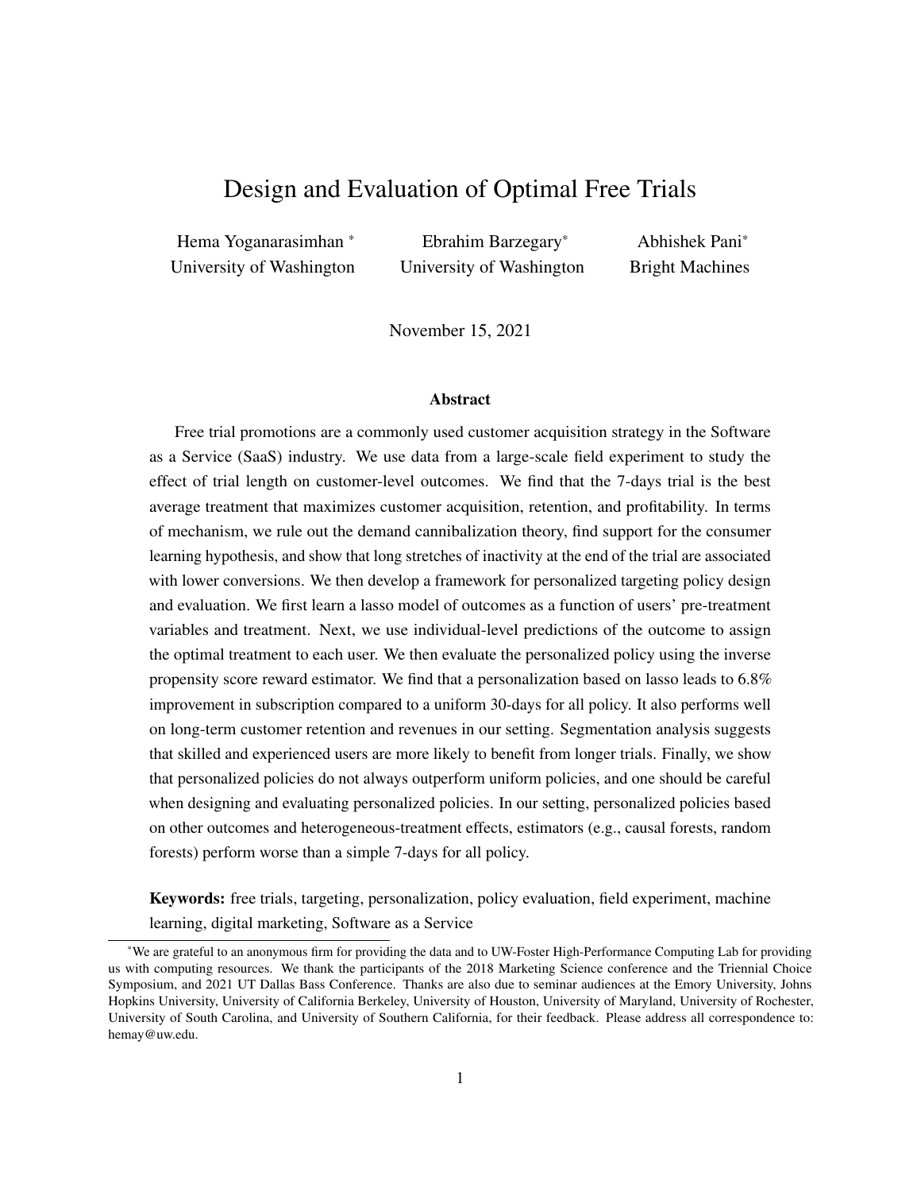# Design and Evaluation of Optimal Free Trials

Hema Yoganarasimhan [*]
University of Washington

Ebrahim Barzegary[*]
University of Washington

Abhishek Pani[*]
Bright Machines

November 15, 2021

### Abstract

Free trial promotions are a commonly used customer acquisition strategy in the Software as a Service (SaaS) industry. We use data from a large-scale field experiment to study the effect of trial length on customer-level outcomes. We find that the 7-days trial is the best average treatment that maximizes customer acquisition, retention, and profitability. In terms of mechanism, we rule out the demand cannibalization theory, find support for the consumer learning hypothesis, and show that long stretches of inactivity at the end of the trial are associated with lower conversions. We then develop a framework for personalized targeting policy design and evaluation. We first learn a lasso model of outcomes as a function of users' pre-treatment variables and treatment. Next, we use individual-level predictions of the outcome to assign the optimal treatment to each user. We then evaluate the personalized policy using the inverse propensity score reward estimator. We find that a personalization based on lasso leads to 6.8% improvement in subscription compared to a uniform 30-days for all policy. It also performs well on long-term customer retention and revenues in our setting. Segmentation analysis suggests that skilled and experienced users are more likely to benefit from longer trials. Finally, we show that personalized policies do not always outperform uniform policies, and one should be careful when designing and evaluating personalized policies. In our setting, personalized policies based on other outcomes and heterogeneous-treatment effects, estimators (e.g., causal forests, random forests) perform worse than a simple 7-days for all policy.

**Keywords:** free trials, targeting, personalization, policy evaluation, field experiment, machine learning, digital marketing, Software as a Service

[*]We are grateful to an anonymous firm for providing the data and to UW-Foster High-Performance Computing Lab for providing us with computing resources. We thank the participants of the 2018 Marketing Science conference and the Triennial Choice Symposium, and 2021 UT Dallas Bass Conference. Thanks are also due to seminar audiences at the Emory University, Johns Hopkins University, University of California Berkeley, University of Houston, University of Maryland, University of Rochester, University of South Carolina, and University of Southern California, for their feedback. Please address all correspondence to: hemay@uw.edu.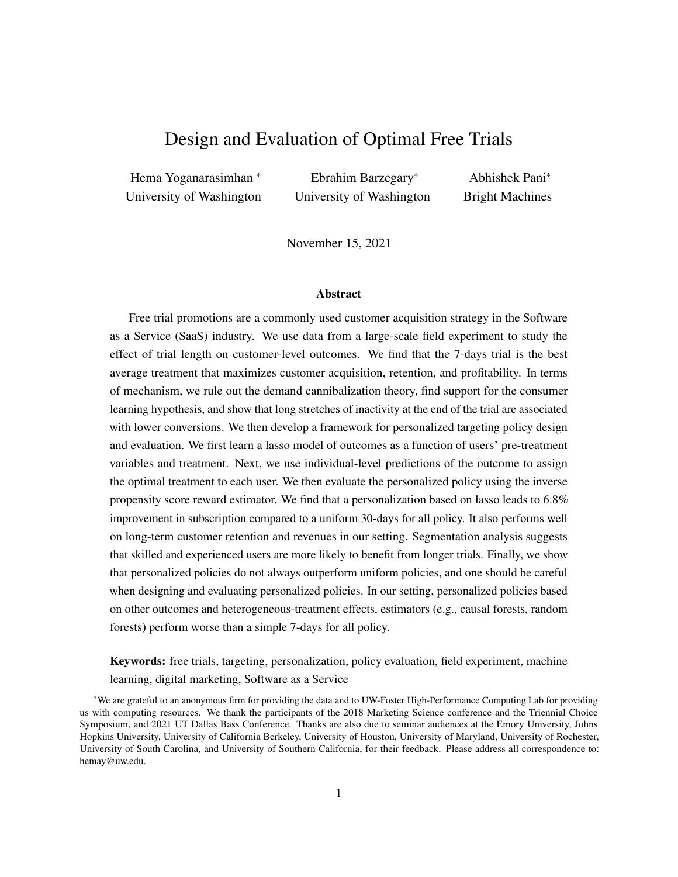# Design and Evaluation of Optimal Free Trials

Hema Yoganarasimhan [*]
University of Washington

Ebrahim Barzegary[*]
University of Washington

Abhishek Pani[*]
Bright Machines

November 15, 2021

### Abstract

Free trial promotions are a commonly used customer acquisition strategy in the Software as a Service (SaaS) industry. We use data from a large-scale field experiment to study the effect of trial length on customer-level outcomes. We find that the 7-days trial is the best average treatment that maximizes customer acquisition, retention, and profitability. In terms of mechanism, we rule out the demand cannibalization theory, find support for the consumer learning hypothesis, and show that long stretches of inactivity at the end of the trial are associated with lower conversions. We then develop a framework for personalized targeting policy design and evaluation. We first learn a lasso model of outcomes as a function of users' pre-treatment variables and treatment. Next, we use individual-level predictions of the outcome to assign the optimal treatment to each user. We then evaluate the personalized policy using the inverse propensity score reward estimator. We find that a personalization based on lasso leads to 6.8% improvement in subscription compared to a uniform 30-days for all policy. It also performs well on long-term customer retention and revenues in our setting. Segmentation analysis suggests that skilled and experienced users are more likely to benefit from longer trials. Finally, we show that personalized policies do not always outperform uniform policies, and one should be careful when designing and evaluating personalized policies. In our setting, personalized policies based on other outcomes and heterogeneous-treatment effects, estimators (e.g., causal forests, random forests) perform worse than a simple 7-days for all policy.

**Keywords:** free trials, targeting, personalization, policy evaluation, field experiment, machine learning, digital marketing, Software as a Service

---

[*] We are grateful to an anonymous firm for providing the data and to UW-Foster High-Performance Computing Lab for providing us with computing resources. We thank the participants of the 2018 Marketing Science conference and the Triennial Choice Symposium, and 2021 UT Dallas Bass Conference. Thanks are also due to seminar audiences at the Emory University, Johns Hopkins University, University of California Berkeley, University of Houston, University of Maryland, University of Rochester, University of South Carolina, and University of Southern California, for their feedback. Please address all correspondence to: hemay@uw.edu.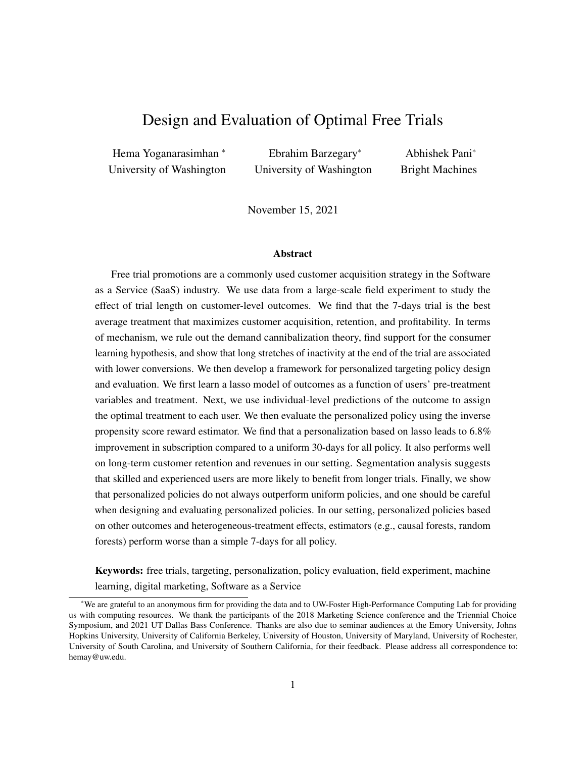# Design and Evaluation of Optimal Free Trials

Hema Yoganarasimhan [*]
University of Washington

Ebrahim Barzegary[*]
University of Washington

Abhishek Pani[*]
Bright Machines

November 15, 2021

### Abstract

Free trial promotions are a commonly used customer acquisition strategy in the Software as a Service (SaaS) industry. We use data from a large-scale field experiment to study the effect of trial length on customer-level outcomes. We find that the 7-days trial is the best average treatment that maximizes customer acquisition, retention, and profitability. In terms of mechanism, we rule out the demand cannibalization theory, find support for the consumer learning hypothesis, and show that long stretches of inactivity at the end of the trial are associated with lower conversions. We then develop a framework for personalized targeting policy design and evaluation. We first learn a lasso model of outcomes as a function of users' pre-treatment variables and treatment. Next, we use individual-level predictions of the outcome to assign the optimal treatment to each user. We then evaluate the personalized policy using the inverse propensity score reward estimator. We find that a personalization based on lasso leads to 6.8% improvement in subscription compared to a uniform 30-days for all policy. It also performs well on long-term customer retention and revenues in our setting. Segmentation analysis suggests that skilled and experienced users are more likely to benefit from longer trials. Finally, we show that personalized policies do not always outperform uniform policies, and one should be careful when designing and evaluating personalized policies. In our setting, personalized policies based on other outcomes and heterogeneous-treatment effects, estimators (e.g., causal forests, random forests) perform worse than a simple 7-days for all policy.

**Keywords:** free trials, targeting, personalization, policy evaluation, field experiment, machine learning, digital marketing, Software as a Service

---

[*]We are grateful to an anonymous firm for providing the data and to UW-Foster High-Performance Computing Lab for providing us with computing resources. We thank the participants of the 2018 Marketing Science conference and the Triennial Choice Symposium, and 2021 UT Dallas Bass Conference. Thanks are also due to seminar audiences at the Emory University, Johns Hopkins University, University of California Berkeley, University of Houston, University of Maryland, University of Rochester, University of South Carolina, and University of Southern California, for their feedback. Please address all correspondence to: hemay@uw.edu.